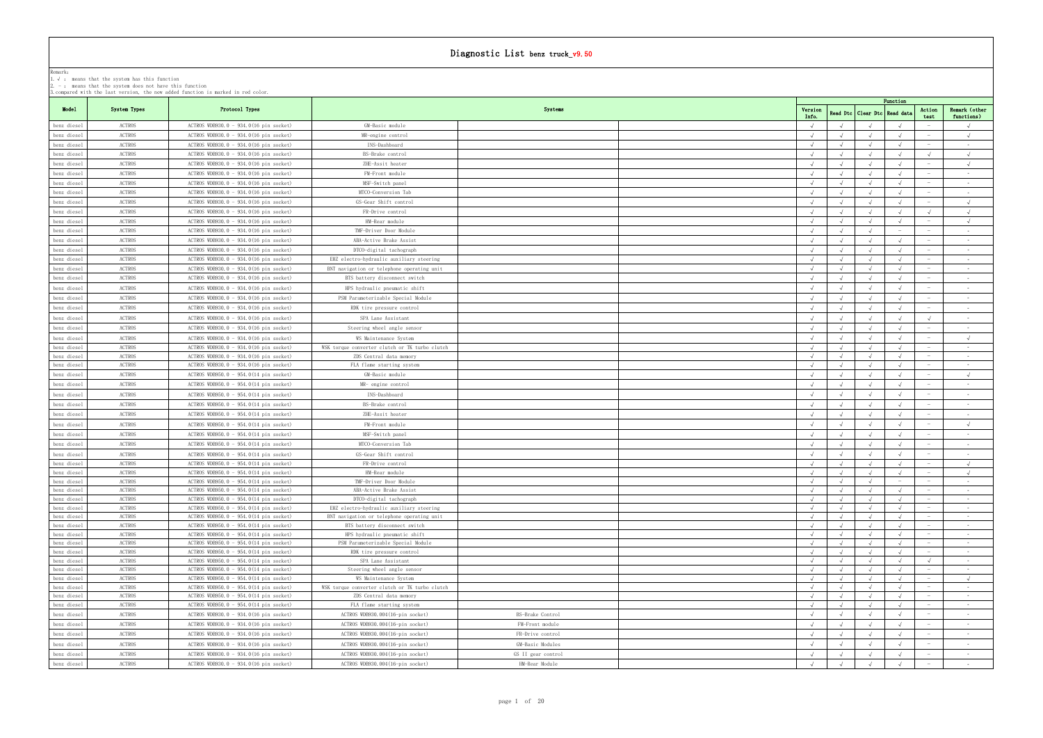# Diagnostic List benz truck_v9.50

Remark:
1. √ : means that the system has this function
2. — : means that the system does not have this function
3.compared with the last version, the new added function is marked in red color.

| Model | System Types | Protocol Types | Systems | | | Function | | | | | |
|---|---|---|---|---|---|---|---|---|---|---|---|
| | | | | | | Version Info. | Read Dtc | Clear Dtc | Read data | Action test | Remark (other functions) |
| benz diesel | ACTROS | ACTROS WDB930.0 - 934.0(16 pin socket) | GM-Basic module | | | √ | √ | √ | √ | — | √ |
| benz diesel | ACTROS | ACTROS WDB930.0 - 934.0(16 pin socket) | MR-engine control | | | √ | √ | √ | √ | — | √ |
| benz diesel | ACTROS | ACTROS WDB930.0 - 934.0(16 pin socket) | INS-Dashboard | | | √ | √ | √ | √ | — | - |
| benz diesel | ACTROS | ACTROS WDB930.0 - 934.0(16 pin socket) | BS-Brake control | | | √ | √ | √ | √ | √ | √ |
| benz diesel | ACTROS | ACTROS WDB930.0 - 934.0(16 pin socket) | ZHE-Assit heater | | | √ | √ | √ | √ | — | √ |
| benz diesel | ACTROS | ACTROS WDB930.0 - 934.0(16 pin socket) | FM-Front module | | | √ | √ | √ | √ | — | - |
| benz diesel | ACTROS | ACTROS WDB930.0 - 934.0(16 pin socket) | MSF-Switch panel | | | √ | √ | √ | √ | — | - |
| benz diesel | ACTROS | ACTROS WDB930.0 - 934.0(16 pin socket) | MTCO-Conversion Tab | | | √ | √ | √ | √ | — | - |
| benz diesel | ACTROS | ACTROS WDB930.0 - 934.0(16 pin socket) | GS-Gear Shift control | | | √ | √ | √ | √ | — | √ |
| benz diesel | ACTROS | ACTROS WDB930.0 - 934.0(16 pin socket) | FR-Drive control | | | √ | √ | √ | √ | √ | √ |
| benz diesel | ACTROS | ACTROS WDB930.0 - 934.0(16 pin socket) | HM-Rear module | | | √ | √ | √ | √ | — | √ |
| benz diesel | ACTROS | ACTROS WDB930.0 - 934.0(16 pin socket) | TMF-Driver Door Module | | | √ | √ | √ | — | — | - |
| benz diesel | ACTROS | ACTROS WDB930.0 - 934.0(16 pin socket) | ABA-Active Brake Assist | | | √ | √ | √ | √ | — | - |
| benz diesel | ACTROS | ACTROS WDB930.0 - 934.0(16 pin socket) | DTCO-digital tachograph | | | √ | √ | √ | √ | — | - |
| benz diesel | ACTROS | ACTROS WDB930.0 - 934.0(16 pin socket) | EHZ electro-hydraulic auxiliary steering | | | √ | √ | √ | √ | — | - |
| benz diesel | ACTROS | ACTROS WDB930.0 - 934.0(16 pin socket) | BNT navigation or telephone operating unit | | | √ | √ | √ | √ | — | - |
| benz diesel | ACTROS | ACTROS WDB930.0 - 934.0(16 pin socket) | BTS battery disconnect switch | | | √ | √ | √ | √ | — | - |
| benz diesel | ACTROS | ACTROS WDB930.0 - 934.0(16 pin socket) | HPS hydraulic pneumatic shift | | | √ | √ | √ | √ | — | - |
| benz diesel | ACTROS | ACTROS WDB930.0 - 934.0(16 pin socket) | PSM Parameterizable Special Module | | | √ | √ | √ | √ | — | - |
| benz diesel | ACTROS | ACTROS WDB930.0 - 934.0(16 pin socket) | RDK tire pressure control | | | √ | √ | √ | √ | — | - |
| benz diesel | ACTROS | ACTROS WDB930.0 - 934.0(16 pin socket) | SPA Lane Assistant | | | √ | √ | √ | √ | √ | - |
| benz diesel | ACTROS | ACTROS WDB930.0 - 934.0(16 pin socket) | Steering wheel angle sensor | | | √ | √ | √ | √ | — | - |
| benz diesel | ACTROS | ACTROS WDB930.0 - 934.0(16 pin socket) | WS Maintenance System | | | √ | √ | √ | √ | — | √ |
| benz diesel | ACTROS | ACTROS WDB930.0 - 934.0(16 pin socket) | WSK torque converter clutch or TK turbo clutch | | | √ | √ | √ | √ | — | - |
| benz diesel | ACTROS | ACTROS WDB930.0 - 934.0(16 pin socket) | ZDS Central data memory | | | √ | √ | √ | √ | — | - |
| benz diesel | ACTROS | ACTROS WDB930.0 - 934.0(16 pin socket) | FLA flame starting system | | | √ | √ | √ | √ | — | - |
| benz diesel | ACTROS | ACTROS WDB950.0 - 954.0(14 pin socket) | GM-Basic module | | | √ | √ | √ | √ | — | √ |
| benz diesel | ACTROS | ACTROS WDB950.0 - 954.0(14 pin socket) | MR- engine control | | | √ | √ | √ | √ | — | - |
| benz diesel | ACTROS | ACTROS WDB950.0 - 954.0(14 pin socket) | INS-Dashboard | | | √ | √ | √ | √ | — | - |
| benz diesel | ACTROS | ACTROS WDB950.0 - 954.0(14 pin socket) | BS-Brake control | | | √ | √ | √ | √ | — | - |
| benz diesel | ACTROS | ACTROS WDB950.0 - 954.0(14 pin socket) | ZHE-Assit heater | | | √ | √ | √ | √ | — | - |
| benz diesel | ACTROS | ACTROS WDB950.0 - 954.0(14 pin socket) | FM-Front module | | | √ | √ | √ | √ | — | √ |
| benz diesel | ACTROS | ACTROS WDB950.0 - 954.0(14 pin socket) | MSF-Switch panel | | | √ | √ | √ | √ | — | - |
| benz diesel | ACTROS | ACTROS WDB950.0 - 954.0(14 pin socket) | MTCO-Conversion Tab | | | √ | √ | √ | √ | — | - |
| benz diesel | ACTROS | ACTROS WDB950.0 - 954.0(14 pin socket) | GS-Gear Shift control | | | √ | √ | √ | √ | — | - |
| benz diesel | ACTROS | ACTROS WDB950.0 - 954.0(14 pin socket) | FR-Drive control | | | √ | √ | √ | √ | — | √ |
| benz diesel | ACTROS | ACTROS WDB950.0 - 954.0(14 pin socket) | HM-Rear module | | | √ | √ | √ | √ | — | √ |
| benz diesel | ACTROS | ACTROS WDB950.0 - 954.0(14 pin socket) | TMF-Driver Door Module | | | √ | √ | √ | — | — | - |
| benz diesel | ACTROS | ACTROS WDB950.0 - 954.0(14 pin socket) | ABA-Active Brake Assist | | | √ | √ | √ | √ | — | - |
| benz diesel | ACTROS | ACTROS WDB950.0 - 954.0(14 pin socket) | DTCO-digital tachograph | | | √ | √ | √ | √ | — | - |
| benz diesel | ACTROS | ACTROS WDB950.0 - 954.0(14 pin socket) | EHZ electro-hydraulic auxiliary steering | | | √ | √ | √ | √ | — | - |
| benz diesel | ACTROS | ACTROS WDB950.0 - 954.0(14 pin socket) | BNT navigation or telephone operating unit | | | √ | √ | √ | √ | — | - |
| benz diesel | ACTROS | ACTROS WDB950.0 - 954.0(14 pin socket) | BTS battery disconnect switch | | | √ | √ | √ | √ | — | - |
| benz diesel | ACTROS | ACTROS WDB950.0 - 954.0(14 pin socket) | HPS hydraulic pneumatic shift | | | √ | √ | √ | √ | — | - |
| benz diesel | ACTROS | ACTROS WDB950.0 - 954.0(14 pin socket) | PSM Parameterizable Special Module | | | √ | √ | √ | √ | — | - |
| benz diesel | ACTROS | ACTROS WDB950.0 - 954.0(14 pin socket) | RDK tire pressure control | | | √ | √ | √ | √ | — | - |
| benz diesel | ACTROS | ACTROS WDB950.0 - 954.0(14 pin socket) | SPA Lane Assistant | | | √ | √ | √ | √ | √ | - |
| benz diesel | ACTROS | ACTROS WDB950.0 - 954.0(14 pin socket) | Steering wheel angle sensor | | | √ | √ | √ | √ | — | - |
| benz diesel | ACTROS | ACTROS WDB950.0 - 954.0(14 pin socket) | WS Maintenance System | | | √ | √ | √ | √ | — | √ |
| benz diesel | ACTROS | ACTROS WDB950.0 - 954.0(14 pin socket) | WSK torque converter clutch or TK turbo clutch | | | √ | √ | √ | √ | — | - |
| benz diesel | ACTROS | ACTROS WDB950.0 - 954.0(14 pin socket) | ZDS Central data memory | | | √ | √ | √ | √ | — | - |
| benz diesel | ACTROS | ACTROS WDB950.0 - 954.0(14 pin socket) | FLA flame starting system | | | √ | √ | √ | √ | — | - |
| benz diesel | ACTROS | ACTROS WDB930.0 - 934.0(16 pin socket) | ACTROS WDB930.004(16-pin socket) | BS-Brake Control | | √ | √ | √ | √ | — | - |
| benz diesel | ACTROS | ACTROS WDB930.0 - 934.0(16 pin socket) | ACTROS WDB930.004(16-pin socket) | FM-Front module | | √ | √ | √ | √ | — | - |
| benz diesel | ACTROS | ACTROS WDB930.0 - 934.0(16 pin socket) | ACTROS WDB930.004(16-pin socket) | FR-Drive control | | √ | √ | √ | √ | — | - |
| benz diesel | ACTROS | ACTROS WDB930.0 - 934.0(16 pin socket) | ACTROS WDB930.004(16-pin socket) | GM-Basic Modules | | √ | √ | √ | √ | — | - |
| benz diesel | ACTROS | ACTROS WDB930.0 - 934.0(16 pin socket) | ACTROS WDB930.004(16-pin socket) | GS II gear control | | √ | √ | √ | √ | — | - |
| benz diesel | ACTROS | ACTROS WDB930.0 - 934.0(16 pin socket) | ACTROS WDB930.004(16-pin socket) | HM-Rear Module | | √ | √ | √ | √ | — | - |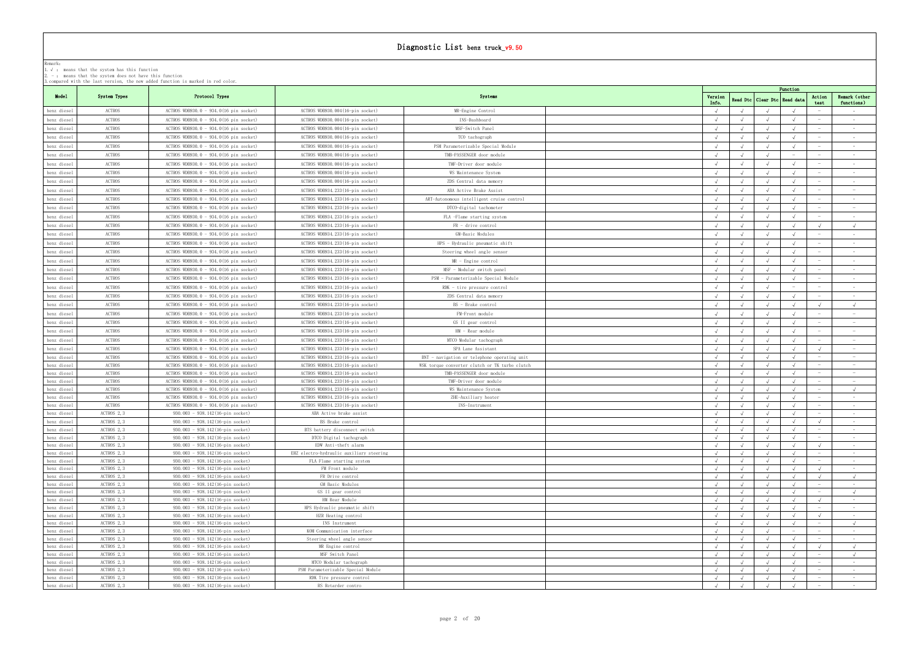# Diagnostic List benz truck_v9.50

Remark:
1. √ : means that the system has this function
2. - : means that the system does not have this function
3.compared with the last version, the new added function is marked in red color.

| Model | System Types | Protocol Types | Systems | | Version Info. | Read Dtc | Clear Dtc | Read data | Action test | Remark (other functions) |
|---|---|---|---|---|---|---|---|---|---|---|
| | | | | | Function | | | | | |
| benz diesel | ACTROS | ACTROS WDB930.0 - 934.0(16 pin socket) | ACTROS WDB930.004(16-pin socket) | MR-Engine Control | √ | √ | √ | √ | - | - |
| benz diesel | ACTROS | ACTROS WDB930.0 - 934.0(16 pin socket) | ACTROS WDB930.004(16-pin socket) | INS-Dashboard | √ | √ | √ | √ | - | - |
| benz diesel | ACTROS | ACTROS WDB930.0 - 934.0(16 pin socket) | ACTROS WDB930.004(16-pin socket) | MSF-Switch Panel | √ | √ | √ | √ | - | - |
| benz diesel | ACTROS | ACTROS WDB930.0 - 934.0(16 pin socket) | ACTROS WDB930.004(16-pin socket) | TCO tachograph | √ | √ | √ | √ | - | - |
| benz diesel | ACTROS | ACTROS WDB930.0 - 934.0(16 pin socket) | ACTROS WDB930.004(16-pin socket) | PSM Parameterizable Special Module | √ | √ | √ | √ | - | - |
| benz diesel | ACTROS | ACTROS WDB930.0 - 934.0(16 pin socket) | ACTROS WDB930.004(16-pin socket) | TMB-PASSENGER door module | √ | √ | √ | - | - | - |
| benz diesel | ACTROS | ACTROS WDB930.0 - 934.0(16 pin socket) | ACTROS WDB930.004(16-pin socket) | TMF-Driver door module | √ | √ | √ | √ | - | - |
| benz diesel | ACTROS | ACTROS WDB930.0 - 934.0(16 pin socket) | ACTROS WDB930.004(16-pin socket) | WS Maintenance System | √ | √ | √ | √ | - | - |
| benz diesel | ACTROS | ACTROS WDB930.0 - 934.0(16 pin socket) | ACTROS WDB930.004(16-pin socket) | ZDS Central data memory | √ | √ | √ | √ | - | - |
| benz diesel | ACTROS | ACTROS WDB930.0 - 934.0(16 pin socket) | ACTROS WDB934.233(16-pin socket) | ABA Active Brake Assist | √ | √ | √ | √ | - | - |
| benz diesel | ACTROS | ACTROS WDB930.0 - 934.0(16 pin socket) | ACTROS WDB934.233(16-pin socket) | ART-Autonomous intelligent cruise control | √ | √ | √ | √ | - | - |
| benz diesel | ACTROS | ACTROS WDB930.0 - 934.0(16 pin socket) | ACTROS WDB934.233(16-pin socket) | DTCO-digital tachometer | √ | √ | √ | √ | - | - |
| benz diesel | ACTROS | ACTROS WDB930.0 - 934.0(16 pin socket) | ACTROS WDB934.233(16-pin socket) | FLA -Flame starting system | √ | √ | √ | √ | - | - |
| benz diesel | ACTROS | ACTROS WDB930.0 - 934.0(16 pin socket) | ACTROS WDB934.233(16-pin socket) | FR - drive control | √ | √ | √ | √ | √ | √ |
| benz diesel | ACTROS | ACTROS WDB930.0 - 934.0(16 pin socket) | ACTROS WDB934.233(16-pin socket) | GM-Basic Modules | √ | √ | √ | √ | - | - |
| benz diesel | ACTROS | ACTROS WDB930.0 - 934.0(16 pin socket) | ACTROS WDB934.233(16-pin socket) | HPS - Hydraulic pneumatic shift | √ | √ | √ | √ | - | - |
| benz diesel | ACTROS | ACTROS WDB930.0 - 934.0(16 pin socket) | ACTROS WDB934.233(16-pin socket) | Steering wheel angle sensor | √ | √ | √ | √ | - | - |
| benz diesel | ACTROS | ACTROS WDB930.0 - 934.0(16 pin socket) | ACTROS WDB934.233(16-pin socket) | MR - Engine control | √ | √ | √ | √ | - | - |
| benz diesel | ACTROS | ACTROS WDB930.0 - 934.0(16 pin socket) | ACTROS WDB934.233(16-pin socket) | MSF - Modular switch panel | √ | √ | √ | √ | - | - |
| benz diesel | ACTROS | ACTROS WDB930.0 - 934.0(16 pin socket) | ACTROS WDB934.233(16-pin socket) | PSM - Parameterizable Special Module | √ | √ | √ | √ | - | - |
| benz diesel | ACTROS | ACTROS WDB930.0 - 934.0(16 pin socket) | ACTROS WDB934.233(16-pin socket) | RDK - tire pressure control | √ | √ | √ | - | - | - |
| benz diesel | ACTROS | ACTROS WDB930.0 - 934.0(16 pin socket) | ACTROS WDB934.233(16-pin socket) | ZDS Central data memory | √ | √ | √ | √ | - | - |
| benz diesel | ACTROS | ACTROS WDB930.0 - 934.0(16 pin socket) | ACTROS WDB934.233(16-pin socket) | BS - Brake control | √ | √ | √ | √ | √ | √ |
| benz diesel | ACTROS | ACTROS WDB930.0 - 934.0(16 pin socket) | ACTROS WDB934.233(16-pin socket) | FM-Front module | √ | √ | √ | √ | - | - |
| benz diesel | ACTROS | ACTROS WDB930.0 - 934.0(16 pin socket) | ACTROS WDB934.233(16-pin socket) | GS II gear control | √ | √ | √ | √ | - | - |
| benz diesel | ACTROS | ACTROS WDB930.0 - 934.0(16 pin socket) | ACTROS WDB934.233(16-pin socket) | HM - Rear module | √ | √ | √ | √ | - | - |
| benz diesel | ACTROS | ACTROS WDB930.0 - 934.0(16 pin socket) | ACTROS WDB934.233(16-pin socket) | MTCO Modular tachograph | √ | √ | √ | √ | - | - |
| benz diesel | ACTROS | ACTROS WDB930.0 - 934.0(16 pin socket) | ACTROS WDB934.233(16-pin socket) | SPA Lane Assistant | √ | √ | √ | √ | √ | - |
| benz diesel | ACTROS | ACTROS WDB930.0 - 934.0(16 pin socket) | ACTROS WDB934.233(16-pin socket) | BNT - navigation or telephone operating unit | √ | √ | √ | √ | - | - |
| benz diesel | ACTROS | ACTROS WDB930.0 - 934.0(16 pin socket) | ACTROS WDB934.233(16-pin socket) | WSK torque converter clutch or TK turbo clutch | √ | √ | √ | √ | - | - |
| benz diesel | ACTROS | ACTROS WDB930.0 - 934.0(16 pin socket) | ACTROS WDB934.233(16-pin socket) | TMB-PASSENGER door module | √ | √ | √ | √ | - | - |
| benz diesel | ACTROS | ACTROS WDB930.0 - 934.0(16 pin socket) | ACTROS WDB934.233(16-pin socket) | TMF-Driver door module | √ | √ | √ | √ | - | - |
| benz diesel | ACTROS | ACTROS WDB930.0 - 934.0(16 pin socket) | ACTROS WDB934.233(16-pin socket) | WS Maintenance System | √ | √ | √ | √ | - | √ |
| benz diesel | ACTROS | ACTROS WDB930.0 - 934.0(16 pin socket) | ACTROS WDB934.233(16-pin socket) | ZHE-Auxiliary heater | √ | √ | √ | √ | - | - |
| benz diesel | ACTROS | ACTROS WDB930.0 - 934.0(16 pin socket) | ACTROS WDB934.233(16-pin socket) | INS-Instrument | √ | √ | √ | √ | - | - |
| benz diesel | ACTROS 2,3 | 930.003 - 938.142(16-pin socket) | ABA Active brake assist | | √ | √ | √ | √ | - | - |
| benz diesel | ACTROS 2,3 | 930.003 - 938.142(16-pin socket) | BS Brake control | | √ | √ | √ | √ | √ | - |
| benz diesel | ACTROS 2,3 | 930.003 - 938.142(16-pin socket) | BTS battery disconnect switch | | √ | √ | √ | √ | - | - |
| benz diesel | ACTROS 2,3 | 930.003 - 938.142(16-pin socket) | DTCO Digital tachograph | | √ | √ | √ | √ | - | - |
| benz diesel | ACTROS 2,3 | 930.003 - 938.142(16-pin socket) | EDW Anti-theft alarm | | √ | √ | √ | √ | √ | - |
| benz diesel | ACTROS 2,3 | 930.003 - 938.142(16-pin socket) | EHZ electro-hydraulic auxiliary steering | | √ | √ | √ | √ | - | - |
| benz diesel | ACTROS 2,3 | 930.003 - 938.142(16-pin socket) | FLA Flame starting system | | √ | √ | √ | √ | - | - |
| benz diesel | ACTROS 2,3 | 930.003 - 938.142(16-pin socket) | FM Front module | | √ | √ | √ | √ | √ | - |
| benz diesel | ACTROS 2,3 | 930.003 - 938.142(16-pin socket) | FR Drive control | | √ | √ | √ | √ | √ | √ |
| benz diesel | ACTROS 2,3 | 930.003 - 938.142(16-pin socket) | GM Basic Modules | | √ | √ | √ | √ | - | - |
| benz diesel | ACTROS 2,3 | 930.003 - 938.142(16-pin socket) | GS II gear control | | √ | √ | √ | √ | - | √ |
| benz diesel | ACTROS 2,3 | 930.003 - 938.142(16-pin socket) | HM Rear Module | | √ | √ | √ | √ | √ | - |
| benz diesel | ACTROS 2,3 | 930.003 - 938.142(16-pin socket) | HPS Hydraulic pneumatic shift | | √ | √ | √ | √ | - | - |
| benz diesel | ACTROS 2,3 | 930.003 - 938.142(16-pin socket) | HZR Heating control | | √ | √ | √ | √ | √ | - |
| benz diesel | ACTROS 2,3 | 930.003 - 938.142(16-pin socket) | INS Instrument | | √ | √ | √ | √ | - | √ |
| benz diesel | ACTROS 2,3 | 930.003 - 938.142(16-pin socket) | KOM Communication interface | | √ | √ | √ | - | - | - |
| benz diesel | ACTROS 2,3 | 930.003 - 938.142(16-pin socket) | Steering wheel angle sensor | | √ | √ | √ | √ | - | - |
| benz diesel | ACTROS 2,3 | 930.003 - 938.142(16-pin socket) | MR Engine control | | √ | √ | √ | √ | √ | √ |
| benz diesel | ACTROS 2,3 | 930.003 - 938.142(16-pin socket) | MSF Switch Panel | | √ | √ | √ | √ | - | √ |
| benz diesel | ACTROS 2,3 | 930.003 - 938.142(16-pin socket) | MTCO Modular tachograph | | √ | √ | √ | √ | - | - |
| benz diesel | ACTROS 2,3 | 930.003 - 938.142(16-pin socket) | PSM Parameterizable Special Module | | √ | √ | √ | √ | - | - |
| benz diesel | ACTROS 2,3 | 930.003 - 938.142(16-pin socket) | RDK Tire pressure control | | √ | √ | √ | √ | - | - |
| benz diesel | ACTROS 2,3 | 930.003 - 938.142(16-pin socket) | RS Retarder contro | | √ | √ | √ | √ | - | - |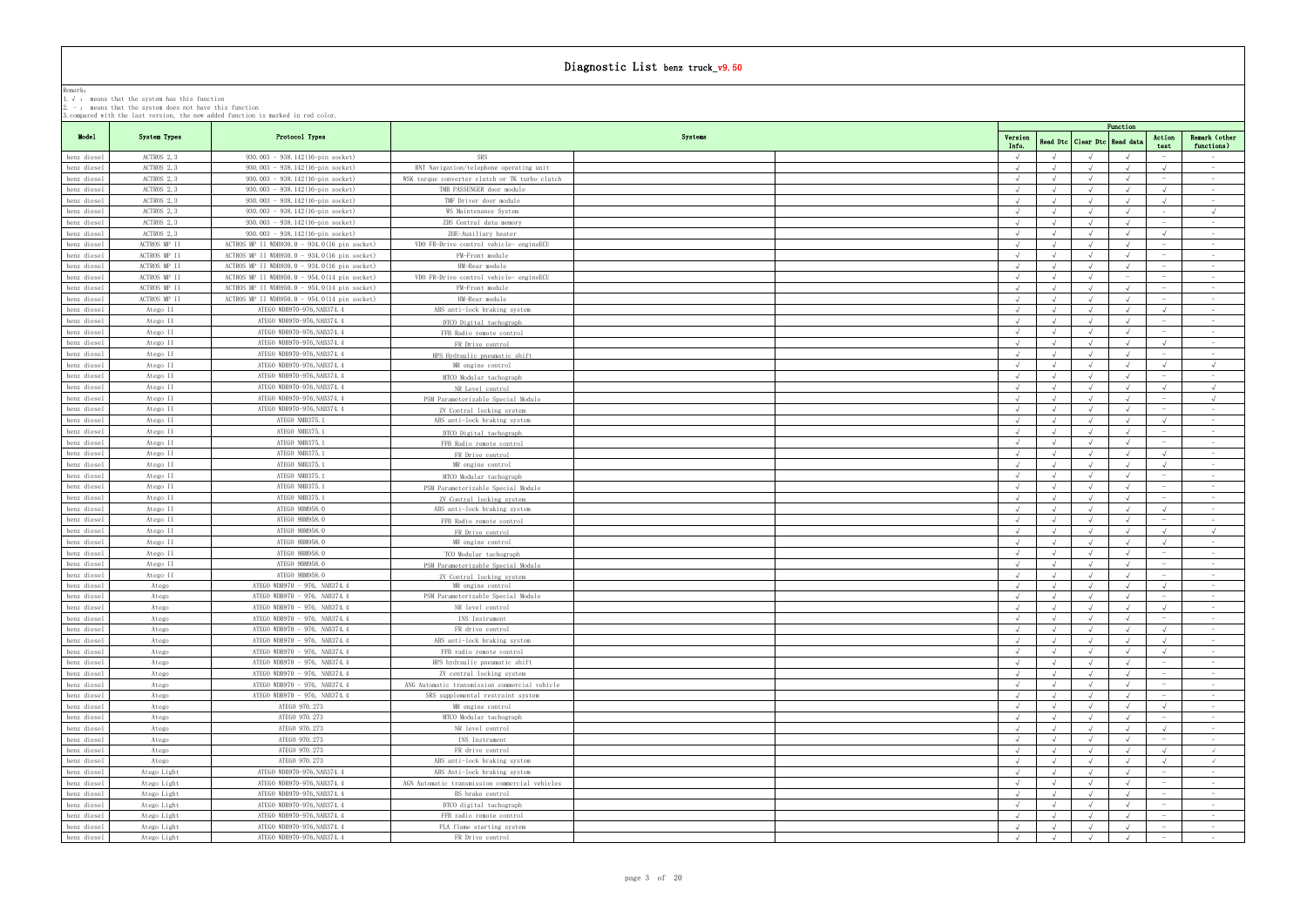# Diagnostic List benz truck_v9.50

Remark:
1. √ : means that the system has this function
2. – : means that the system does not have this function
3. compared with the last version, the new added function is marked in red color.

| Model | System Types | Protocol Types | Systems | Function | | | | | |
|---|---|---|---|---|---|---|---|---|---|
| | | | | Version Info. | Read Dtc | Clear Dtc | Read data | Action test | Remark (other functions) |
| benz diesel | ACTROS 2,3 | 930.003 - 938.142(16-pin socket) | SRS | √ | √ | √ | √ | – | – |
| benz diesel | ACTROS 2,3 | 930.003 - 938.142(16-pin socket) | BNT Navigation/telephone operating unit | √ | √ | √ | √ | √ | – |
| benz diesel | ACTROS 2,3 | 930.003 - 938.142(16-pin socket) | WSK torque converter clutch or TK turbo clutch | √ | √ | √ | √ | – | – |
| benz diesel | ACTROS 2,3 | 930.003 - 938.142(16-pin socket) | TMB PASSENGER door module | √ | √ | √ | √ | √ | – |
| benz diesel | ACTROS 2,3 | 930.003 - 938.142(16-pin socket) | TMF Driver door module | √ | √ | √ | √ | √ | – |
| benz diesel | ACTROS 2,3 | 930.003 - 938.142(16-pin socket) | WS Maintenance System | √ | √ | √ | √ | – | √ |
| benz diesel | ACTROS 2,3 | 930.003 - 938.142(16-pin socket) | ZDS Central data memory | √ | √ | √ | √ | – | – |
| benz diesel | ACTROS 2,3 | 930.003 - 938.142(16-pin socket) | ZHE-Auxiliary heater | √ | √ | √ | √ | √ | – |
| benz diesel | ACTROS MP II | ACTROS MP II NDB930.0 - 934.0(16 pin socket) | VDO FR-Drive control vehicle- engineECU | √ | √ | √ | √ | – | – |
| benz diesel | ACTROS MP II | ACTROS MP II NDB930.0 - 934.0(16 pin socket) | FM-Front module | √ | √ | √ | √ | – | – |
| benz diesel | ACTROS MP II | ACTROS MP II NDB930.0 - 934.0(16 pin socket) | HM-Rear module | √ | √ | √ | √ | – | – |
| benz diesel | ACTROS MP II | ACTROS MP II NDB950.0 - 954.0(14 pin socket) | VDO FR-Drive control vehicle- engineECU | √ | √ | √ | – | – | – |
| benz diesel | ACTROS MP II | ACTROS MP II NDB950.0 - 954.0(14 pin socket) | FM-Front module | √ | √ | √ | √ | – | – |
| benz diesel | ACTROS MP II | ACTROS MP II NDB950.0 - 954.0(14 pin socket) | HM-Rear module | √ | √ | √ | √ | – | – |
| benz diesel | Atego II | ATEGO NDB970-976,NAB374.4 | ABS anti-lock braking system | √ | √ | √ | √ | √ | – |
| benz diesel | Atego II | ATEGO NDB970-976,NAB374.4 | DTCO Digital tachograph | √ | √ | √ | √ | – | – |
| benz diesel | Atego II | ATEGO NDB970-976,NAB374.4 | FFB Radio remote control | √ | √ | √ | √ | – | – |
| benz diesel | Atego II | ATEGO NDB970-976,NAB374.4 | FR Drive control | √ | √ | √ | √ | √ | – |
| benz diesel | Atego II | ATEGO NDB970-976,NAB374.4 | HPS Hydraulic pneumatic shift | √ | √ | √ | √ | – | – |
| benz diesel | Atego II | ATEGO NDB970-976,NAB374.4 | MR engine control | √ | √ | √ | √ | √ | √ |
| benz diesel | Atego II | ATEGO NDB970-976,NAB374.4 | MTCO Modular tachograph | √ | √ | √ | √ | – | – |
| benz diesel | Atego II | ATEGO NDB970-976,NAB374.4 | NR Level control | √ | √ | √ | √ | √ | √ |
| benz diesel | Atego II | ATEGO NDB970-976,NAB374.4 | PSM Parameterizable Special Module | √ | √ | √ | √ | – | √ |
| benz diesel | Atego II | ATEGO NDB970-976,NAB374.4 | ZV Central locking system | √ | √ | √ | √ | – | – |
| benz diesel | Atego II | ATEGO NMB375.1 | ABS anti-lock braking system | √ | √ | √ | √ | √ | – |
| benz diesel | Atego II | ATEGO NMB375.1 | DTCO Digital tachograph | √ | √ | √ | √ | – | – |
| benz diesel | Atego II | ATEGO NMB375.1 | FFB Radio remote control | √ | √ | √ | √ | – | – |
| benz diesel | Atego II | ATEGO NMB375.1 | FR Drive control | √ | √ | √ | √ | √ | – |
| benz diesel | Atego II | ATEGO NMB375.1 | MR engine control | √ | √ | √ | √ | √ | – |
| benz diesel | Atego II | ATEGO NMB375.1 | MTCO Modular tachograph | √ | √ | √ | √ | – | – |
| benz diesel | Atego II | ATEGO NMB375.1 | PSM Parameterizable Special Module | √ | √ | √ | √ | – | – |
| benz diesel | Atego II | ATEGO NMB375.1 | ZV Central locking system | √ | √ | √ | √ | – | – |
| benz diesel | Atego II | ATEGO 98M958.0 | ABS anti-lock braking system | √ | √ | √ | √ | √ | – |
| benz diesel | Atego II | ATEGO 98M958.0 | FFB Radio remote control | √ | √ | √ | √ | – | – |
| benz diesel | Atego II | ATEGO 98M958.0 | FR Drive control | √ | √ | √ | √ | √ | √ |
| benz diesel | Atego II | ATEGO 98M958.0 | MR engine control | √ | √ | √ | √ | √ | – |
| benz diesel | Atego II | ATEGO 98M958.0 | TCO Modular tachograph | √ | √ | √ | √ | – | – |
| benz diesel | Atego II | ATEGO 98M958.0 | PSM Parameterizable Special Module | √ | √ | √ | √ | – | – |
| benz diesel | Atego II | ATEGO 98M958.0 | ZV Central locking system | √ | √ | √ | √ | – | – |
| benz diesel | Atego | ATEGO NDB970 - 976, NAB374.4 | MR engine control | √ | √ | √ | √ | √ | – |
| benz diesel | Atego | ATEGO NDB970 - 976, NAB374.4 | PSM Parameterizable Special Module | √ | √ | √ | √ | – | – |
| benz diesel | Atego | ATEGO NDB970 - 976, NAB374.4 | NR level control | √ | √ | √ | √ | √ | – |
| benz diesel | Atego | ATEGO NDB970 - 976, NAB374.4 | INS Instrument | √ | √ | √ | √ | – | – |
| benz diesel | Atego | ATEGO NDB970 - 976, NAB374.4 | FR drive control | √ | √ | √ | √ | √ | – |
| benz diesel | Atego | ATEGO NDB970 - 976, NAB374.4 | ABS anti-lock braking system | √ | √ | √ | √ | √ | – |
| benz diesel | Atego | ATEGO NDB970 - 976, NAB374.4 | FFB radio remote control | √ | √ | √ | √ | √ | – |
| benz diesel | Atego | ATEGO NDB970 - 976, NAB374.4 | HPS hydraulic pneumatic shift | √ | √ | √ | √ | – | – |
| benz diesel | Atego | ATEGO NDB970 - 976, NAB374.4 | ZV central locking system | √ | √ | √ | √ | – | – |
| benz diesel | Atego | ATEGO NDB970 - 976, NAB374.4 | ANG Automatic transmission commercial vehicle | √ | √ | √ | √ | – | – |
| benz diesel | Atego | ATEGO NDB970 - 976, NAB374.4 | SRS supplemental restraint system | √ | √ | √ | √ | – | – |
| benz diesel | Atego | ATEGO 970.273 | MR engine control | √ | √ | √ | √ | √ | – |
| benz diesel | Atego | ATEGO 970.273 | MTCO Modular tachograph | √ | √ | √ | √ | – | – |
| benz diesel | Atego | ATEGO 970.273 | NR level control | √ | √ | √ | √ | √ | – |
| benz diesel | Atego | ATEGO 970.273 | INS Instrument | √ | √ | √ | √ | – | – |
| benz diesel | Atego | ATEGO 970.273 | FR drive control | √ | √ | √ | √ | √ | √ |
| benz diesel | Atego | ATEGO 970.273 | ABS anti-lock braking system | √ | √ | √ | √ | √ | √ |
| benz diesel | Atego Light | ATEGO NDB970-976,NAB374.4 | ABS Anti-lock braking system | √ | √ | √ | √ | – | – |
| benz diesel | Atego Light | ATEGO NDB970-976,NAB374.4 | AGN Automatic transmission commercial vehicles | √ | √ | √ | √ | – | – |
| benz diesel | Atego Light | ATEGO NDB970-976,NAB374.4 | BS brake control | √ | √ | √ | √ | – | – |
| benz diesel | Atego Light | ATEGO NDB970-976,NAB374.4 | DTCO digital tachograph | √ | √ | √ | √ | – | – |
| benz diesel | Atego Light | ATEGO NDB970-976,NAB374.4 | FFB radio remote control | √ | √ | √ | √ | – | – |
| benz diesel | Atego Light | ATEGO NDB970-976,NAB374.4 | FLA flame starting system | √ | √ | √ | √ | – | – |
| benz diesel | Atego Light | ATEGO NDB970-976,NAB374.4 | FR Drive control | √ | √ | √ | √ | – | – |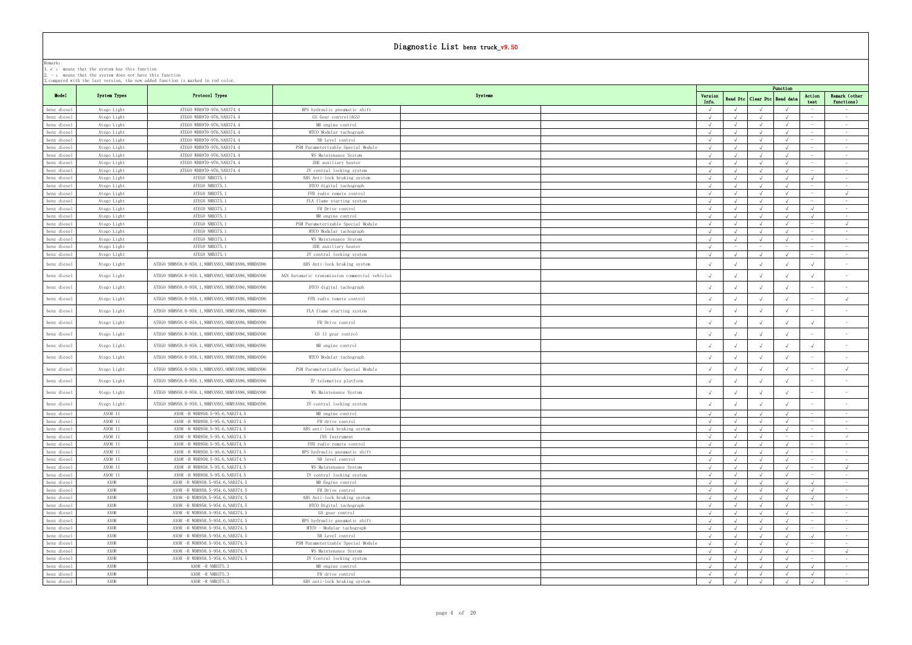# Diagnostic List benz truck_v9.50

Remark:
1. √ : means that the system has this function
2. - : means that the system does not have this function
3. compared with the last version, the new added function is marked in red color.

| Model | System Types | Protocol Types | Systems | Function | | | | | |
|---|---|---|---|---|---|---|---|---|---|
| | | | | Version Info. | Read Dtc | Clear Dtc | Read data | Action test | Remark (other functions) |
| benz diesel | Atego Light | ATEGO WDB970-976,NAB374.4 | HPS hydraulic pneumatic shift | √ | √ | √ | √ | - | - |
| benz diesel | Atego Light | ATEGO WDB970-976,NAB374.4 | GS Gear control(AGS) | √ | √ | √ | √ | - | - |
| benz diesel | Atego Light | ATEGO WDB970-976,NAB374.4 | MR engine control | √ | √ | √ | √ | - | - |
| benz diesel | Atego Light | ATEGO WDB970-976,NAB374.4 | MTCO Modular tachograph | √ | √ | √ | √ | - | - |
| benz diesel | Atego Light | ATEGO WDB970-976,NAB374.4 | NR Level control | √ | √ | √ | √ | - | - |
| benz diesel | Atego Light | ATEGO WDB970-976,NAB374.4 | PSM Parameterizable Special Module | √ | √ | √ | √ | - | - |
| benz diesel | Atego Light | ATEGO WDB970-976,NAB374.4 | WS Maintenance System | √ | √ | √ | √ | - | - |
| benz diesel | Atego Light | ATEGO WDB970-976,NAB374.4 | ZHE auxiliary heater | √ | √ | √ | √ | - | - |
| benz diesel | Atego Light | ATEGO WDB970-976,NAB374.4 | ZV central locking system | √ | √ | √ | √ | - | - |
| benz diesel | Atego Light | ATEGO NMB375.1 | ABS Anti-lock braking system | √ | √ | √ | √ | √ | - |
| benz diesel | Atego Light | ATEGO NMB375.1 | DTCO digital tachograph | √ | √ | √ | √ | - | - |
| benz diesel | Atego Light | ATEGO NMB375.1 | FFB radio remote control | √ | √ | √ | √ | - | √ |
| benz diesel | Atego Light | ATEGO NMB375.1 | FLA flame starting system | √ | √ | √ | √ | - | - |
| benz diesel | Atego Light | ATEGO NMB375.1 | FR Drive control | √ | √ | √ | √ | √ | - |
| benz diesel | Atego Light | ATEGO NMB375.1 | MR engine control | √ | √ | √ | √ | √ | - |
| benz diesel | Atego Light | ATEGO NMB375.1 | PSM Parameterizable Special Module | √ | √ | √ | √ | - | √ |
| benz diesel | Atego Light | ATEGO NMB375.1 | MTCO Modular tachograph | √ | √ | √ | √ | - | - |
| benz diesel | Atego Light | ATEGO NMB375.1 | WS Maintenance System | √ | √ | √ | √ | - | - |
| benz diesel | Atego Light | ATEGO NMB375.1 | ZHE auxiliary heater | √ | - | - | - | - | - |
| benz diesel | Atego Light | ATEGO NMB375.1 | ZV central locking system | √ | √ | √ | √ | - | - |
| benz diesel | Atego Light | ATEGO 9RM958.0-958.1,9RMYAN93,9RMYAN96,9RMDAN96 | ABS Anti-lock braking system | √ | √ | √ | √ | √ | - |
| benz diesel | Atego Light | ATEGO 9RM958.0-958.1,9RMYAN93,9RMYAN96,9RMDAN96 | AGN Automatic transmission commercial vehicles | √ | √ | √ | √ | √ | - |
| benz diesel | Atego Light | ATEGO 9RM958.0-958.1,9RMYAN93,9RMYAN96,9RMDAN96 | DTCO digital tachograph | √ | √ | √ | √ | - | - |
| benz diesel | Atego Light | ATEGO 9RM958.0-958.1,9RMYAN93,9RMYAN96,9RMDAN96 | FFB radio remote control | √ | √ | √ | √ | - | √ |
| benz diesel | Atego Light | ATEGO 9RM958.0-958.1,9RMYAN93,9RMYAN96,9RMDAN96 | FLA flame starting system | √ | √ | √ | √ | - | - |
| benz diesel | Atego Light | ATEGO 9RM958.0-958.1,9RMYAN93,9RMYAN96,9RMDAN96 | FR Drive control | √ | √ | √ | √ | √ | - |
| benz diesel | Atego Light | ATEGO 9RM958.0-958.1,9RMYAN93,9RMYAN96,9RMDAN96 | GS II gear control | √ | √ | √ | √ | - | - |
| benz diesel | Atego Light | ATEGO 9RM958.0-958.1,9RMYAN93,9RMYAN96,9RMDAN96 | MR engine control | √ | √ | √ | √ | √ | - |
| benz diesel | Atego Light | ATEGO 9RM958.0-958.1,9RMYAN93,9RMYAN96,9RMDAN96 | MTCO Modular tachograph | √ | √ | √ | √ | - | - |
| benz diesel | Atego Light | ATEGO 9RM958.0-958.1,9RMYAN93,9RMYAN96,9RMDAN96 | PSM Parameterizable Special Module | √ | √ | √ | √ | - | √ |
| benz diesel | Atego Light | ATEGO 9RM958.0-958.1,9RMYAN93,9RMYAN96,9RMDAN96 | TP telematics platform | √ | √ | √ | √ | - | - |
| benz diesel | Atego Light | ATEGO 9RM958.0-958.1,9RMYAN93,9RMYAN96,9RMDAN96 | WS Maintenance System | √ | √ | √ | √ | - | - |
| benz diesel | Atego Light | ATEGO 9RM958.0-958.1,9RMYAN93,9RMYAN96,9RMDAN96 | ZV central locking system | √ | √ | √ | √ | - | - |
| benz diesel | AXOR II | AXOR -R WDB950.5-95.6,NAB374.5 | MR engine control | √ | √ | √ | √ | - | - |
| benz diesel | AXOR II | AXOR -R WDB950.5-95.6,NAB374.5 | FR drive control | √ | √ | √ | √ | - | - |
| benz diesel | AXOR II | AXOR -R WDB950.5-95.6,NAB374.5 | ABS anti-lock braking system | √ | √ | √ | √ | - | - |
| benz diesel | AXOR II | AXOR -R WDB950.5-95.6,NAB374.5 | INS Instrument | √ | √ | √ | - | - | √ |
| benz diesel | AXOR II | AXOR -R WDB950.5-95.6,NAB374.5 | FFB radio remote control | √ | √ | √ | √ | - | - |
| benz diesel | AXOR II | AXOR -R WDB950.5-95.6,NAB374.5 | HPS hydraulic pneumatic shift | √ | √ | √ | √ | - | - |
| benz diesel | AXOR II | AXOR -R WDB950.5-95.6,NAB374.5 | NR level control | √ | √ | √ | √ | - | - |
| benz diesel | AXOR II | AXOR -R WDB950.5-95.6,NAB374.5 | WS Maintenance System | √ | √ | √ | √ | - | √ |
| benz diesel | AXOR II | AXOR -R WDB950.5-95.6,NAB374.5 | ZV central locking system | √ | √ | √ | √ | - | - |
| benz diesel | AXOR | AXOR -R WDB950.5-954.6,NAB374.5 | MR Engine control | √ | √ | √ | √ | √ | - |
| benz diesel | AXOR | AXOR -R WDB950.5-954.6,NAB374.5 | FR Drive control | √ | √ | √ | √ | √ | - |
| benz diesel | AXOR | AXOR -R WDB950.5-954.6,NAB374.5 | ABS Anti-lock braking system | √ | √ | √ | √ | √ | - |
| benz diesel | AXOR | AXOR -R WDB950.5-954.6,NAB374.5 | DTCO Digital tachograph | √ | √ | √ | √ | - | - |
| benz diesel | AXOR | AXOR -R WDB950.5-954.6,NAB374.5 | GS gear control | √ | √ | √ | √ | - | - |
| benz diesel | AXOR | AXOR -R WDB950.5-954.6,NAB374.5 | HPS hydraulic pneumatic shift | √ | √ | √ | √ | - | - |
| benz diesel | AXOR | AXOR -R WDB950.5-954.6,NAB374.5 | MTCO - Modular tachograph | √ | √ | √ | √ | - | - |
| benz diesel | AXOR | AXOR -R WDB950.5-954.6,NAB374.5 | NR Level control | √ | √ | √ | √ | √ | - |
| benz diesel | AXOR | AXOR -R WDB950.5-954.6,NAB374.5 | PSM Parameterizable Special Module | √ | √ | √ | √ | - | - |
| benz diesel | AXOR | AXOR -R WDB950.5-954.6,NAB374.5 | WS Maintenance System | √ | √ | √ | √ | - | √ |
| benz diesel | AXOR | AXOR -R WDB950.5-954.6,NAB374.5 | ZV Contral locking system | √ | √ | √ | √ | - | - |
| benz diesel | AXOR | AXOR -R NMB375.3 | MR engine control | √ | √ | √ | √ | √ | - |
| benz diesel | AXOR | AXOR -R NMB375.3 | FR drive control | √ | √ | √ | √ | √ | - |
| benz diesel | AXOR | AXOR -R NMB375.3 | ABS anti-lock braking system | √ | √ | √ | √ | √ | - |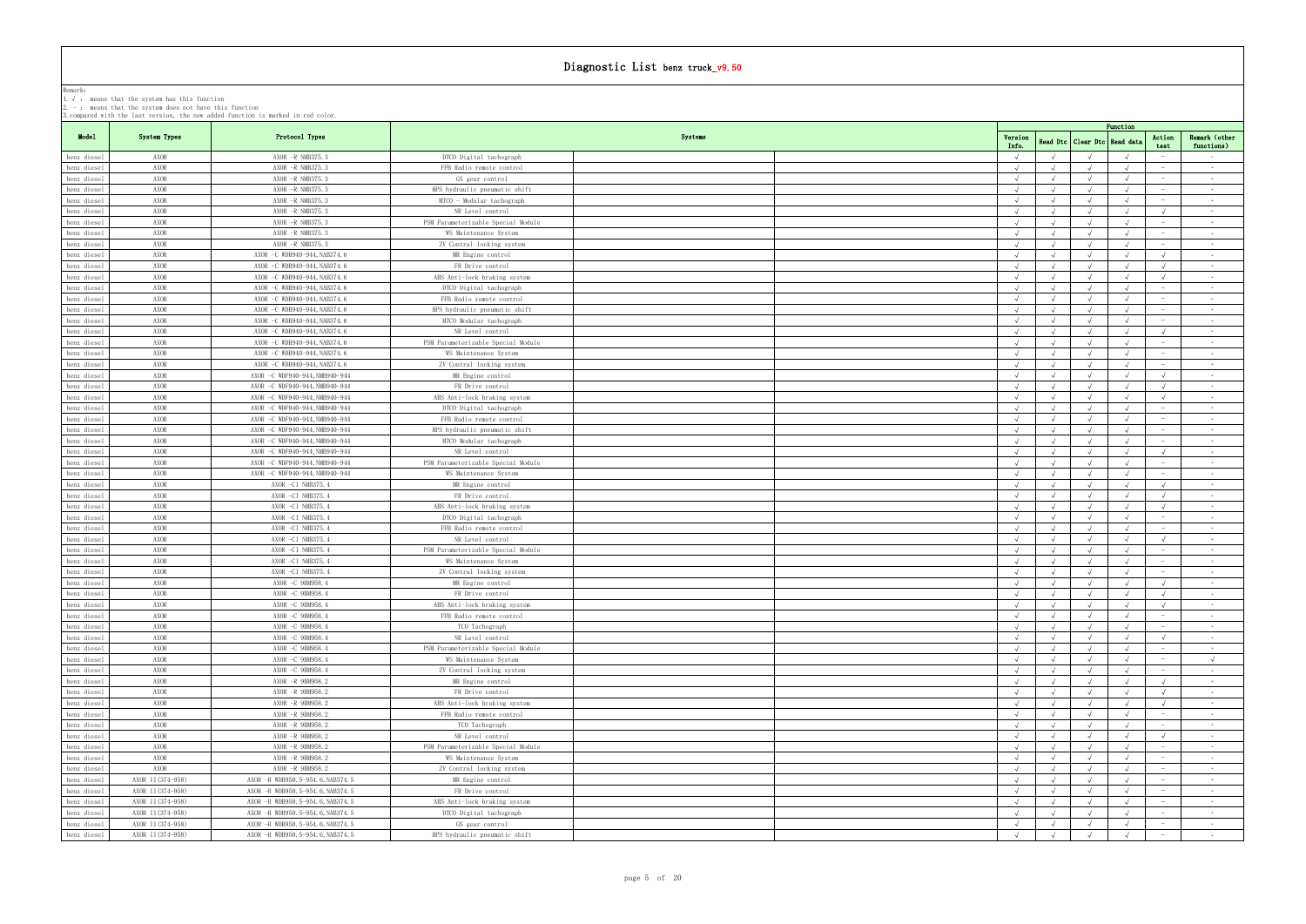#### Diagnostic List benz truck_v9.50

Remark:
1. √ : means that the system has this function
2. － : means that the system does not have this function
3.compared with the last version, the new added function is marked in red color.

| Model | System Types | Protocol Types | Systems | Function | | | | | |
|---|---|---|---|---|---|---|---|---|---|
| | | | | Version Info. | Read Dtc | Clear Dtc | Read data | Action test | Remark (other functions) |
| benz diesel | AXOR | AXOR -R NMB375.3 | DTCO Digital tachograph | √ | √ | √ | √ | － | - |
| benz diesel | AXOR | AXOR -R NMB375.3 | FFB Radio remote control | √ | √ | √ | √ | － | - |
| benz diesel | AXOR | AXOR -R NMB375.3 | GS gear control | √ | √ | √ | √ | － | - |
| benz diesel | AXOR | AXOR -R NMB375.3 | HPS hydraulic pneumatic shift | √ | √ | √ | √ | － | - |
| benz diesel | AXOR | AXOR -R NMB375.3 | MTCO - Modular tachograph | √ | √ | √ | √ | － | - |
| benz diesel | AXOR | AXOR -R NMB375.3 | NR Level control | √ | √ | √ | √ | √ | - |
| benz diesel | AXOR | AXOR -R NMB375.3 | PSM Parameterizable Special Module | √ | √ | √ | √ | － | - |
| benz diesel | AXOR | AXOR -R NMB375.3 | WS Maintenance System | √ | √ | √ | √ | － | - |
| benz diesel | AXOR | AXOR -R NMB375.3 | ZV Central locking system | √ | √ | √ | √ | － | - |
| benz diesel | AXOR | AXOR -C WDB940-944,NAB374.6 | MR Engine control | √ | √ | √ | √ | √ | - |
| benz diesel | AXOR | AXOR -C WDB940-944,NAB374.6 | FR Drive control | √ | √ | √ | √ | √ | - |
| benz diesel | AXOR | AXOR -C WDB940-944,NAB374.6 | ABS Anti-lock braking system | √ | √ | √ | √ | √ | - |
| benz diesel | AXOR | AXOR -C WDB940-944,NAB374.6 | DTCO Digital tachograph | √ | √ | √ | √ | － | - |
| benz diesel | AXOR | AXOR -C WDB940-944,NAB374.6 | FFB Radio remote control | √ | √ | √ | √ | － | - |
| benz diesel | AXOR | AXOR -C WDB940-944,NAB374.6 | HPS hydraulic pneumatic shift | √ | √ | √ | √ | － | - |
| benz diesel | AXOR | AXOR -C WDB940-944,NAB374.6 | MTCO Modular tachograph | √ | √ | √ | √ | － | - |
| benz diesel | AXOR | AXOR -C WDB940-944,NAB374.6 | NR Level control | √ | √ | √ | √ | √ | - |
| benz diesel | AXOR | AXOR -C WDB940-944,NAB374.6 | PSM Parameterizable Special Module | √ | √ | √ | √ | － | - |
| benz diesel | AXOR | AXOR -C WDB940-944,NAB374.6 | WS Maintenance System | √ | √ | √ | √ | － | - |
| benz diesel | AXOR | AXOR -C WDB940-944,NAB374.6 | ZV Central locking system | √ | √ | √ | √ | － | - |
| benz diesel | AXOR | AXOR -C WDF940-944,NMB940-944 | MR Engine control | √ | √ | √ | √ | √ | - |
| benz diesel | AXOR | AXOR -C WDF940-944,NMB940-944 | FR Drive control | √ | √ | √ | √ | √ | - |
| benz diesel | AXOR | AXOR -C WDF940-944,NMB940-944 | ABS Anti-lock braking system | √ | √ | √ | √ | √ | - |
| benz diesel | AXOR | AXOR -C WDF940-944,NMB940-944 | DTCO Digital tachograph | √ | √ | √ | √ | － | - |
| benz diesel | AXOR | AXOR -C WDF940-944,NMB940-944 | FFB Radio remote control | √ | √ | √ | √ | － | - |
| benz diesel | AXOR | AXOR -C WDF940-944,NMB940-944 | HPS hydraulic pneumatic shift | √ | √ | √ | √ | － | - |
| benz diesel | AXOR | AXOR -C WDF940-944,NMB940-944 | MTCO Modular tachograph | √ | √ | √ | √ | － | - |
| benz diesel | AXOR | AXOR -C WDF940-944,NMB940-944 | NR Level control | √ | √ | √ | √ | √ | - |
| benz diesel | AXOR | AXOR -C WDF940-944,NMB940-944 | PSM Parameterizable Special Module | √ | √ | √ | √ | － | - |
| benz diesel | AXOR | AXOR -C WDF940-944,NMB940-944 | WS Maintenance System | √ | √ | √ | √ | － | - |
| benz diesel | AXOR | AXOR -C1 NMB375.4 | MR Engine control | √ | √ | √ | √ | √ | - |
| benz diesel | AXOR | AXOR -C1 NMB375.4 | FR Drive control | √ | √ | √ | √ | √ | - |
| benz diesel | AXOR | AXOR -C1 NMB375.4 | ABS Anti-lock braking system | √ | √ | √ | √ | √ | - |
| benz diesel | AXOR | AXOR -C1 NMB375.4 | DTCO Digital tachograph | √ | √ | √ | √ | － | - |
| benz diesel | AXOR | AXOR -C1 NMB375.4 | FFB Radio remote control | √ | √ | √ | √ | － | - |
| benz diesel | AXOR | AXOR -C1 NMB375.4 | NR Level control | √ | √ | √ | √ | √ | - |
| benz diesel | AXOR | AXOR -C1 NMB375.4 | PSM Parameterizable Special Module | √ | √ | √ | √ | － | - |
| benz diesel | AXOR | AXOR -C1 NMB375.4 | WS Maintenance System | √ | √ | √ | √ | － | - |
| benz diesel | AXOR | AXOR -C1 NMB375.4 | ZV Central locking system | √ | √ | √ | √ | － | - |
| benz diesel | AXOR | AXOR -C 9BM958.4 | MR Engine control | √ | √ | √ | √ | √ | - |
| benz diesel | AXOR | AXOR -C 9BM958.4 | FR Drive control | √ | √ | √ | √ | √ | - |
| benz diesel | AXOR | AXOR -C 9BM958.4 | ABS Anti-lock braking system | √ | √ | √ | √ | √ | - |
| benz diesel | AXOR | AXOR -C 9BM958.4 | FFB Radio remote control | √ | √ | √ | √ | － | - |
| benz diesel | AXOR | AXOR -C 9BM958.4 | TCO Tachograph | √ | √ | √ | √ | － | - |
| benz diesel | AXOR | AXOR -C 9BM958.4 | NR Level control | √ | √ | √ | √ | √ | - |
| benz diesel | AXOR | AXOR -C 9BM958.4 | PSM Parameterizable Special Module | √ | √ | √ | √ | － | - |
| benz diesel | AXOR | AXOR -C 9BM958.4 | WS Maintenance System | √ | √ | √ | √ | － | √ |
| benz diesel | AXOR | AXOR -C 9BM958.4 | ZV Central locking system | √ | √ | √ | √ | － | - |
| benz diesel | AXOR | AXOR -R 9BM958.2 | MR Engine control | √ | √ | √ | √ | √ | - |
| benz diesel | AXOR | AXOR -R 9BM958.2 | FR Drive control | √ | √ | √ | √ | √ | - |
| benz diesel | AXOR | AXOR -R 9BM958.2 | ABS Anti-lock braking system | √ | √ | √ | √ | √ | - |
| benz diesel | AXOR | AXOR -R 9BM958.2 | FFB Radio remote control | √ | √ | √ | √ | － | - |
| benz diesel | AXOR | AXOR -R 9BM958.2 | TCO Tachograph | √ | √ | √ | √ | － | - |
| benz diesel | AXOR | AXOR -R 9BM958.2 | NR Level control | √ | √ | √ | √ | √ | - |
| benz diesel | AXOR | AXOR -R 9BM958.2 | PSM Parameterizable Special Module | √ | √ | √ | √ | － | - |
| benz diesel | AXOR | AXOR -R 9BM958.2 | WS Maintenance System | √ | √ | √ | √ | － | - |
| benz diesel | AXOR | AXOR -R 9BM958.2 | ZV Central locking system | √ | √ | √ | √ | － | - |
| benz diesel | AXOR II(374-958) | AXOR -R WDB950.5-954.6,NAB374.5 | MR Engine control | √ | √ | √ | √ | － | - |
| benz diesel | AXOR II(374-958) | AXOR -R WDB950.5-954.6,NAB374.5 | FR Drive control | √ | √ | √ | √ | － | - |
| benz diesel | AXOR II(374-958) | AXOR -R WDB950.5-954.6,NAB374.5 | ABS Anti-lock braking system | √ | √ | √ | √ | － | - |
| benz diesel | AXOR II(374-958) | AXOR -R WDB950.5-954.6,NAB374.5 | DTCO Digital tachograph | √ | √ | √ | √ | － | - |
| benz diesel | AXOR II(374-958) | AXOR -R WDB950.5-954.6,NAB374.5 | GS gear control | √ | √ | √ | √ | － | - |
| benz diesel | AXOR II(374-958) | AXOR -R WDB950.5-954.6,NAB374.5 | HPS hydraulic pneumatic shift | √ | √ | √ | √ | － | - |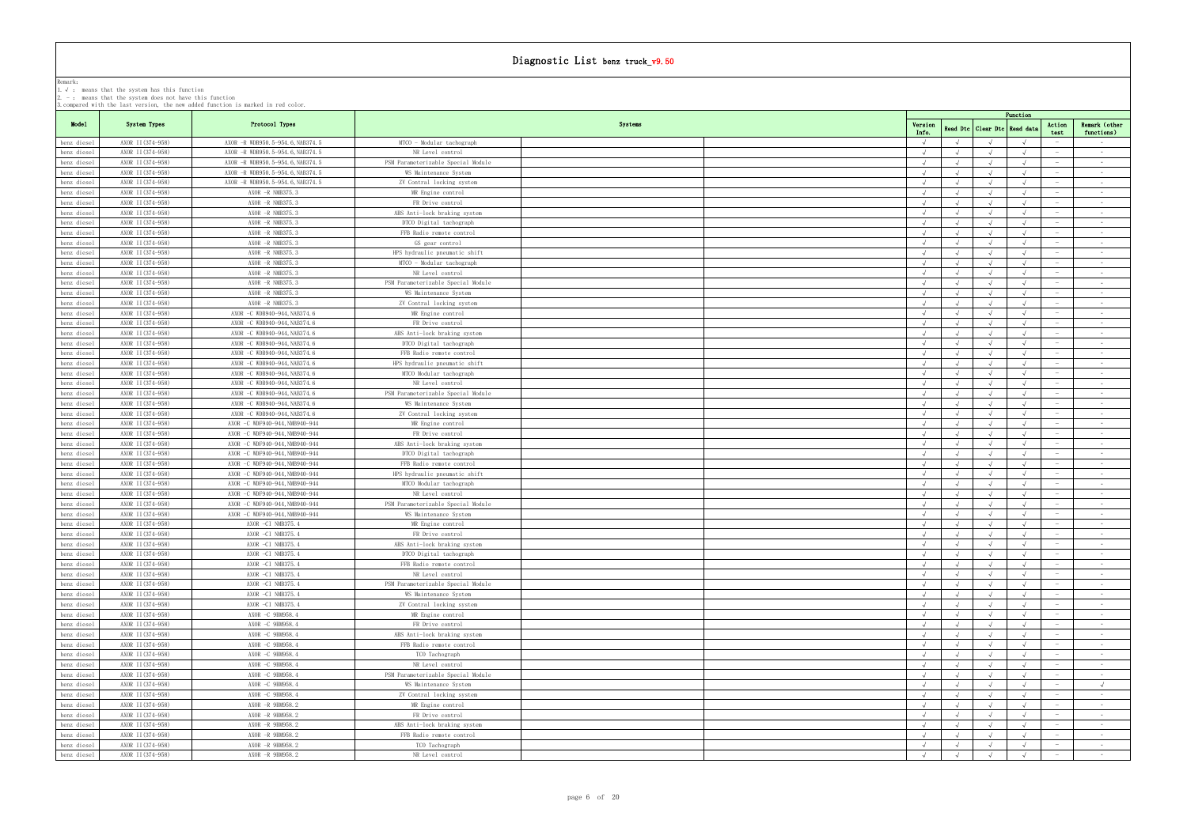# Diagnostic List benz truck_v9.50

Remark:
1. √ : means that the system has this function
2. - : means that the system does not have this function
3. compared with the last version, the new added function is marked in red color.

| Model | System Types | Protocol Types | Systems | Version Info. | Read Dtc | Clear Dtc | Read data | Action test | Remark (other functions) |
|---|---|---|---|---|---|---|---|---|---|
| | | | | Function | | | | | |
| benz diesel | AXOR II(374-958) | AXOR -R WDB950.5-954.6,NAB374.5 | MTCO - Modular tachograph | √ | √ | √ | √ | - | - |
| benz diesel | AXOR II(374-958) | AXOR -R WDB950.5-954.6,NAB374.5 | NR Level control | √ | √ | √ | √ | - | - |
| benz diesel | AXOR II(374-958) | AXOR -R WDB950.5-954.6,NAB374.5 | PSM Parameterizable Special Module | √ | √ | √ | √ | - | - |
| benz diesel | AXOR II(374-958) | AXOR -R WDB950.5-954.6,NAB374.5 | WS Maintenance System | √ | √ | √ | √ | - | - |
| benz diesel | AXOR II(374-958) | AXOR -R WDB950.5-954.6,NAB374.5 | ZV Central locking system | √ | √ | √ | √ | - | - |
| benz diesel | AXOR II(374-958) | AXOR -R NAB375.3 | MR Engine control | √ | √ | √ | √ | - | - |
| benz diesel | AXOR II(374-958) | AXOR -R NAB375.3 | FR Drive control | √ | √ | √ | √ | - | - |
| benz diesel | AXOR II(374-958) | AXOR -R NAB375.3 | ABS Anti-lock braking system | √ | √ | √ | √ | - | - |
| benz diesel | AXOR II(374-958) | AXOR -R NAB375.3 | DTCO Digital tachograph | √ | √ | √ | √ | - | - |
| benz diesel | AXOR II(374-958) | AXOR -R NAB375.3 | FFB Radio remote control | √ | √ | √ | √ | - | - |
| benz diesel | AXOR II(374-958) | AXOR -R NAB375.3 | GS gear control | √ | √ | √ | √ | - | - |
| benz diesel | AXOR II(374-958) | AXOR -R NAB375.3 | HPS hydraulic pneumatic shift | √ | √ | √ | √ | - | - |
| benz diesel | AXOR II(374-958) | AXOR -R NAB375.3 | MTCO - Modular tachograph | √ | √ | √ | √ | - | - |
| benz diesel | AXOR II(374-958) | AXOR -R NAB375.3 | NR Level control | √ | √ | √ | √ | - | - |
| benz diesel | AXOR II(374-958) | AXOR -R NAB375.3 | PSM Parameterizable Special Module | √ | √ | √ | √ | - | - |
| benz diesel | AXOR II(374-958) | AXOR -R NAB375.3 | WS Maintenance System | √ | √ | √ | √ | - | - |
| benz diesel | AXOR II(374-958) | AXOR -R NAB375.3 | ZV Central locking system | √ | √ | √ | √ | - | - |
| benz diesel | AXOR II(374-958) | AXOR -C WDB940-944,NAB374.6 | MR Engine control | √ | √ | √ | √ | - | - |
| benz diesel | AXOR II(374-958) | AXOR -C WDB940-944,NAB374.6 | FR Drive control | √ | √ | √ | √ | - | - |
| benz diesel | AXOR II(374-958) | AXOR -C WDB940-944,NAB374.6 | ABS Anti-lock braking system | √ | √ | √ | √ | - | - |
| benz diesel | AXOR II(374-958) | AXOR -C WDB940-944,NAB374.6 | DTCO Digital tachograph | √ | √ | √ | √ | - | - |
| benz diesel | AXOR II(374-958) | AXOR -C WDB940-944,NAB374.6 | FFB Radio remote control | √ | √ | √ | √ | - | - |
| benz diesel | AXOR II(374-958) | AXOR -C WDB940-944,NAB374.6 | HPS hydraulic pneumatic shift | √ | √ | √ | √ | - | - |
| benz diesel | AXOR II(374-958) | AXOR -C WDB940-944,NAB374.6 | MTCO Modular tachograph | √ | √ | √ | √ | - | - |
| benz diesel | AXOR II(374-958) | AXOR -C WDB940-944,NAB374.6 | NR Level control | √ | √ | √ | √ | - | - |
| benz diesel | AXOR II(374-958) | AXOR -C WDB940-944,NAB374.6 | PSM Parameterizable Special Module | √ | √ | √ | √ | - | - |
| benz diesel | AXOR II(374-958) | AXOR -C WDB940-944,NAB374.6 | WS Maintenance System | √ | √ | √ | √ | - | - |
| benz diesel | AXOR II(374-958) | AXOR -C WDB940-944,NAB374.6 | ZV Central locking system | √ | √ | √ | √ | - | - |
| benz diesel | AXOR II(374-958) | AXOR -C WDF940-944,NMB940-944 | MR Engine control | √ | √ | √ | √ | - | - |
| benz diesel | AXOR II(374-958) | AXOR -C WDF940-944,NMB940-944 | FR Drive control | √ | √ | √ | √ | - | - |
| benz diesel | AXOR II(374-958) | AXOR -C WDF940-944,NMB940-944 | ABS Anti-lock braking system | √ | √ | √ | √ | - | - |
| benz diesel | AXOR II(374-958) | AXOR -C WDF940-944,NMB940-944 | DTCO Digital tachograph | √ | √ | √ | √ | - | - |
| benz diesel | AXOR II(374-958) | AXOR -C WDF940-944,NMB940-944 | FFB Radio remote control | √ | √ | √ | √ | - | - |
| benz diesel | AXOR II(374-958) | AXOR -C WDF940-944,NMB940-944 | HPS hydraulic pneumatic shift | √ | √ | √ | √ | - | - |
| benz diesel | AXOR II(374-958) | AXOR -C WDF940-944,NMB940-944 | MTCO Modular tachograph | √ | √ | √ | √ | - | - |
| benz diesel | AXOR II(374-958) | AXOR -C WDF940-944,NMB940-944 | NR Level control | √ | √ | √ | √ | - | - |
| benz diesel | AXOR II(374-958) | AXOR -C WDF940-944,NMB940-944 | PSM Parameterizable Special Module | √ | √ | √ | √ | - | - |
| benz diesel | AXOR II(374-958) | AXOR -C WDF940-944,NMB940-944 | WS Maintenance System | √ | √ | √ | √ | - | - |
| benz diesel | AXOR II(374-958) | AXOR -C1 NMB375.4 | MR Engine control | √ | √ | √ | √ | - | - |
| benz diesel | AXOR II(374-958) | AXOR -C1 NMB375.4 | FR Drive control | √ | √ | √ | √ | - | - |
| benz diesel | AXOR II(374-958) | AXOR -C1 NMB375.4 | ABS Anti-lock braking system | √ | √ | √ | √ | - | - |
| benz diesel | AXOR II(374-958) | AXOR -C1 NMB375.4 | DTCO Digital tachograph | √ | √ | √ | √ | - | - |
| benz diesel | AXOR II(374-958) | AXOR -C1 NMB375.4 | FFB Radio remote control | √ | √ | √ | √ | - | - |
| benz diesel | AXOR II(374-958) | AXOR -C1 NMB375.4 | NR Level control | √ | √ | √ | √ | - | - |
| benz diesel | AXOR II(374-958) | AXOR -C1 NMB375.4 | PSM Parameterizable Special Module | √ | √ | √ | √ | - | - |
| benz diesel | AXOR II(374-958) | AXOR -C1 NMB375.4 | WS Maintenance System | √ | √ | √ | √ | - | - |
| benz diesel | AXOR II(374-958) | AXOR -C1 NMB375.4 | ZV Central locking system | √ | √ | √ | √ | - | - |
| benz diesel | AXOR II(374-958) | AXOR -C 9BM958.4 | MR Engine control | √ | √ | √ | √ | - | - |
| benz diesel | AXOR II(374-958) | AXOR -C 9BM958.4 | FR Drive control | √ | √ | √ | √ | - | - |
| benz diesel | AXOR II(374-958) | AXOR -C 9BM958.4 | ABS Anti-lock braking system | √ | √ | √ | √ | - | - |
| benz diesel | AXOR II(374-958) | AXOR -C 9BM958.4 | FFB Radio remote control | √ | √ | √ | √ | - | - |
| benz diesel | AXOR II(374-958) | AXOR -C 9BM958.4 | TCO Tachograph | √ | √ | √ | √ | - | - |
| benz diesel | AXOR II(374-958) | AXOR -C 9BM958.4 | NR Level control | √ | √ | √ | √ | - | - |
| benz diesel | AXOR II(374-958) | AXOR -C 9BM958.4 | PSM Parameterizable Special Module | √ | √ | √ | √ | - | - |
| benz diesel | AXOR II(374-958) | AXOR -C 9BM958.4 | WS Maintenance System | √ | √ | √ | √ | - | √ |
| benz diesel | AXOR II(374-958) | AXOR -C 9BM958.4 | ZV Central locking system | √ | √ | √ | √ | - | - |
| benz diesel | AXOR II(374-958) | AXOR -R 9BM958.2 | MR Engine control | √ | √ | √ | √ | - | - |
| benz diesel | AXOR II(374-958) | AXOR -R 9BM958.2 | FR Drive control | √ | √ | √ | √ | - | - |
| benz diesel | AXOR II(374-958) | AXOR -R 9BM958.2 | ABS Anti-lock braking system | √ | √ | √ | √ | - | - |
| benz diesel | AXOR II(374-958) | AXOR -R 9BM958.2 | FFB Radio remote control | √ | √ | √ | √ | - | - |
| benz diesel | AXOR II(374-958) | AXOR -R 9BM958.2 | TCO Tachograph | √ | √ | √ | √ | - | - |
| benz diesel | AXOR II(374-958) | AXOR -R 9BM958.2 | NR Level control | √ | √ | √ | √ | - | - |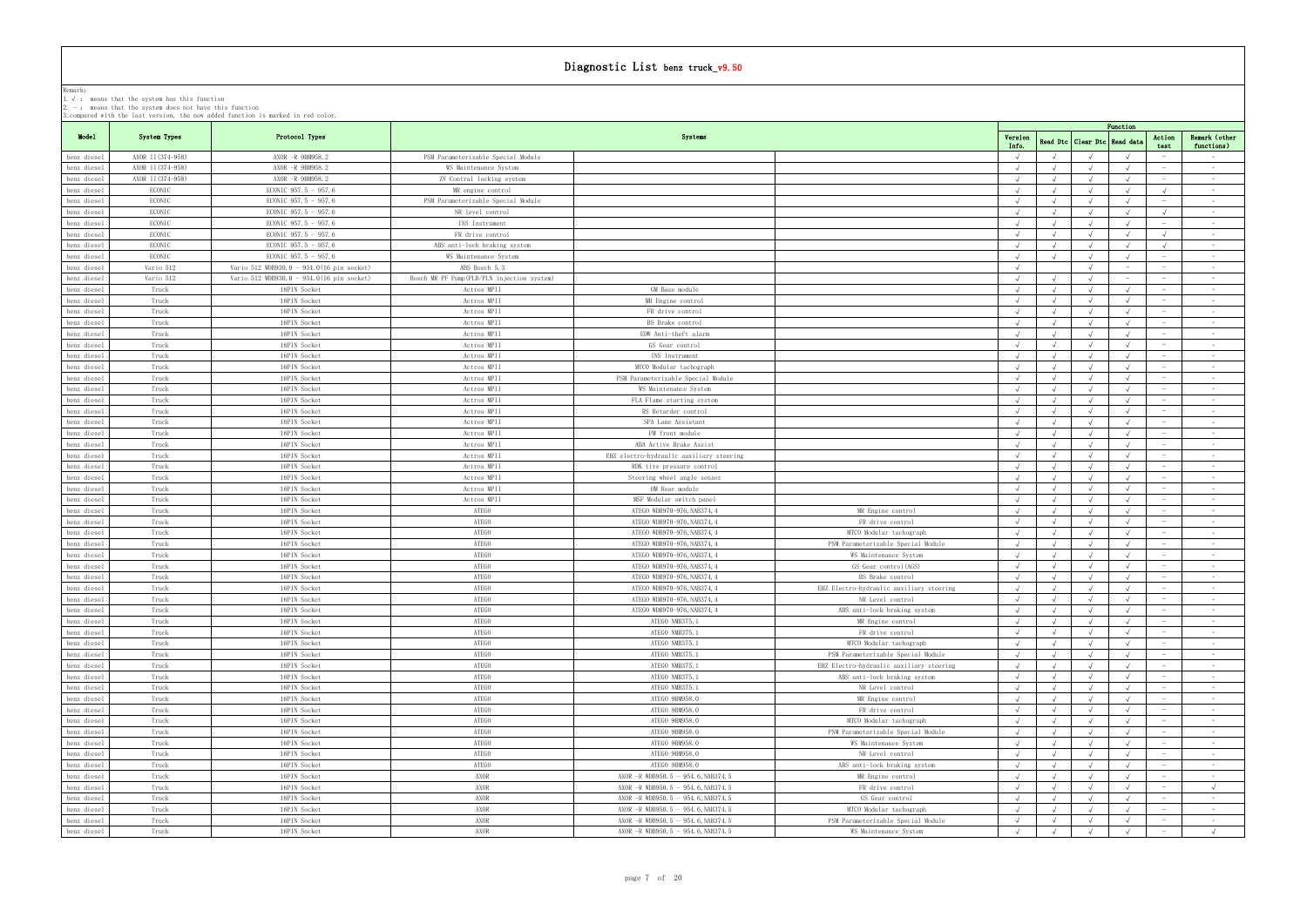# Diagnostic List benz truck_v9.50

Remark:
1. √ : means that the system has this function
2. - : means that the system does not have this function
3. compared with the last version, the new added function is marked in red color.

| Model | System Types | Protocol Types | Systems | | | Function | | | | | |
|---|---|---|---|---|---|---|---|---|---|---|---|
| | | | | | | Version Info. | Read Dtc | Clear Dtc | Read data | Action test | Remark (other functions) |
| benz diesel | AXOR II(374-958) | AXOR -R 9HM958.2 | PSM Parameterizable Special Module | | | √ | √ | √ | √ | - | - |
| benz diesel | AXOR II(374-958) | AXOR -R 9HM958.2 | WS Maintenance System | | | √ | √ | √ | √ | - | - |
| benz diesel | AXOR II(374-958) | AXOR -R 9HM958.2 | ZV Central locking system | | | √ | √ | √ | √ | - | - |
| benz diesel | ECONIC | ECONIC 957.5 - 957.6 | MR engine control | | | √ | √ | √ | √ | √ | - |
| benz diesel | ECONIC | ECONIC 957.5 - 957.6 | PSM Parameterizable Special Module | | | √ | √ | √ | √ | - | - |
| benz diesel | ECONIC | ECONIC 957.5 - 957.6 | NR level control | | | √ | √ | √ | √ | √ | - |
| benz diesel | ECONIC | ECONIC 957.5 - 957.6 | INS Instrument | | | √ | √ | √ | √ | - | - |
| benz diesel | ECONIC | ECONIC 957.5 - 957.6 | FR drive control | | | √ | √ | √ | √ | √ | - |
| benz diesel | ECONIC | ECONIC 957.5 - 957.6 | ABS anti-lock braking system | | | √ | √ | √ | √ | √ | - |
| benz diesel | ECONIC | ECONIC 957.5 - 957.6 | WS Maintenance System | | | √ | √ | √ | √ | - | - |
| benz diesel | Vario 512 | Vario 512 WDB930.0 - 934.0(16 pin socket) | ABS Bosch 5.3 | | | √ | | √ | - | - | - |
| benz diesel | Vario 512 | Vario 512 WDB930.0 - 934.0(16 pin socket) | Bosch MR PF Pump(PLD/PLN injection system) | | | √ | √ | √ | - | - | - |
| benz diesel | Truck | 16PIN Socket | Actros MPII | GM Base module | | √ | √ | √ | √ | - | - |
| benz diesel | Truck | 16PIN Socket | Actros MPII | MR Engine control | | √ | √ | √ | √ | - | - |
| benz diesel | Truck | 16PIN Socket | Actros MPII | FR drive control | | √ | √ | √ | √ | - | - |
| benz diesel | Truck | 16PIN Socket | Actros MPII | BS Brake control | | √ | √ | √ | √ | - | - |
| benz diesel | Truck | 16PIN Socket | Actros MPII | EDW Anti-theft alarm | | √ | √ | √ | √ | - | - |
| benz diesel | Truck | 16PIN Socket | Actros MPII | GS Gear control | | √ | √ | √ | √ | - | - |
| benz diesel | Truck | 16PIN Socket | Actros MPII | INS Instrument | | √ | √ | √ | √ | - | - |
| benz diesel | Truck | 16PIN Socket | Actros MPII | MTCO Modular tachograph | | √ | √ | √ | √ | - | - |
| benz diesel | Truck | 16PIN Socket | Actros MPII | PSM Parameterizable Special Module | | √ | √ | √ | √ | - | - |
| benz diesel | Truck | 16PIN Socket | Actros MPII | WS Maintenance System | | √ | √ | √ | √ | - | - |
| benz diesel | Truck | 16PIN Socket | Actros MPII | FLA Flame starting system | | √ | √ | √ | √ | - | - |
| benz diesel | Truck | 16PIN Socket | Actros MPII | RS Retarder control | | √ | √ | √ | √ | - | - |
| benz diesel | Truck | 16PIN Socket | Actros MPII | SPA Lane Assistant | | √ | √ | √ | √ | - | - |
| benz diesel | Truck | 16PIN Socket | Actros MPII | FM front module | | √ | √ | √ | √ | - | - |
| benz diesel | Truck | 16PIN Socket | Actros MPII | ABA Active Brake Assist | | √ | √ | √ | √ | - | - |
| benz diesel | Truck | 16PIN Socket | Actros MPII | EHZ electro-hydraulic auxiliary steering | | √ | √ | √ | √ | - | - |
| benz diesel | Truck | 16PIN Socket | Actros MPII | RDK tire pressure control | | √ | √ | √ | √ | - | - |
| benz diesel | Truck | 16PIN Socket | Actros MPII | Steering wheel angle sensor | | √ | √ | √ | √ | - | - |
| benz diesel | Truck | 16PIN Socket | Actros MPII | HM Rear module | | √ | √ | √ | √ | - | - |
| benz diesel | Truck | 16PIN Socket | Actros MPII | MSF Modular switch panel | | √ | √ | √ | √ | - | - |
| benz diesel | Truck | 16PIN Socket | ATEGO | ATEGO WDB970-976,NAB374.4 | MR Engine control | √ | √ | √ | √ | - | - |
| benz diesel | Truck | 16PIN Socket | ATEGO | ATEGO WDB970-976,NAB374.4 | FR drive control | √ | √ | √ | √ | - | - |
| benz diesel | Truck | 16PIN Socket | ATEGO | ATEGO WDB970-976,NAB374.4 | MTCO Modular tachograph | √ | √ | √ | √ | - | - |
| benz diesel | Truck | 16PIN Socket | ATEGO | ATEGO WDB970-976,NAB374.4 | PSM Parameterizable Special Module | √ | √ | √ | √ | - | - |
| benz diesel | Truck | 16PIN Socket | ATEGO | ATEGO WDB970-976,NAB374.4 | WS Maintenance System | √ | √ | √ | √ | - | - |
| benz diesel | Truck | 16PIN Socket | ATEGO | ATEGO WDB970-976,NAB374.4 | GS Gear control(AGS) | √ | √ | √ | √ | - | - |
| benz diesel | Truck | 16PIN Socket | ATEGO | ATEGO WDB970-976,NAB374.4 | BS Brake control | √ | √ | √ | √ | - | - |
| benz diesel | Truck | 16PIN Socket | ATEGO | ATEGO WDB970-976,NAB374.4 | EHZ Electro-hydraulic auxiliary steering | √ | √ | √ | √ | - | - |
| benz diesel | Truck | 16PIN Socket | ATEGO | ATEGO WDB970-976,NAB374.4 | NR Level control | √ | √ | √ | √ | - | - |
| benz diesel | Truck | 16PIN Socket | ATEGO | ATEGO WDB970-976,NAB374.4 | ABS anti-lock braking system | √ | √ | √ | √ | - | - |
| benz diesel | Truck | 16PIN Socket | ATEGO | ATEGO NMB375.1 | MR Engine control | √ | √ | √ | √ | - | - |
| benz diesel | Truck | 16PIN Socket | ATEGO | ATEGO NMB375.1 | FR drive control | √ | √ | √ | √ | - | - |
| benz diesel | Truck | 16PIN Socket | ATEGO | ATEGO NMB375.1 | MTCO Modular tachograph | √ | √ | √ | √ | - | - |
| benz diesel | Truck | 16PIN Socket | ATEGO | ATEGO NMB375.1 | PSM Parameterizable Special Module | √ | √ | √ | √ | - | - |
| benz diesel | Truck | 16PIN Socket | ATEGO | ATEGO NMB375.1 | EHZ Electro-hydraulic auxiliary steering | √ | √ | √ | √ | - | - |
| benz diesel | Truck | 16PIN Socket | ATEGO | ATEGO NMB375.1 | ABS anti-lock braking system | √ | √ | √ | √ | - | - |
| benz diesel | Truck | 16PIN Socket | ATEGO | ATEGO NMB375.1 | NR Level control | √ | √ | √ | √ | - | - |
| benz diesel | Truck | 16PIN Socket | ATEGO | ATEGO 9BM958.0 | MR Engine control | √ | √ | √ | √ | - | - |
| benz diesel | Truck | 16PIN Socket | ATEGO | ATEGO 9BM958.0 | FR drive control | √ | √ | √ | √ | - | - |
| benz diesel | Truck | 16PIN Socket | ATEGO | ATEGO 9BM958.0 | MTCO Modular tachograph | √ | √ | √ | √ | - | - |
| benz diesel | Truck | 16PIN Socket | ATEGO | ATEGO 9BM958.0 | PSM Parameterizable Special Module | √ | √ | √ | √ | - | - |
| benz diesel | Truck | 16PIN Socket | ATEGO | ATEGO 9BM958.0 | WS Maintenance System | √ | √ | √ | √ | - | - |
| benz diesel | Truck | 16PIN Socket | ATEGO | ATEGO 9BM958.0 | NR Level control | √ | √ | √ | √ | - | - |
| benz diesel | Truck | 16PIN Socket | ATEGO | ATEGO 9BM958.0 | ABS anti-lock braking system | √ | √ | √ | √ | - | - |
| benz diesel | Truck | 16PIN Socket | AXOR | AXOR -R WDB950.5 - 954.6,NAB374.5 | MR Engine control | √ | √ | √ | √ | - | - |
| benz diesel | Truck | 16PIN Socket | AXOR | AXOR -R WDB950.5 - 954.6,NAB374.5 | FR drive control | √ | √ | √ | √ | - | √ |
| benz diesel | Truck | 16PIN Socket | AXOR | AXOR -R WDB950.5 - 954.6,NAB374.5 | GS Gear control | √ | √ | √ | √ | - | - |
| benz diesel | Truck | 16PIN Socket | AXOR | AXOR -R WDB950.5 - 954.6,NAB374.5 | MTCO Modular tachograph | √ | √ | √ | √ | - | - |
| benz diesel | Truck | 16PIN Socket | AXOR | AXOR -R WDB950.5 - 954.6,NAB374.5 | PSM Parameterizable Special Module | √ | √ | √ | √ | - | - |
| benz diesel | Truck | 16PIN Socket | AXOR | AXOR -R WDB950.5 - 954.6,NAB374.5 | WS Maintenance System | √ | √ | √ | √ | - | √ |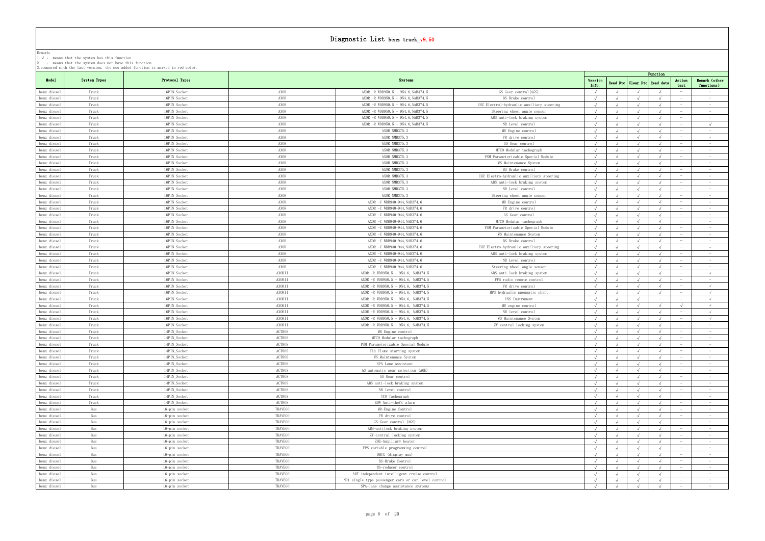# Diagnostic List benz truck_v9.50

Remark:
1. √ : means that the system has this function
2. － : means that the system does not have this function
3.compared with the last version, the new added function is marked in red color.

| Model | System Types | Protocol Types | Systems | | | Function | | | | | |
|---|---|---|---|---|---|---|---|---|---|---|---|
| | | | | | | Version Info. | Read Dtc | Clear Dtc | Read data | Action test | Remark (other functions) |
| benz diesel | Truck | 16PIN Socket | AXOR | AXOR -R WDB950.5 - 954.6,NAB374.5 | GS Gear control(AGS) | √ | √ | √ | √ | － | - |
| benz diesel | Truck | 16PIN Socket | AXOR | AXOR -R WDB950.5 - 954.6,NAB374.5 | BS Brake control | √ | √ | √ | √ | － | - |
| benz diesel | Truck | 16PIN Socket | AXOR | AXOR -R WDB950.5 - 954.6,NAB374.5 | EHZ Electrol-hydraulic auxiliary steering | √ | √ | √ | √ | － | - |
| benz diesel | Truck | 16PIN Socket | AXOR | AXOR -R WDB950.5 - 954.6,NAB374.5 | Steering wheel angle sensor | √ | √ | √ | √ | － | - |
| benz diesel | Truck | 16PIN Socket | AXOR | AXOR -R WDB950.5 - 954.6,NAB374.5 | ABS anti-lock braking system | √ | √ | √ | √ | － | - |
| benz diesel | Truck | 16PIN Socket | AXOR | AXOR -R WDB950.5 - 954.6,NAB374.5 | NR Level control | √ | √ | √ | √ | － | √ |
| benz diesel | Truck | 16PIN Socket | AXOR | AXOR NMB375.3 | MR Engine control | √ | √ | √ | √ | － | - |
| benz diesel | Truck | 16PIN Socket | AXOR | AXOR NMB375.3 | FR drive control | √ | √ | √ | √ | － | - |
| benz diesel | Truck | 16PIN Socket | AXOR | AXOR NMB375.3 | GS Gear control | √ | √ | √ | √ | － | - |
| benz diesel | Truck | 16PIN Socket | AXOR | AXOR NMB375.3 | MTCO Modular tachograph | √ | √ | √ | √ | － | - |
| benz diesel | Truck | 16PIN Socket | AXOR | AXOR NMB375.3 | PSM Parameterizable Special Module | √ | √ | √ | √ | － | - |
| benz diesel | Truck | 16PIN Socket | AXOR | AXOR NMB375.3 | WS Maintenance System | √ | √ | √ | √ | － | - |
| benz diesel | Truck | 16PIN Socket | AXOR | AXOR NMB375.3 | BS Brake control | √ | √ | √ | √ | － | - |
| benz diesel | Truck | 16PIN Socket | AXOR | AXOR NMB375.3 | EHZ Electro-hydraulic auxiliary steering | √ | √ | √ | √ | － | - |
| benz diesel | Truck | 16PIN Socket | AXOR | AXOR NMB375.3 | ABS anti-lock braking system | √ | √ | √ | √ | － | - |
| benz diesel | Truck | 16PIN Socket | AXOR | AXOR NMB375.3 | NR Level control | √ | √ | √ | √ | － | - |
| benz diesel | Truck | 16PIN Socket | AXOR | AXOR NMB375.3 | Steering wheel angle sensor | √ | √ | √ | √ | － | - |
| benz diesel | Truck | 16PIN Socket | AXOR | AXOR -C WDB940-944,NAB374.6 | MR Engine control | √ | √ | √ | √ | － | - |
| benz diesel | Truck | 16PIN Socket | AXOR | AXOR -C WDB940-944,NAB374.6 | FR drive control | √ | √ | √ | √ | － | - |
| benz diesel | Truck | 16PIN Socket | AXOR | AXOR -C WDB940-944,NAB374.6 | GS Gear control | √ | √ | √ | √ | － | - |
| benz diesel | Truck | 16PIN Socket | AXOR | AXOR -C WDB940-944,NAB374.6 | MTCO Modular tachograph | √ | √ | √ | √ | － | - |
| benz diesel | Truck | 16PIN Socket | AXOR | AXOR -C WDB940-944,NAB374.6 | PSM Parameterizable Special Module | √ | √ | √ | √ | － | - |
| benz diesel | Truck | 16PIN Socket | AXOR | AXOR -C WDB940-944,NAB374.6 | WS Maintenance System | √ | √ | √ | √ | － | - |
| benz diesel | Truck | 16PIN Socket | AXOR | AXOR -C WDB940-944,NAB374.6 | BS Brake control | √ | √ | √ | √ | － | - |
| benz diesel | Truck | 16PIN Socket | AXOR | AXOR -C WDB940-944,NAB374.6 | EHZ Electro-hydraulic auxiliary steering | √ | √ | √ | √ | － | - |
| benz diesel | Truck | 16PIN Socket | AXOR | AXOR -C WDB940-944,NAB374.6 | ABS anti-lock braking system | √ | √ | √ | √ | － | - |
| benz diesel | Truck | 16PIN Socket | AXOR | AXOR -C WDB940-944,NAB374.6 | NR Level control | √ | √ | √ | √ | － | - |
| benz diesel | Truck | 16PIN Socket | AXOR | AXOR -C WDB940-944,NAB374.6 | Steering wheel angle sensor | √ | √ | √ | √ | － | - |
| benz diesel | Truck | 16PIN Socket | AXORII | AXOR -R WDB950.5 - 954.6, NAB374.5 | ABS anti-lock braking system | √ | √ | √ | √ | － | √ |
| benz diesel | Truck | 16PIN Socket | AXORII | AXOR -R WDB950.5 - 954.6, NAB374.5 | FPB radio remote control | √ | √ | √ | √ | － | - |
| benz diesel | Truck | 16PIN Socket | AXORII | AXOR -R WDB950.5 - 954.6, NAB374.5 | FR drive control | √ | √ | √ | √ | － | √ |
| benz diesel | Truck | 16PIN Socket | AXORII | AXOR -R WDB950.5 - 954.6, NAB374.5 | HPS hydraulic pneumatic shift | √ | √ | √ | √ | － | √ |
| benz diesel | Truck | 16PIN Socket | AXORII | AXOR -R WDB950.5 - 954.6, NAB374.5 | INS Instrument | √ | √ | √ | － | － | √ |
| benz diesel | Truck | 16PIN Socket | AXORII | AXOR -R WDB950.5 - 954.6, NAB374.5 | MR engine control | √ | √ | √ | √ | √ | √ |
| benz diesel | Truck | 16PIN Socket | AXORII | AXOR -R WDB950.5 - 954.6, NAB374.5 | NR level control | √ | √ | √ | √ | － | √ |
| benz diesel | Truck | 16PIN Socket | AXORII | AXOR -R WDB950.5 - 954.6, NAB374.5 | WS Maintenance System | √ | √ | √ | √ | － | √ |
| benz diesel | Truck | 16PIN Socket | AXORII | AXOR -R WDB950.5 - 954.6, NAB374.5 | ZV central locking system | √ | √ | √ | √ | － | - |
| benz diesel | Truck | 14PIN_Socket | ACTROS | MR Engine control | | √ | √ | √ | √ | － | - |
| benz diesel | Truck | 14PIN_Socket | ACTROS | MTCO Modular tachograph | | √ | √ | √ | √ | － | - |
| benz diesel | Truck | 14PIN_Socket | ACTROS | PSM Parameterizable Special Module | | √ | √ | √ | √ | － | - |
| benz diesel | Truck | 14PIN_Socket | ACTROS | FLA Flame starting system | | √ | √ | √ | √ | － | - |
| benz diesel | Truck | 14PIN_Socket | ACTROS | WS Maintenance System | | √ | √ | √ | √ | － | - |
| benz diesel | Truck | 14PIN_Socket | ACTROS | SPA Lane Assistant | | √ | √ | √ | √ | － | - |
| benz diesel | Truck | 14PIN_Socket | ACTROS | AG automatic gear selection (AGE) | | √ | √ | √ | √ | － | - |
| benz diesel | Truck | 14PIN_Socket | ACTROS | GS Gear control | | √ | √ | √ | √ | － | - |
| benz diesel | Truck | 14PIN_Socket | ACTROS | ABS anti-lock braking system | | √ | √ | √ | √ | － | - |
| benz diesel | Truck | 14PIN_Socket | ACTROS | NR level control | | √ | √ | √ | √ | － | - |
| benz diesel | Truck | 14PIN_Socket | ACTROS | TCO Tachograph | | √ | √ | √ | √ | － | - |
| benz diesel | Truck | 14PIN_Socket | ACTROS | EDW Anti-theft alarm | | √ | √ | √ | √ | － | - |
| benz diesel | Bus | 16-pin socket | TRAVEGO | MR-Engine Control | | √ | √ | √ | √ | － | - |
| benz diesel | Bus | 16-pin socket | TRAVEGO | FR drive control | | √ | √ | √ | √ | － | - |
| benz diesel | Bus | 16-pin socket | TRAVEGO | GS-Gear control (AGS) | | √ | √ | √ | √ | － | - |
| benz diesel | Bus | 16-pin socket | TRAVEGO | ABS-antilock braking system | | √ | √ | √ | √ | － | - |
| benz diesel | Bus | 16-pin socket | TRAVEGO | ZV-central locking system | | √ | √ | √ | √ | － | - |
| benz diesel | Bus | 16-pin socket | TRAVEGO | ZHE-Auxiliary heater | | √ | √ | √ | √ | － | - |
| benz diesel | Bus | 16-pin socket | TRAVEGO | FPS variable programming control | | √ | √ | √ | √ | － | - |
| benz diesel | Bus | 16-pin socket | TRAVEGO | DMUX (display mux) | | √ | √ | √ | √ | － | - |
| benz diesel | Bus | 16-pin socket | TRAVEGO | BS-Brake Control | | √ | √ | √ | √ | － | - |
| benz diesel | Bus | 16-pin socket | TRAVEGO | RS-reducer control | | √ | √ | √ | √ | － | - |
| benz diesel | Bus | 16-pin socket | TRAVEGO | ART-independent intelligent cruise control | | √ | √ | √ | √ | － | - |
| benz diesel | Bus | 16-pin socket | TRAVEGO | NR1 single type passenger cars or car level control | | √ | √ | √ | √ | － | - |
| benz diesel | Bus | 16-pin socket | TRAVEGO | SPA-lane change assistance systems | | √ | √ | √ | √ | － | - |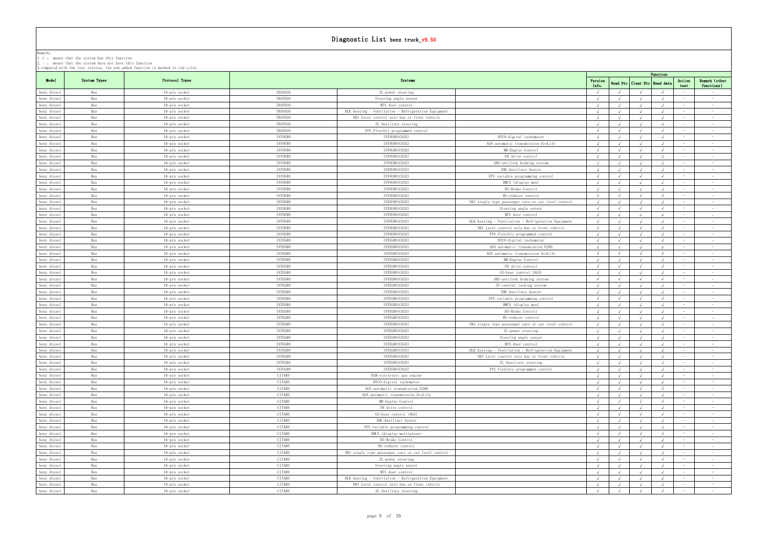# Diagnostic List benz truck_v9.50

Remark:
1. √ : means that the system has this function
2. - : means that the system does not have this function
3.compared with the last version, the new added function is marked in red color.

| Model | System Types | Protocol Types | Systems | | | Function | | | | | |
|---|---|---|---|---|---|---|---|---|---|---|---|
| | | | | | | Version Info. | Read Dtc | Clear Dtc | Read data | Action test | Remark (other functions) |
| benz diesel | Bus | 16-pin socket | TRAVEGO | ZL-power steering | | √ | √ | √ | √ | - | - |
| benz diesel | Bus | 16-pin socket | TRAVEGO | Steering angle sensor | | √ | √ | √ | √ | - | - |
| benz diesel | Bus | 16-pin socket | TRAVEGO | MTS door control | | √ | √ | √ | √ | - | - |
| benz diesel | Bus | 16-pin socket | TRAVEGO | HLK heating - Ventilation - Refrigeration Equipment | | √ | √ | √ | √ | - | - |
| benz diesel | Bus | 16-pin socket | TRAVEGO | NR1 Level control solo bus or front vehicle | | √ | √ | √ | √ | - | - |
| benz diesel | Bus | 16-pin socket | TRAVEGO | ZL Auxiliary steering | | √ | √ | √ | √ | - | - |
| benz diesel | Bus | 16-pin socket | TRAVEGO | FPS Flexibly programmed control | | √ | √ | √ | √ | - | - |
| benz diesel | Bus | 16-pin socket | INTOURO | INTOURO(C632) | DTCO-digital tachometer | √ | √ | √ | √ | - | - |
| benz diesel | Bus | 16-pin socket | INTOURO | INTOURO(C632) | AGN automatic transmission EcoLife | √ | √ | √ | √ | - | - |
| benz diesel | Bus | 16-pin socket | INTOURO | INTOURO(C632) | MR-Engine Control | √ | √ | √ | √ | - | - |
| benz diesel | Bus | 16-pin socket | INTOURO | INTOURO(C632) | FR drive control | √ | √ | √ | √ | - | - |
| benz diesel | Bus | 16-pin socket | INTOURO | INTOURO(C632) | ABS-antilock braking system | √ | √ | √ | √ | - | - |
| benz diesel | Bus | 16-pin socket | INTOURO | INTOURO(C632) | ZHE-Auxiliary heater | √ | √ | √ | √ | - | - |
| benz diesel | Bus | 16-pin socket | INTOURO | INTOURO(C632) | FPS variable programming control | √ | √ | √ | √ | - | - |
| benz diesel | Bus | 16-pin socket | INTOURO | INTOURO(C632) | DMUX (display mux) | √ | √ | √ | √ | - | - |
| benz diesel | Bus | 16-pin socket | INTOURO | INTOURO(C632) | BS-Brake Control | √ | √ | √ | √ | - | - |
| benz diesel | Bus | 16-pin socket | INTOURO | INTOURO(C632) | RS-reducer control | √ | √ | √ | √ | - | - |
| benz diesel | Bus | 16-pin socket | INTOURO | INTOURO(C632) | NR1 single type passenger cars or car level control | √ | √ | √ | √ | - | - |
| benz diesel | Bus | 16-pin socket | INTOURO | INTOURO(C632) | Steering angle sensor | √ | √ | √ | √ | - | - |
| benz diesel | Bus | 16-pin socket | INTOURO | INTOURO(C632) | MTS door control | √ | √ | √ | √ | - | - |
| benz diesel | Bus | 16-pin socket | INTOURO | INTOURO(C632) | HLK heating - Ventilation - Refrigeration Equipment | √ | √ | √ | √ | - | - |
| benz diesel | Bus | 16-pin socket | INTOURO | INTOURO(C632) | NR1 Level control solo bus or front vehicle | √ | √ | √ | √ | - | - |
| benz diesel | Bus | 16-pin socket | INTOURO | INTOURO(C632) | FPS Flexibly programmed control | √ | √ | √ | √ | - | - |
| benz diesel | Bus | 16-pin socket | INTEGRO | INTEGRO(C633) | DTCO-digital tachometer | √ | √ | √ | √ | - | - |
| benz diesel | Bus | 16-pin socket | INTEGRO | INTEGRO(C633) | AGN automatic transmission E200 | √ | √ | √ | √ | - | - |
| benz diesel | Bus | 16-pin socket | INTEGRO | INTEGRO(C633) | AGN automatic transmission EcoLife | √ | √ | √ | √ | - | - |
| benz diesel | Bus | 16-pin socket | INTEGRO | INTEGRO(C633) | MR-Engine Control | √ | √ | √ | √ | - | - |
| benz diesel | Bus | 16-pin socket | INTEGRO | INTEGRO(C633) | FR drive control | √ | √ | √ | √ | - | - |
| benz diesel | Bus | 16-pin socket | INTEGRO | INTEGRO(C633) | GS-Gear control (AGS) | √ | √ | √ | √ | - | - |
| benz diesel | Bus | 16-pin socket | INTEGRO | INTEGRO(C633) | ABS-antilock braking system | √ | √ | √ | √ | - | - |
| benz diesel | Bus | 16-pin socket | INTEGRO | INTEGRO(C633) | ZV-central locking system | √ | √ | √ | √ | - | - |
| benz diesel | Bus | 16-pin socket | INTEGRO | INTEGRO(C633) | ZHE-Auxiliary heater | √ | √ | √ | √ | - | - |
| benz diesel | Bus | 16-pin socket | INTEGRO | INTEGRO(C633) | FPS variable programming control | √ | √ | √ | √ | - | - |
| benz diesel | Bus | 16-pin socket | INTEGRO | INTEGRO(C633) | DMUX (display mux) | √ | √ | √ | √ | - | - |
| benz diesel | Bus | 16-pin socket | INTEGRO | INTEGRO(C633) | BS-Brake Control | √ | √ | √ | √ | - | - |
| benz diesel | Bus | 16-pin socket | INTEGRO | INTEGRO(C633) | RS-reducer control | √ | √ | √ | √ | - | - |
| benz diesel | Bus | 16-pin socket | INTEGRO | INTEGRO(C633) | NR1 single type passenger cars or car level control | √ | √ | √ | √ | - | - |
| benz diesel | Bus | 16-pin socket | INTEGRO | INTEGRO(C633) | ZL-power steering | √ | √ | √ | √ | - | - |
| benz diesel | Bus | 16-pin socket | INTEGRO | INTEGRO(C633) | Steering angle sensor | √ | √ | √ | √ | - | - |
| benz diesel | Bus | 16-pin socket | INTEGRO | INTEGRO(C633) | MTS door control | √ | √ | √ | √ | - | - |
| benz diesel | Bus | 16-pin socket | INTEGRO | INTEGRO(C633) | HLK heating - Ventilation - Refrigeration Equipment | √ | √ | √ | √ | - | - |
| benz diesel | Bus | 16-pin socket | INTEGRO | INTEGRO(C633) | NR1 Level control solo bus or front vehicle | √ | √ | √ | √ | - | - |
| benz diesel | Bus | 16-pin socket | INTEGRO | INTEGRO(C633) | ZL Auxiliary steering | √ | √ | √ | √ | - | - |
| benz diesel | Bus | 16-pin socket | INTEGRO | INTEGRO(C633) | FPS Flexibly programmed control | √ | √ | √ | √ | - | - |
| benz diesel | Bus | 16-pin socket | CITARO | EGM electronic gas engine | | √ | √ | √ | √ | - | - |
| benz diesel | Bus | 16-pin socket | CITARO | DTCO-digital tachometer | | √ | √ | √ | √ | - | - |
| benz diesel | Bus | 16-pin socket | CITARO | AGN automatic transmission E200 | | √ | √ | √ | √ | - | - |
| benz diesel | Bus | 16-pin socket | CITARO | AGN automatic transmission EcoLife | | √ | √ | √ | √ | - | - |
| benz diesel | Bus | 16-pin socket | CITARO | MR-Engine Control | | √ | √ | √ | √ | - | - |
| benz diesel | Bus | 16-pin socket | CITARO | FR drive control | | √ | √ | √ | √ | - | - |
| benz diesel | Bus | 16-pin socket | CITARO | GS-Gear control (AGS) | | √ | √ | √ | √ | - | - |
| benz diesel | Bus | 16-pin socket | CITARO | ZHE-Auxiliary heater | | √ | √ | √ | √ | - | - |
| benz diesel | Bus | 16-pin socket | CITARO | FPS variable programming control | | √ | √ | √ | √ | - | - |
| benz diesel | Bus | 16-pin socket | CITARO | DMUX (display multiplexer | | √ | √ | √ | √ | - | - |
| benz diesel | Bus | 16-pin socket | CITARO | BS-Brake Control | | √ | √ | √ | √ | - | - |
| benz diesel | Bus | 16-pin socket | CITARO | RS-reducer control | | √ | √ | √ | √ | - | - |
| benz diesel | Bus | 16-pin socket | CITARO | NR1 single type passenger cars or car level control | | √ | √ | √ | √ | - | - |
| benz diesel | Bus | 16-pin socket | CITARO | ZL-power steering | | √ | √ | √ | √ | - | - |
| benz diesel | Bus | 16-pin socket | CITARO | Steering angle sensor | | √ | √ | √ | √ | - | - |
| benz diesel | Bus | 16-pin socket | CITARO | MTS door control | | √ | √ | √ | √ | - | - |
| benz diesel | Bus | 16-pin socket | CITARO | HLK heating - Ventilation - Refrigeration Equipment | | √ | √ | √ | √ | - | - |
| benz diesel | Bus | 16-pin socket | CITARO | NR1 Level control solo bus or front vehicle | | √ | √ | √ | √ | - | - |
| benz diesel | Bus | 16-pin socket | CITARO | ZL Auxiliary steering | | √ | √ | √ | √ | - | - |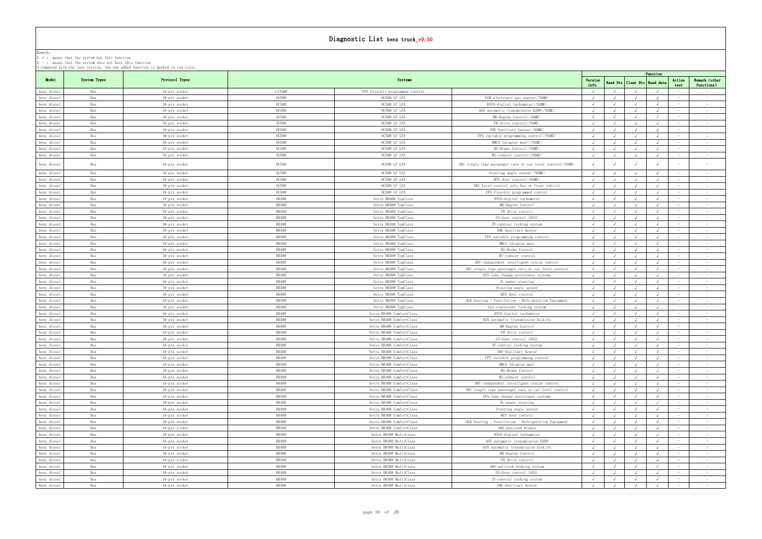# Diagnostic List benz truck_v9.50

Remark:
1. √ : means that the system has this function
2. － : means that the system does not have this function
3.compared with the last version, the new added function is marked in red color.

| Model | System Types | Protocol Types | Systems | | | Function | | | | | |
|---|---|---|---|---|---|---|---|---|---|---|---|
| | | | | | | Version Info. | Read Dtc | Clear Dtc | Read data | Action test | Remark (other functions) |
| benz diesel | Bus | 16-pin socket | CITARO | FPS Flexibly programmed control | | √ | √ | √ | √ | － | - |
| benz diesel | Bus | 16-pin socket | OC500 | OC500 LF LFA | EGM electronic gas engine</NAME> | √ | √ | √ | √ | － | - |
| benz diesel | Bus | 16-pin socket | OC500 | OC500 LF LFA | DTCO-digital tachometer</NAME> | √ | √ | √ | √ | － | - |
| benz diesel | Bus | 16-pin socket | OC500 | OC500 LF LFA | AGN automatic transmission E200</NAME> | √ | √ | √ | √ | － | - |
| benz diesel | Bus | 16-pin socket | OC500 | OC500 LF LFA | MR-Engine Control</NAME> | √ | √ | √ | √ | － | - |
| benz diesel | Bus | 16-pin socket | OC500 | OC500 LF LFA | FR drive control</NAME> | √ | √ | √ | √ | － | - |
| benz diesel | Bus | 16-pin socket | OC500 | OC500 LF LFA | ZHE-Auxiliary heater</NAME> | √ | √ | √ | √ | － | - |
| benz diesel | Bus | 16-pin socket | OC500 | OC500 LF LFA | FPS variable programming control</NAME> | √ | √ | √ | √ | － | - |
| benz diesel | Bus | 16-pin socket | OC500 | OC500 LF LFA | DMUX (display mux)</NAME> | √ | √ | √ | √ | － | - |
| benz diesel | Bus | 16-pin socket | OC500 | OC500 LF LFA | BS-Brake Control</NAME> | √ | √ | √ | √ | － | - |
| benz diesel | Bus | 16-pin socket | OC500 | OC500 LF LFA | RS-reducer control</NAME> | √ | √ | √ | √ | － | - |
| benz diesel | Bus | 16-pin socket | OC500 | OC500 LF LFA | NR1 single type passenger cars or car level control</NAME> | √ | √ | √ | √ | － | - |
| benz diesel | Bus | 16-pin socket | OC500 | OC500 LF LFA | Steering angle sensor</NAME> | √ | √ | √ | √ | － | - |
| benz diesel | Bus | 16-pin socket | OC500 | OC500 LF LFA | MTS door control</NAME> | √ | √ | √ | √ | － | - |
| benz diesel | Bus | 16-pin socket | OC500 | OC500 LF LFA | NR1 Level control solo bus or front vehicle | √ | √ | √ | √ | － | - |
| benz diesel | Bus | 16-pin socket | OC500 | OC500 LF LFA | FPS Flexibly programmed control | √ | √ | √ | √ | － | - |
| benz diesel | Bus | 16-pin socket | BR400 | Setra BR400 TopClass | DTCO-digital tachometer | √ | √ | √ | √ | － | - |
| benz diesel | Bus | 16-pin socket | BR400 | Setra BR400 TopClass | MR-Engine Control | √ | √ | √ | √ | － | - |
| benz diesel | Bus | 16-pin socket | BR400 | Setra BR400 TopClass | FR drive control | √ | √ | √ | √ | － | - |
| benz diesel | Bus | 16-pin socket | BR400 | Setra BR400 TopClass | GS-Gear control (AGS) | √ | √ | √ | √ | － | - |
| benz diesel | Bus | 16-pin socket | BR400 | Setra BR400 TopClass | ZV-central locking system | √ | √ | √ | √ | － | - |
| benz diesel | Bus | 16-pin socket | BR400 | Setra BR400 TopClass | ZHE-Auxiliary heater | √ | √ | √ | √ | － | - |
| benz diesel | Bus | 16-pin socket | BR400 | Setra BR400 TopClass | FPS variable programming control | √ | √ | √ | √ | － | - |
| benz diesel | Bus | 16-pin socket | BR400 | Setra BR400 TopClass | DMUX (display mux) | √ | √ | √ | √ | － | - |
| benz diesel | Bus | 16-pin socket | BR400 | Setra BR400 TopClass | BS-Brake Control | √ | √ | √ | √ | － | - |
| benz diesel | Bus | 16-pin socket | BR400 | Setra BR400 TopClass | RS-reducer control | √ | √ | √ | √ | － | - |
| benz diesel | Bus | 16-pin socket | BR400 | Setra BR400 TopClass | ART-independent intelligent cruise control | √ | √ | √ | √ | － | - |
| benz diesel | Bus | 16-pin socket | BR400 | Setra BR400 TopClass | NR1 single type passenger cars or car level control | √ | √ | √ | √ | － | - |
| benz diesel | Bus | 16-pin socket | BR400 | Setra BR400 TopClass | SPA-lane change assistance systems | √ | √ | √ | √ | － | - |
| benz diesel | Bus | 16-pin socket | BR400 | Setra BR400 TopClass | ZL-power steering | √ | √ | √ | √ | － | - |
| benz diesel | Bus | 16-pin socket | BR400 | Setra BR400 TopClass | Steering angle sensor | √ | √ | √ | √ | － | - |
| benz diesel | Bus | 16-pin socket | BR400 | Setra BR400 TopClass | MTS door control | √ | √ | √ | √ | － | - |
| benz diesel | Bus | 16-pin socket | BR400 | Setra BR400 TopClass | HLK heating - Ventilation - Refrigeration Equipment | √ | √ | √ | √ | － | - |
| benz diesel | Bus | 16-pin socket | BR400 | Setra BR400 TopClass | CLS-convenient locking system | √ | √ | √ | √ | － | - |
| benz diesel | Bus | 16-pin socket | BR400 | Setra BR400 ComfortClass | DTCO-digital tachometer | √ | √ | √ | √ | － | - |
| benz diesel | Bus | 16-pin socket | BR400 | Setra BR400 ComfortClass | AGN automatic transmission EcoLife | √ | √ | √ | √ | － | - |
| benz diesel | Bus | 16-pin socket | BR400 | Setra BR400 ComfortClass | MR-Engine Control | √ | √ | √ | √ | － | - |
| benz diesel | Bus | 16-pin socket | BR400 | Setra BR400 ComfortClass | FR drive control | √ | √ | √ | √ | － | - |
| benz diesel | Bus | 16-pin socket | BR400 | Setra BR400 ComfortClass | GS-Gear control (AGS) | √ | √ | √ | √ | － | - |
| benz diesel | Bus | 16-pin socket | BR400 | Setra BR400 ComfortClass | ZV-central locking system | √ | √ | √ | √ | － | - |
| benz diesel | Bus | 16-pin socket | BR400 | Setra BR400 ComfortClass | ZHE-Auxiliary heater | √ | √ | √ | √ | － | - |
| benz diesel | Bus | 16-pin socket | BR400 | Setra BR400 ComfortClass | FPS variable programming control | √ | √ | √ | √ | － | - |
| benz diesel | Bus | 16-pin socket | BR400 | Setra BR400 ComfortClass | DMUX (display mux) | √ | √ | √ | √ | － | - |
| benz diesel | Bus | 16-pin socket | BR400 | Setra BR400 ComfortClass | BS-Brake Control | √ | √ | √ | √ | － | - |
| benz diesel | Bus | 16-pin socket | BR400 | Setra BR400 ComfortClass | RS-reducer control | √ | √ | √ | √ | － | - |
| benz diesel | Bus | 16-pin socket | BR400 | Setra BR400 ComfortClass | ART-independent intelligent cruise control | √ | √ | √ | √ | － | - |
| benz diesel | Bus | 16-pin socket | BR400 | Setra BR400 ComfortClass | NR1 single type passenger cars or car level control | √ | √ | √ | √ | － | - |
| benz diesel | Bus | 16-pin socket | BR400 | Setra BR400 ComfortClass | SPA-lane change assistance systems | √ | √ | √ | √ | － | - |
| benz diesel | Bus | 16-pin socket | BR400 | Setra BR400 ComfortClass | ZL-power steering | √ | √ | √ | √ | － | - |
| benz diesel | Bus | 16-pin socket | BR400 | Setra BR400 ComfortClass | Steering angle sensor | √ | √ | √ | √ | － | - |
| benz diesel | Bus | 16-pin socket | BR400 | Setra BR400 ComfortClass | MTS door control | √ | √ | √ | √ | － | - |
| benz diesel | Bus | 16-pin socket | BR400 | Setra BR400 ComfortClass | HLK heating - Ventilation - Refrigeration Equipment | √ | √ | √ | √ | － | - |
| benz diesel | Bus | 16-pin socket | BR400 | Setra BR400 ComfortClass | ABA-assisted brakes | √ | √ | √ | √ | － | - |
| benz diesel | Bus | 16-pin socket | BR400 | Setra BR400 MultiClass | DTCO-digital tachometer | √ | √ | √ | √ | － | - |
| benz diesel | Bus | 16-pin socket | BR400 | Setra BR400 MultiClass | AGN automatic transmission E200 | √ | √ | √ | √ | － | - |
| benz diesel | Bus | 16-pin socket | BR400 | Setra BR400 MultiClass | AGN automatic transmission EcoLife | √ | √ | √ | √ | － | - |
| benz diesel | Bus | 16-pin socket | BR400 | Setra BR400 MultiClass | MR-Engine Control | √ | √ | √ | √ | － | - |
| benz diesel | Bus | 16-pin socket | BR400 | Setra BR400 MultiClass | FR drive control | √ | √ | √ | √ | － | - |
| benz diesel | Bus | 16-pin socket | BR400 | Setra BR400 MultiClass | ABS-antilock braking system | √ | √ | √ | √ | － | - |
| benz diesel | Bus | 16-pin socket | BR400 | Setra BR400 MultiClass | GS-Gear control (AGS) | √ | √ | √ | √ | － | - |
| benz diesel | Bus | 16-pin socket | BR400 | Setra BR400 MultiClass | ZV-central locking system | √ | √ | √ | √ | － | - |
| benz diesel | Bus | 16-pin socket | BR400 | Setra BR400 MultiClass | ZHE-Auxiliary heater | √ | √ | √ | √ | － | - |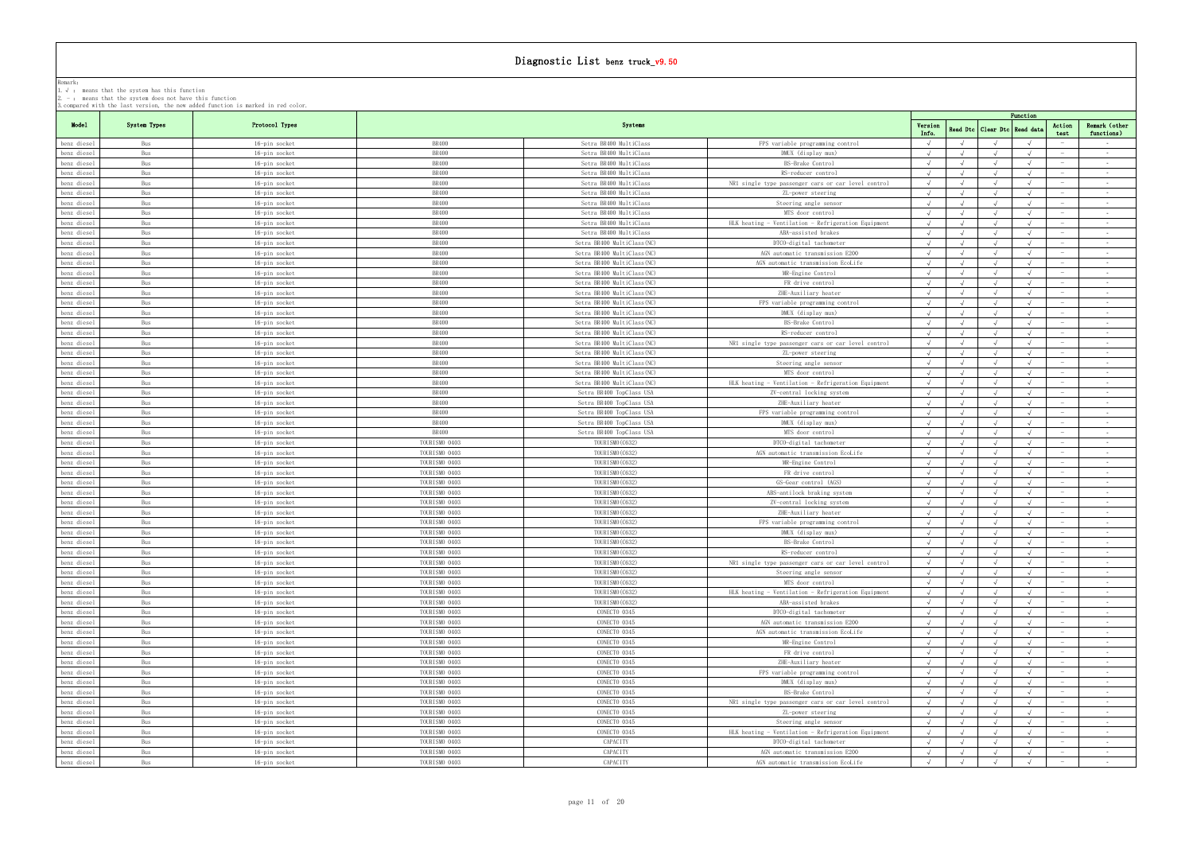# Diagnostic List benz truck_v9.50

Remark:
1. √ : means that the system has this function
2. － : means that the system does not have this function
3.compared with the last version, the new added function is marked in red color.

| Model | System Types | Protocol Types | Systems | | | Function | | | | | |
|---|---|---|---|---|---|---|---|---|---|---|---|
| | | | | | | Version Info. | Read Dtc | Clear Dtc | Read data | Action test | Remark (other functions) |
| benz diesel | Bus | 16-pin socket | BR400 | Setra BR400 MultiClass | FPS variable programming control | √ | √ | √ | √ | － | - |
| benz diesel | Bus | 16-pin socket | BR400 | Setra BR400 MultiClass | DMUX (display mux) | √ | √ | √ | √ | － | - |
| benz diesel | Bus | 16-pin socket | BR400 | Setra BR400 MultiClass | BS-Brake Control | √ | √ | √ | √ | － | - |
| benz diesel | Bus | 16-pin socket | BR400 | Setra BR400 MultiClass | RS-reducer control | √ | √ | √ | √ | － | - |
| benz diesel | Bus | 16-pin socket | BR400 | Setra BR400 MultiClass | NR1 single type passenger cars or car level control | √ | √ | √ | √ | － | - |
| benz diesel | Bus | 16-pin socket | BR400 | Setra BR400 MultiClass | ZL-power steering | √ | √ | √ | √ | － | - |
| benz diesel | Bus | 16-pin socket | BR400 | Setra BR400 MultiClass | Steering angle sensor | √ | √ | √ | √ | － | - |
| benz diesel | Bus | 16-pin socket | BR400 | Setra BR400 MultiClass | MTS door control | √ | √ | √ | √ | － | - |
| benz diesel | Bus | 16-pin socket | BR400 | Setra BR400 MultiClass | HLK heating - Ventilation - Refrigeration Equipment | √ | √ | √ | √ | － | - |
| benz diesel | Bus | 16-pin socket | BR400 | Setra BR400 MultiClass | ABA-assisted brakes | √ | √ | √ | √ | － | - |
| benz diesel | Bus | 16-pin socket | BR400 | Setra BR400 MultiClass(NC) | DTCO-digital tachometer | √ | √ | √ | √ | － | - |
| benz diesel | Bus | 16-pin socket | BR400 | Setra BR400 MultiClass(NC) | AGN automatic transmission E200 | √ | √ | √ | √ | － | - |
| benz diesel | Bus | 16-pin socket | BR400 | Setra BR400 MultiClass(NC) | AGN automatic transmission EcoLife | √ | √ | √ | √ | － | - |
| benz diesel | Bus | 16-pin socket | BR400 | Setra BR400 MultiClass(NC) | MR-Engine Control | √ | √ | √ | √ | － | - |
| benz diesel | Bus | 16-pin socket | BR400 | Setra BR400 MultiClass(NC) | FR drive control | √ | √ | √ | √ | － | - |
| benz diesel | Bus | 16-pin socket | BR400 | Setra BR400 MultiClass(NC) | ZHE-Auxiliary heater | √ | √ | √ | √ | － | - |
| benz diesel | Bus | 16-pin socket | BR400 | Setra BR400 MultiClass(NC) | FPS variable programming control | √ | √ | √ | √ | － | - |
| benz diesel | Bus | 16-pin socket | BR400 | Setra BR400 MultiClass(NC) | DMUX (display mux) | √ | √ | √ | √ | － | - |
| benz diesel | Bus | 16-pin socket | BR400 | Setra BR400 MultiClass(NC) | BS-Brake Control | √ | √ | √ | √ | － | - |
| benz diesel | Bus | 16-pin socket | BR400 | Setra BR400 MultiClass(NC) | RS-reducer control | √ | √ | √ | √ | － | - |
| benz diesel | Bus | 16-pin socket | BR400 | Setra BR400 MultiClass(NC) | NR1 single type passenger cars or car level control | √ | √ | √ | √ | － | - |
| benz diesel | Bus | 16-pin socket | BR400 | Setra BR400 MultiClass(NC) | ZL-power steering | √ | √ | √ | √ | － | - |
| benz diesel | Bus | 16-pin socket | BR400 | Setra BR400 MultiClass(NC) | Steering angle sensor | √ | √ | √ | √ | － | - |
| benz diesel | Bus | 16-pin socket | BR400 | Setra BR400 MultiClass(NC) | MTS door control | √ | √ | √ | √ | － | - |
| benz diesel | Bus | 16-pin socket | BR400 | Setra BR400 MultiClass(NC) | HLK heating - Ventilation - Refrigeration Equipment | √ | √ | √ | √ | － | - |
| benz diesel | Bus | 16-pin socket | BR400 | Setra BR400 TopClass USA | ZV-central locking system | √ | √ | √ | √ | － | - |
| benz diesel | Bus | 16-pin socket | BR400 | Setra BR400 TopClass USA | ZHE-Auxiliary heater | √ | √ | √ | √ | － | - |
| benz diesel | Bus | 16-pin socket | BR400 | Setra BR400 TopClass USA | FPS variable programming control | √ | √ | √ | √ | － | - |
| benz diesel | Bus | 16-pin socket | BR400 | Setra BR400 TopClass USA | DMUX (display mux) | √ | √ | √ | √ | － | - |
| benz diesel | Bus | 16-pin socket | BR400 | Setra BR400 TopClass USA | MTS door control | √ | √ | √ | √ | － | - |
| benz diesel | Bus | 16-pin socket | TOURISMO O403 | TOURISMO(C632) | DTCO-digital tachometer | √ | √ | √ | √ | － | - |
| benz diesel | Bus | 16-pin socket | TOURISMO O403 | TOURISMO(C632) | AGN automatic transmission EcoLife | √ | √ | √ | √ | － | - |
| benz diesel | Bus | 16-pin socket | TOURISMO O403 | TOURISMO(C632) | MR-Engine Control | √ | √ | √ | √ | － | - |
| benz diesel | Bus | 16-pin socket | TOURISMO O403 | TOURISMO(C632) | FR drive control | √ | √ | √ | √ | － | - |
| benz diesel | Bus | 16-pin socket | TOURISMO O403 | TOURISMO(C632) | GS-Gear control (AGS) | √ | √ | √ | √ | － | - |
| benz diesel | Bus | 16-pin socket | TOURISMO O403 | TOURISMO(C632) | ABS-antilock braking system | √ | √ | √ | √ | － | - |
| benz diesel | Bus | 16-pin socket | TOURISMO O403 | TOURISMO(C632) | ZV-central locking system | √ | √ | √ | √ | － | - |
| benz diesel | Bus | 16-pin socket | TOURISMO O403 | TOURISMO(C632) | ZHE-Auxiliary heater | √ | √ | √ | √ | － | - |
| benz diesel | Bus | 16-pin socket | TOURISMO O403 | TOURISMO(C632) | FPS variable programming control | √ | √ | √ | √ | － | - |
| benz diesel | Bus | 16-pin socket | TOURISMO O403 | TOURISMO(C632) | DMUX (display mux) | √ | √ | √ | √ | － | - |
| benz diesel | Bus | 16-pin socket | TOURISMO O403 | TOURISMO(C632) | BS-Brake Control | √ | √ | √ | √ | － | - |
| benz diesel | Bus | 16-pin socket | TOURISMO O403 | TOURISMO(C632) | RS-reducer control | √ | √ | √ | √ | － | - |
| benz diesel | Bus | 16-pin socket | TOURISMO O403 | TOURISMO(C632) | NR1 single type passenger cars or car level control | √ | √ | √ | √ | － | - |
| benz diesel | Bus | 16-pin socket | TOURISMO O403 | TOURISMO(C632) | Steering angle sensor | √ | √ | √ | √ | － | - |
| benz diesel | Bus | 16-pin socket | TOURISMO O403 | TOURISMO(C632) | MTS door control | √ | √ | √ | √ | － | - |
| benz diesel | Bus | 16-pin socket | TOURISMO O403 | TOURISMO(C632) | HLK heating - Ventilation - Refrigeration Equipment | √ | √ | √ | √ | － | - |
| benz diesel | Bus | 16-pin socket | TOURISMO O403 | TOURISMO(C632) | ABA-assisted brakes | √ | √ | √ | √ | － | - |
| benz diesel | Bus | 16-pin socket | TOURISMO O403 | CONECTO O345 | DTCO-digital tachometer | √ | √ | √ | √ | － | - |
| benz diesel | Bus | 16-pin socket | TOURISMO O403 | CONECTO O345 | AGN automatic transmission E200 | √ | √ | √ | √ | － | - |
| benz diesel | Bus | 16-pin socket | TOURISMO O403 | CONECTO O345 | AGN automatic transmission EcoLife | √ | √ | √ | √ | － | - |
| benz diesel | Bus | 16-pin socket | TOURISMO O403 | CONECTO O345 | MR-Engine Control | √ | √ | √ | √ | － | - |
| benz diesel | Bus | 16-pin socket | TOURISMO O403 | CONECTO O345 | FR drive control | √ | √ | √ | √ | － | - |
| benz diesel | Bus | 16-pin socket | TOURISMO O403 | CONECTO O345 | ZHE-Auxiliary heater | √ | √ | √ | √ | － | - |
| benz diesel | Bus | 16-pin socket | TOURISMO O403 | CONECTO O345 | FPS variable programming control | √ | √ | √ | √ | － | - |
| benz diesel | Bus | 16-pin socket | TOURISMO O403 | CONECTO O345 | DMUX (display mux) | √ | √ | √ | √ | － | - |
| benz diesel | Bus | 16-pin socket | TOURISMO O403 | CONECTO O345 | BS-Brake Control | √ | √ | √ | √ | － | - |
| benz diesel | Bus | 16-pin socket | TOURISMO O403 | CONECTO O345 | NR1 single type passenger cars or car level control | √ | √ | √ | √ | － | - |
| benz diesel | Bus | 16-pin socket | TOURISMO O403 | CONECTO O345 | ZL-power steering | √ | √ | √ | √ | － | - |
| benz diesel | Bus | 16-pin socket | TOURISMO O403 | CONECTO O345 | Steering angle sensor | √ | √ | √ | √ | － | - |
| benz diesel | Bus | 16-pin socket | TOURISMO O403 | CONECTO O345 | HLK heating - Ventilation - Refrigeration Equipment | √ | √ | √ | √ | － | - |
| benz diesel | Bus | 16-pin socket | TOURISMO O403 | CAPACITY | DTCO-digital tachometer | √ | √ | √ | √ | － | - |
| benz diesel | Bus | 16-pin socket | TOURISMO O403 | CAPACITY | AGN automatic transmission E200 | √ | √ | √ | √ | － | - |
| benz diesel | Bus | 16-pin socket | TOURISMO O403 | CAPACITY | AGN automatic transmission EcoLife | √ | √ | √ | √ | － | - |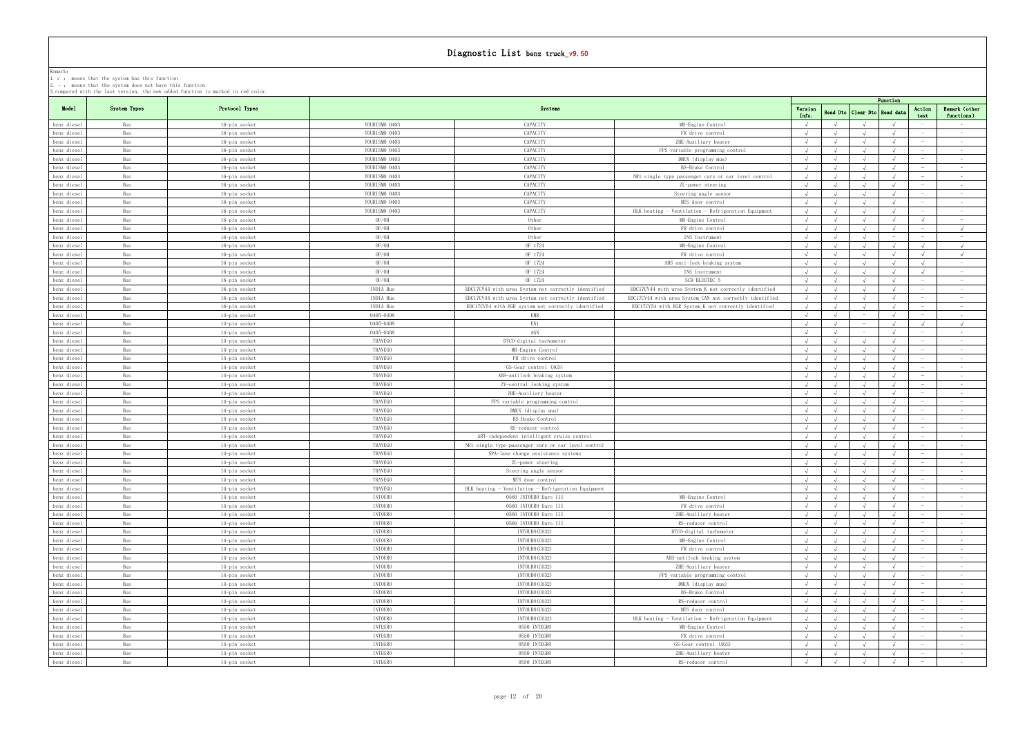# Diagnostic List benz truck_v9.50

Remark:
1. √ : means that the system has this function
2. — : means that the system does not have this function
3.compared with the last version, the new added function is marked in red color.

| Model | System Types | Protocol Types | Systems | | | Function | | | | | |
|---|---|---|---|---|---|---|---|---|---|---|---|
| | | | | | | Version Info. | Read Dtc | Clear Dtc | Read data | Action test | Remark (other functions) |
| benz diesel | Bus | 16-pin socket | TOURISMO 0403 | CAPACITY | MR-Engine Control | √ | √ | √ | √ | — | - |
| benz diesel | Bus | 16-pin socket | TOURISMO 0403 | CAPACITY | FR drive control | √ | √ | √ | √ | — | - |
| benz diesel | Bus | 16-pin socket | TOURISMO 0403 | CAPACITY | ZHE-Auxiliary heater | √ | √ | √ | √ | — | - |
| benz diesel | Bus | 16-pin socket | TOURISMO 0403 | CAPACITY | FPS variable programming control | √ | √ | √ | √ | — | - |
| benz diesel | Bus | 16-pin socket | TOURISMO 0403 | CAPACITY | DMUX (display mux) | √ | √ | √ | √ | — | - |
| benz diesel | Bus | 16-pin socket | TOURISMO 0403 | CAPACITY | BS-Brake Control | √ | √ | √ | √ | — | - |
| benz diesel | Bus | 16-pin socket | TOURISMO 0403 | CAPACITY | NR1 single type passenger cars or car level control | √ | √ | √ | √ | — | - |
| benz diesel | Bus | 16-pin socket | TOURISMO 0403 | CAPACITY | ZL-power steering | √ | √ | √ | √ | — | - |
| benz diesel | Bus | 16-pin socket | TOURISMO 0403 | CAPACITY | Steering angle sensor | √ | √ | √ | √ | — | - |
| benz diesel | Bus | 16-pin socket | TOURISMO 0403 | CAPACITY | MTS door control | √ | √ | √ | √ | — | - |
| benz diesel | Bus | 16-pin socket | TOURISMO 0403 | CAPACITY | HLK heating - Ventilation - Refrigeration Equipment | √ | √ | √ | √ | — | - |
| benz diesel | Bus | 16-pin socket | OF/OH | Other | MR-Engine Control | √ | √ | √ | √ | √ | — |
| benz diesel | Bus | 16-pin socket | OF/OH | Other | FR drive control | √ | √ | √ | √ | — | √ |
| benz diesel | Bus | 16-pin socket | OF/OH | Other | INS Instrument | √ | √ | √ | — | — | — |
| benz diesel | Bus | 16-pin socket | OF/OH | OF 1724 | MR-Engine Control | √ | √ | √ | √ | √ | √ |
| benz diesel | Bus | 16-pin socket | OF/OH | OF 1724 | FR drive control | √ | √ | √ | √ | √ | √ |
| benz diesel | Bus | 16-pin socket | OF/OH | OF 1724 | ABS anti-lock braking system | √ | √ | √ | √ | √ | — |
| benz diesel | Bus | 16-pin socket | OF/OH | OF 1724 | INS Instrument | √ | √ | √ | √ | √ | — |
| benz diesel | Bus | 16-pin socket | OF/OH | OF 1724 | SCR BLUETEC 5 | √ | √ | √ | √ | — | — |
| benz diesel | Bus | 16-pin socket | INDIA Bus | EDC17CV44 with urea System not correctly identified | EDC17CV44 with urea System_K not correctly identified | √ | √ | √ | √ | — | — |
| benz diesel | Bus | 16-pin socket | INDIA Bus | EDC17CV44 with urea System not correctly identified | EDC17CV44 with urea System_CAN not correctly identified | √ | √ | √ | √ | — | — |
| benz diesel | Bus | 16-pin socket | INDIA Bus | EDC17CV54 with EGR system not correctly identified | EDC17CV54 with EGR System_K not correctly identified | √ | √ | √ | √ | — | — |
| benz diesel | Bus | 14-pin socket | 0405-0408 | EMR | | √ | √ | — | √ | — | - |
| benz diesel | Bus | 14-pin socket | 0405-0408 | ENI | | √ | √ | — | √ | √ | √ |
| benz diesel | Bus | 14-pin socket | 0405-0408 | AGN | | √ | √ | — | √ | — | - |
| benz diesel | Bus | 14-pin socket | TRAVEGO | DTCO-digital tachometer | | √ | √ | √ | √ | — | - |
| benz diesel | Bus | 14-pin socket | TRAVEGO | MR-Engine Control | | √ | √ | √ | √ | — | - |
| benz diesel | Bus | 14-pin socket | TRAVEGO | FR drive control | | √ | √ | √ | √ | — | - |
| benz diesel | Bus | 14-pin socket | TRAVEGO | GS-Gear control (AGS) | | √ | √ | √ | √ | — | - |
| benz diesel | Bus | 14-pin socket | TRAVEGO | ABS-antilock braking system | | √ | √ | √ | √ | — | - |
| benz diesel | Bus | 14-pin socket | TRAVEGO | ZV-central locking system | | √ | √ | √ | √ | — | - |
| benz diesel | Bus | 14-pin socket | TRAVEGO | ZHE-Auxiliary heater | | √ | √ | √ | √ | — | - |
| benz diesel | Bus | 14-pin socket | TRAVEGO | FPS variable programming control | | √ | √ | √ | √ | — | - |
| benz diesel | Bus | 14-pin socket | TRAVEGO | DMUX (display mux) | | √ | √ | √ | √ | — | - |
| benz diesel | Bus | 14-pin socket | TRAVEGO | BS-Brake Control | | √ | √ | √ | √ | — | - |
| benz diesel | Bus | 14-pin socket | TRAVEGO | RS-reducer control | | √ | √ | √ | √ | — | - |
| benz diesel | Bus | 14-pin socket | TRAVEGO | ART-independent intelligent cruise control | | √ | √ | √ | √ | — | - |
| benz diesel | Bus | 14-pin socket | TRAVEGO | NR1 single type passenger cars or car level control | | √ | √ | √ | √ | — | - |
| benz diesel | Bus | 14-pin socket | TRAVEGO | SPA-lane change assistance systems | | √ | √ | √ | √ | — | - |
| benz diesel | Bus | 14-pin socket | TRAVEGO | ZL-power steering | | √ | √ | √ | √ | — | - |
| benz diesel | Bus | 14-pin socket | TRAVEGO | Steering angle sensor | | √ | √ | √ | √ | — | - |
| benz diesel | Bus | 14-pin socket | TRAVEGO | MTS door control | | √ | √ | √ | √ | — | - |
| benz diesel | Bus | 14-pin socket | TRAVEGO | HLK heating - Ventilation - Refrigeration Equipment | | √ | √ | √ | √ | — | - |
| benz diesel | Bus | 14-pin socket | INTOURO | 0560 INTOURO Euro III | MR-Engine Control | √ | √ | √ | √ | — | - |
| benz diesel | Bus | 14-pin socket | INTOURO | 0560 INTOURO Euro III | FR drive control | √ | √ | √ | √ | — | - |
| benz diesel | Bus | 14-pin socket | INTOURO | 0560 INTOURO Euro III | ZHE-Auxiliary heater | √ | √ | √ | √ | — | - |
| benz diesel | Bus | 14-pin socket | INTOURO | 0560 INTOURO Euro III | RS-reducer control | √ | √ | √ | √ | — | - |
| benz diesel | Bus | 14-pin socket | INTOURO | INTOURO(C632) | DTCO-digital tachometer | √ | √ | √ | √ | — | - |
| benz diesel | Bus | 14-pin socket | INTOURO | INTOURO(C632) | MR-Engine Control | √ | √ | √ | √ | — | - |
| benz diesel | Bus | 14-pin socket | INTOURO | INTOURO(C632) | FR drive control | √ | √ | √ | √ | — | - |
| benz diesel | Bus | 14-pin socket | INTOURO | INTOURO(C632) | ABS-antilock braking system | √ | √ | √ | √ | — | - |
| benz diesel | Bus | 14-pin socket | INTOURO | INTOURO(C632) | ZHE-Auxiliary heater | √ | √ | √ | √ | — | - |
| benz diesel | Bus | 14-pin socket | INTOURO | INTOURO(C632) | FPS variable programming control | √ | √ | √ | √ | — | - |
| benz diesel | Bus | 14-pin socket | INTOURO | INTOURO(C632) | DMUX (display mux) | √ | √ | √ | √ | — | - |
| benz diesel | Bus | 14-pin socket | INTOURO | INTOURO(C632) | BS-Brake Control | √ | √ | √ | √ | — | - |
| benz diesel | Bus | 14-pin socket | INTOURO | INTOURO(C632) | RS-reducer control | √ | √ | √ | √ | — | - |
| benz diesel | Bus | 14-pin socket | INTOURO | INTOURO(C632) | MTS door control | √ | √ | √ | √ | — | - |
| benz diesel | Bus | 14-pin socket | INTOURO | INTOURO(C632) | HLK heating - Ventilation - Refrigeration Equipment | √ | √ | √ | √ | — | - |
| benz diesel | Bus | 14-pin socket | INTEGRO | 0550 INTEGRO | MR-Engine Control | √ | √ | √ | √ | — | - |
| benz diesel | Bus | 14-pin socket | INTEGRO | 0550 INTEGRO | FR drive control | √ | √ | √ | √ | — | - |
| benz diesel | Bus | 14-pin socket | INTEGRO | 0550 INTEGRO | GS-Gear control (AGS) | √ | √ | √ | √ | — | - |
| benz diesel | Bus | 14-pin socket | INTEGRO | 0550 INTEGRO | ZHE-Auxiliary heater | √ | √ | √ | √ | — | - |
| benz diesel | Bus | 14-pin socket | INTEGRO | 0550 INTEGRO | RS-reducer control | √ | √ | √ | √ | — | - |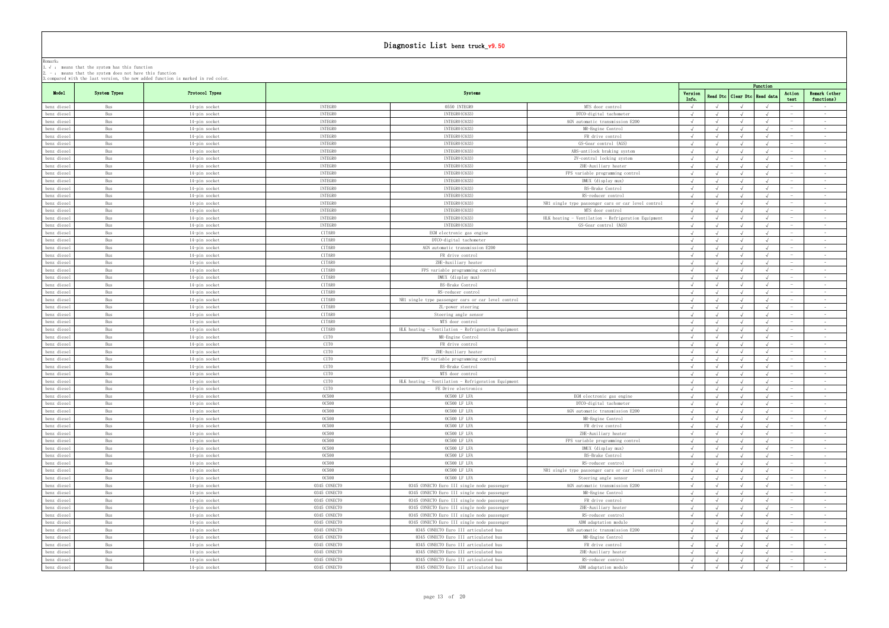# Diagnostic List benz truck_v9.50

Remark:
1. √ : means that the system has this function
2. — : means that the system does not have this function
3.compared with the last version, the new added function is marked in red color.

| Model | System Types | Protocol Types | Systems | | | Function | | | | | |
|---|---|---|---|---|---|---|---|---|---|---|---|
| | | | | | | Version Info. | Read Dtc | Clear Dtc | Read data | Action test | Remark (other functions) |
| benz diesel | Bus | 14-pin socket | INTEGRO | O550 INTEGRO | MTS door control | √ | √ | √ | √ | — | - |
| benz diesel | Bus | 14-pin socket | INTEGRO | INTEGRO(C633) | DTCO-digital tachometer | √ | √ | √ | √ | — | - |
| benz diesel | Bus | 14-pin socket | INTEGRO | INTEGRO(C633) | AGN automatic transmission E200 | √ | √ | √ | √ | — | - |
| benz diesel | Bus | 14-pin socket | INTEGRO | INTEGRO(C633) | MR-Engine Control | √ | √ | √ | √ | — | - |
| benz diesel | Bus | 14-pin socket | INTEGRO | INTEGRO(C633) | FR drive control | √ | √ | √ | √ | — | - |
| benz diesel | Bus | 14-pin socket | INTEGRO | INTEGRO(C633) | GS-Gear control (AGS) | √ | √ | √ | √ | — | - |
| benz diesel | Bus | 14-pin socket | INTEGRO | INTEGRO(C633) | ABS-antilock braking system | √ | √ | √ | √ | — | - |
| benz diesel | Bus | 14-pin socket | INTEGRO | INTEGRO(C633) | ZV-central locking system | √ | √ | √ | √ | — | - |
| benz diesel | Bus | 14-pin socket | INTEGRO | INTEGRO(C633) | ZHE-Auxiliary heater | √ | √ | √ | √ | — | - |
| benz diesel | Bus | 14-pin socket | INTEGRO | INTEGRO(C633) | FPS variable programming control | √ | √ | √ | √ | — | - |
| benz diesel | Bus | 14-pin socket | INTEGRO | INTEGRO(C633) | DMUX (display mux) | √ | √ | √ | √ | — | - |
| benz diesel | Bus | 14-pin socket | INTEGRO | INTEGRO(C633) | BS-Brake Control | √ | √ | √ | √ | — | - |
| benz diesel | Bus | 14-pin socket | INTEGRO | INTEGRO(C633) | RS-reducer control | √ | √ | √ | √ | — | - |
| benz diesel | Bus | 14-pin socket | INTEGRO | INTEGRO(C633) | NR1 single type passenger cars or car level control | √ | √ | √ | √ | — | - |
| benz diesel | Bus | 14-pin socket | INTEGRO | INTEGRO(C633) | MTS door control | √ | √ | √ | √ | — | - |
| benz diesel | Bus | 14-pin socket | INTEGRO | INTEGRO(C633) | HLK heating - Ventilation - Refrigeration Equipment | √ | √ | √ | √ | — | - |
| benz diesel | Bus | 14-pin socket | INTEGRO | INTEGRO(C633) | GS-Gear control (AGS) | √ | √ | √ | √ | — | - |
| benz diesel | Bus | 14-pin socket | CITARO | EGM electronic gas engine | | √ | √ | √ | √ | — | - |
| benz diesel | Bus | 14-pin socket | CITARO | DTCO-digital tachometer | | √ | √ | √ | √ | — | - |
| benz diesel | Bus | 14-pin socket | CITARO | AGN automatic transmission E200 | | √ | √ | √ | √ | — | - |
| benz diesel | Bus | 14-pin socket | CITARO | FR drive control | | √ | √ | √ | √ | — | - |
| benz diesel | Bus | 14-pin socket | CITARO | ZHE-Auxiliary heater | | √ | √ | √ | √ | — | - |
| benz diesel | Bus | 14-pin socket | CITARO | FPS variable programming control | | √ | √ | √ | √ | — | - |
| benz diesel | Bus | 14-pin socket | CITARO | DMUX (display mux) | | √ | √ | √ | √ | — | - |
| benz diesel | Bus | 14-pin socket | CITARO | BS-Brake Control | | √ | √ | √ | √ | — | - |
| benz diesel | Bus | 14-pin socket | CITARO | RS-reducer control | | √ | √ | √ | √ | — | - |
| benz diesel | Bus | 14-pin socket | CITARO | NR1 single type passenger cars or car level control | | √ | √ | √ | √ | — | - |
| benz diesel | Bus | 14-pin socket | CITARO | ZL-power steering | | √ | √ | √ | √ | — | - |
| benz diesel | Bus | 14-pin socket | CITARO | Steering angle sensor | | √ | √ | √ | √ | — | - |
| benz diesel | Bus | 14-pin socket | CITARO | MTS door control | | √ | √ | √ | √ | — | - |
| benz diesel | Bus | 14-pin socket | CITARO | HLK heating - Ventilation - Refrigeration Equipment | | √ | √ | √ | √ | — | - |
| benz diesel | Bus | 14-pin socket | CITO | MR-Engine Control | | √ | √ | √ | √ | — | - |
| benz diesel | Bus | 14-pin socket | CITO | FR drive control | | √ | √ | √ | √ | — | - |
| benz diesel | Bus | 14-pin socket | CITO | ZHE-Auxiliary heater | | √ | √ | √ | √ | — | - |
| benz diesel | Bus | 14-pin socket | CITO | FPS variable programming control | | √ | √ | √ | √ | — | - |
| benz diesel | Bus | 14-pin socket | CITO | BS-Brake Control | | √ | √ | √ | √ | — | - |
| benz diesel | Bus | 14-pin socket | CITO | MTS door control | | √ | √ | √ | √ | — | - |
| benz diesel | Bus | 14-pin socket | CITO | HLK heating - Ventilation - Refrigeration Equipment | | √ | √ | √ | √ | — | - |
| benz diesel | Bus | 14-pin socket | CITO | FE Drive electronics | | √ | √ | √ | √ | — | - |
| benz diesel | Bus | 14-pin socket | OC500 | OC500 LF LFA | EGM electronic gas engine | √ | √ | √ | √ | — | - |
| benz diesel | Bus | 14-pin socket | OC500 | OC500 LF LFA | DTCO-digital tachometer | √ | √ | √ | √ | — | - |
| benz diesel | Bus | 14-pin socket | OC500 | OC500 LF LFA | AGN automatic transmission E200 | √ | √ | √ | √ | — | - |
| benz diesel | Bus | 14-pin socket | OC500 | OC500 LF LFA | MR-Engine Control | √ | √ | √ | √ | — | √ |
| benz diesel | Bus | 14-pin socket | OC500 | OC500 LF LFA | FR drive control | √ | √ | √ | √ | — | - |
| benz diesel | Bus | 14-pin socket | OC500 | OC500 LF LFA | ZHE-Auxiliary heater | √ | √ | √ | √ | — | - |
| benz diesel | Bus | 14-pin socket | OC500 | OC500 LF LFA | FPS variable programming control | √ | √ | √ | √ | — | - |
| benz diesel | Bus | 14-pin socket | OC500 | OC500 LF LFA | DMUX (display mux) | √ | √ | √ | √ | — | - |
| benz diesel | Bus | 14-pin socket | OC500 | OC500 LF LFA | BS-Brake Control | √ | √ | √ | √ | — | - |
| benz diesel | Bus | 14-pin socket | OC500 | OC500 LF LFA | RS-reducer control | √ | √ | √ | √ | — | - |
| benz diesel | Bus | 14-pin socket | OC500 | OC500 LF LFA | NR1 single type passenger cars or car level control | √ | √ | √ | √ | — | - |
| benz diesel | Bus | 14-pin socket | OC500 | OC500 LF LFA | Steering angle sensor | √ | √ | √ | √ | — | - |
| benz diesel | Bus | 14-pin socket | O345 CONECTO | O345 CONECTO Euro III single node passenger | AGN automatic transmission E200 | √ | √ | √ | √ | — | - |
| benz diesel | Bus | 14-pin socket | O345 CONECTO | O345 CONECTO Euro III single node passenger | MR-Engine Control | √ | √ | √ | √ | — | - |
| benz diesel | Bus | 14-pin socket | O345 CONECTO | O345 CONECTO Euro III single node passenger | FR drive control | √ | √ | √ | √ | — | - |
| benz diesel | Bus | 14-pin socket | O345 CONECTO | O345 CONECTO Euro III single node passenger | ZHE-Auxiliary heater | √ | √ | √ | √ | — | - |
| benz diesel | Bus | 14-pin socket | O345 CONECTO | O345 CONECTO Euro III single node passenger | RS-reducer control | √ | √ | √ | √ | — | - |
| benz diesel | Bus | 14-pin socket | O345 CONECTO | O345 CONECTO Euro III single node passenger | ADM adaptation module | √ | √ | √ | √ | — | - |
| benz diesel | Bus | 14-pin socket | O345 CONECTO | O345 CONECTO Euro III articulated bus | AGN automatic transmission E200 | √ | √ | √ | √ | — | - |
| benz diesel | Bus | 14-pin socket | O345 CONECTO | O345 CONECTO Euro III articulated bus | MR-Engine Control | √ | √ | √ | √ | — | - |
| benz diesel | Bus | 14-pin socket | O345 CONECTO | O345 CONECTO Euro III articulated bus | FR drive control | √ | √ | √ | √ | — | - |
| benz diesel | Bus | 14-pin socket | O345 CONECTO | O345 CONECTO Euro III articulated bus | ZHE-Auxiliary heater | √ | √ | √ | √ | — | - |
| benz diesel | Bus | 14-pin socket | O345 CONECTO | O345 CONECTO Euro III articulated bus | RS-reducer control | √ | √ | √ | √ | — | - |
| benz diesel | Bus | 14-pin socket | O345 CONECTO | O345 CONECTO Euro III articulated bus | ADM adaptation module | √ | √ | √ | √ | — | - |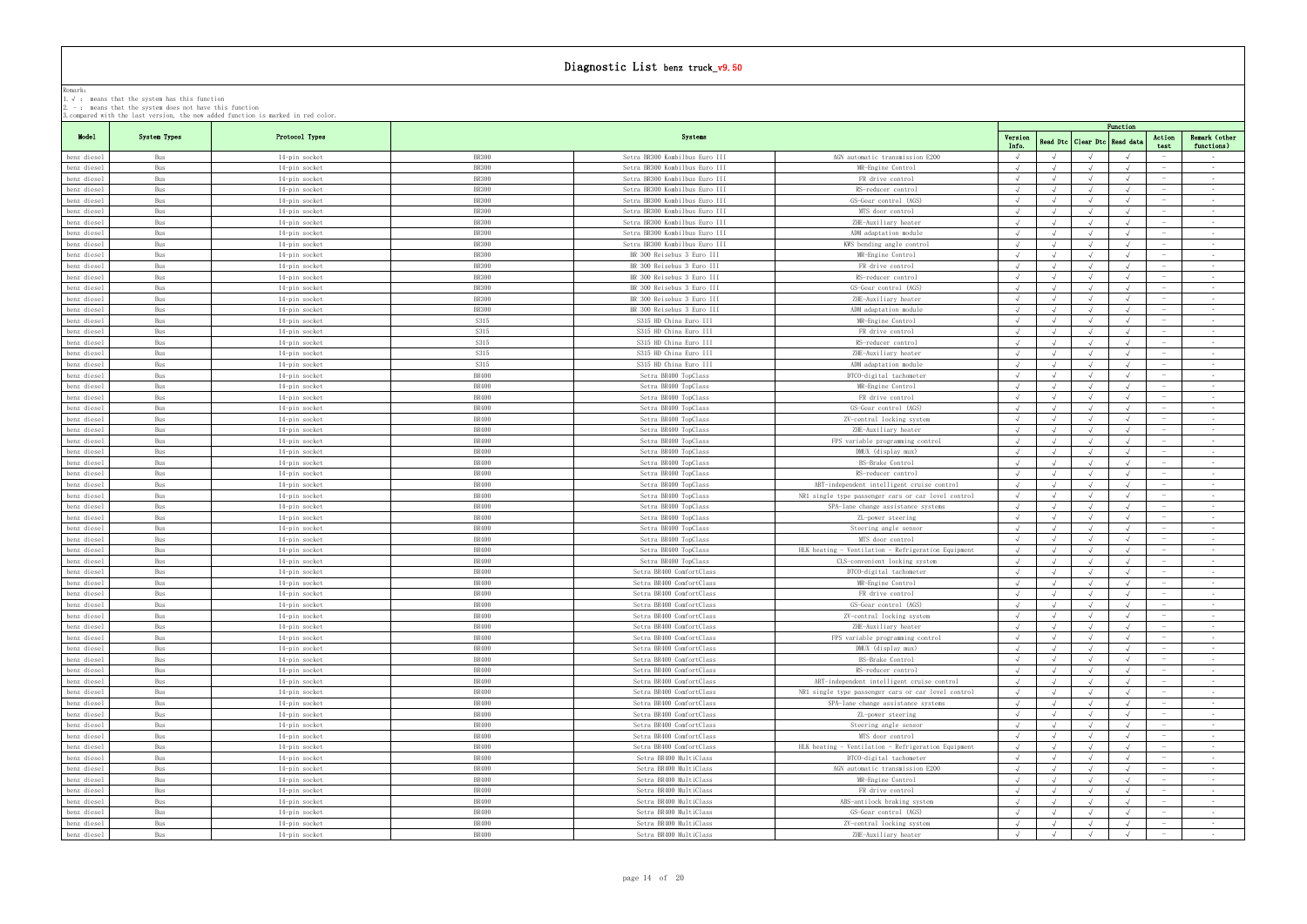# Diagnostic List benz truck_v9.50

Remark:
1. √ : means that the system has this function
2. — : means that the system does not have this function
3.compared with the last version, the new added function is marked in red color.

| Model | System Types | Protocol Types | Systems | | | Function | | | | | |
|---|---|---|---|---|---|---|---|---|---|---|---|
| | | | | | | Version Info. | Read Dtc | Clear Dtc | Read data | Action test | Remark (other functions) |
| benz diesel | Bus | 14-pin socket | BR300 | Setra BR300 Kombilbus Euro III | AGN automatic transmission E200 | √ | √ | √ | √ | — | - |
| benz diesel | Bus | 14-pin socket | BR300 | Setra BR300 Kombilbus Euro III | MR-Engine Control | √ | √ | √ | √ | — | - |
| benz diesel | Bus | 14-pin socket | BR300 | Setra BR300 Kombilbus Euro III | FR drive control | √ | √ | √ | √ | — | - |
| benz diesel | Bus | 14-pin socket | BR300 | Setra BR300 Kombilbus Euro III | RS-reducer control | √ | √ | √ | √ | — | - |
| benz diesel | Bus | 14-pin socket | BR300 | Setra BR300 Kombilbus Euro III | GS-Gear control (AGS) | √ | √ | √ | √ | — | - |
| benz diesel | Bus | 14-pin socket | BR300 | Setra BR300 Kombilbus Euro III | MTS door control | √ | √ | √ | √ | — | - |
| benz diesel | Bus | 14-pin socket | BR300 | Setra BR300 Kombilbus Euro III | ZHE-Auxiliary heater | √ | √ | √ | √ | — | - |
| benz diesel | Bus | 14-pin socket | BR300 | Setra BR300 Kombilbus Euro III | ADM adaptation module | √ | √ | √ | √ | — | - |
| benz diesel | Bus | 14-pin socket | BR300 | Setra BR300 Kombilbus Euro III | KWS bending angle control | √ | √ | √ | √ | — | - |
| benz diesel | Bus | 14-pin socket | BR300 | BR 300 Reisebus 3 Euro III | MR-Engine Control | √ | √ | √ | √ | — | - |
| benz diesel | Bus | 14-pin socket | BR300 | BR 300 Reisebus 3 Euro III | FR drive control | √ | √ | √ | √ | — | - |
| benz diesel | Bus | 14-pin socket | BR300 | BR 300 Reisebus 3 Euro III | RS-reducer control | √ | √ | √ | √ | — | - |
| benz diesel | Bus | 14-pin socket | BR300 | BR 300 Reisebus 3 Euro III | GS-Gear control (AGS) | √ | √ | √ | √ | — | - |
| benz diesel | Bus | 14-pin socket | BR300 | BR 300 Reisebus 3 Euro III | ZHE-Auxiliary heater | √ | √ | √ | √ | — | - |
| benz diesel | Bus | 14-pin socket | BR300 | BR 300 Reisebus 3 Euro III | ADM adaptation module | √ | √ | √ | √ | — | - |
| benz diesel | Bus | 14-pin socket | S315 | S315 HD China Euro III | MR-Engine Control | √ | √ | √ | √ | — | - |
| benz diesel | Bus | 14-pin socket | S315 | S315 HD China Euro III | FR drive control | √ | √ | √ | √ | — | - |
| benz diesel | Bus | 14-pin socket | S315 | S315 HD China Euro III | RS-reducer control | √ | √ | √ | √ | — | - |
| benz diesel | Bus | 14-pin socket | S315 | S315 HD China Euro III | ZHE-Auxiliary heater | √ | √ | √ | √ | — | - |
| benz diesel | Bus | 14-pin socket | S315 | S315 HD China Euro III | ADM adaptation module | √ | √ | √ | √ | — | - |
| benz diesel | Bus | 14-pin socket | BR400 | Setra BR400 TopClass | DTCO-digital tachometer | √ | √ | √ | √ | — | - |
| benz diesel | Bus | 14-pin socket | BR400 | Setra BR400 TopClass | MR-Engine Control | √ | √ | √ | √ | — | - |
| benz diesel | Bus | 14-pin socket | BR400 | Setra BR400 TopClass | FR drive control | √ | √ | √ | √ | — | - |
| benz diesel | Bus | 14-pin socket | BR400 | Setra BR400 TopClass | GS-Gear control (AGS) | √ | √ | √ | √ | — | - |
| benz diesel | Bus | 14-pin socket | BR400 | Setra BR400 TopClass | ZV-central locking system | √ | √ | √ | √ | — | - |
| benz diesel | Bus | 14-pin socket | BR400 | Setra BR400 TopClass | ZHE-Auxiliary heater | √ | √ | √ | √ | — | - |
| benz diesel | Bus | 14-pin socket | BR400 | Setra BR400 TopClass | FPS variable programming control | √ | √ | √ | √ | — | - |
| benz diesel | Bus | 14-pin socket | BR400 | Setra BR400 TopClass | DMUX (display mux) | √ | √ | √ | √ | — | - |
| benz diesel | Bus | 14-pin socket | BR400 | Setra BR400 TopClass | BS-Brake Control | √ | √ | √ | √ | — | - |
| benz diesel | Bus | 14-pin socket | BR400 | Setra BR400 TopClass | RS-reducer control | √ | √ | √ | √ | — | - |
| benz diesel | Bus | 14-pin socket | BR400 | Setra BR400 TopClass | ART-independent intelligent cruise control | √ | √ | √ | √ | — | - |
| benz diesel | Bus | 14-pin socket | BR400 | Setra BR400 TopClass | NR1 single type passenger cars or car level control | √ | √ | √ | √ | — | - |
| benz diesel | Bus | 14-pin socket | BR400 | Setra BR400 TopClass | SPA-lane change assistance systems | √ | √ | √ | √ | — | - |
| benz diesel | Bus | 14-pin socket | BR400 | Setra BR400 TopClass | ZL-power steering | √ | √ | √ | √ | — | - |
| benz diesel | Bus | 14-pin socket | BR400 | Setra BR400 TopClass | Steering angle sensor | √ | √ | √ | √ | — | - |
| benz diesel | Bus | 14-pin socket | BR400 | Setra BR400 TopClass | MTS door control | √ | √ | √ | √ | — | - |
| benz diesel | Bus | 14-pin socket | BR400 | Setra BR400 TopClass | HLK heating - Ventilation - Refrigeration Equipment | √ | √ | √ | √ | — | - |
| benz diesel | Bus | 14-pin socket | BR400 | Setra BR400 TopClass | CLS-convenient locking system | √ | √ | √ | √ | — | - |
| benz diesel | Bus | 14-pin socket | BR400 | Setra BR400 ComfortClass | DTCO-digital tachometer | √ | √ | √ | √ | — | - |
| benz diesel | Bus | 14-pin socket | BR400 | Setra BR400 ComfortClass | MR-Engine Control | √ | √ | √ | √ | — | - |
| benz diesel | Bus | 14-pin socket | BR400 | Setra BR400 ComfortClass | FR drive control | √ | √ | √ | √ | — | - |
| benz diesel | Bus | 14-pin socket | BR400 | Setra BR400 ComfortClass | GS-Gear control (AGS) | √ | √ | √ | √ | — | - |
| benz diesel | Bus | 14-pin socket | BR400 | Setra BR400 ComfortClass | ZV-central locking system | √ | √ | √ | √ | — | - |
| benz diesel | Bus | 14-pin socket | BR400 | Setra BR400 ComfortClass | ZHE-Auxiliary heater | √ | √ | √ | √ | — | - |
| benz diesel | Bus | 14-pin socket | BR400 | Setra BR400 ComfortClass | FPS variable programming control | √ | √ | √ | √ | — | - |
| benz diesel | Bus | 14-pin socket | BR400 | Setra BR400 ComfortClass | DMUX (display mux) | √ | √ | √ | √ | — | - |
| benz diesel | Bus | 14-pin socket | BR400 | Setra BR400 ComfortClass | BS-Brake Control | √ | √ | √ | √ | — | - |
| benz diesel | Bus | 14-pin socket | BR400 | Setra BR400 ComfortClass | RS-reducer control | √ | √ | √ | √ | — | - |
| benz diesel | Bus | 14-pin socket | BR400 | Setra BR400 ComfortClass | ART-independent intelligent cruise control | √ | √ | √ | √ | — | - |
| benz diesel | Bus | 14-pin socket | BR400 | Setra BR400 ComfortClass | NR1 single type passenger cars or car level control | √ | √ | √ | √ | — | - |
| benz diesel | Bus | 14-pin socket | BR400 | Setra BR400 ComfortClass | SPA-lane change assistance systems | √ | √ | √ | √ | — | - |
| benz diesel | Bus | 14-pin socket | BR400 | Setra BR400 ComfortClass | ZL-power steering | √ | √ | √ | √ | — | - |
| benz diesel | Bus | 14-pin socket | BR400 | Setra BR400 ComfortClass | Steering angle sensor | √ | √ | √ | √ | — | - |
| benz diesel | Bus | 14-pin socket | BR400 | Setra BR400 ComfortClass | MTS door control | √ | √ | √ | √ | — | - |
| benz diesel | Bus | 14-pin socket | BR400 | Setra BR400 ComfortClass | HLK heating - Ventilation - Refrigeration Equipment | √ | √ | √ | √ | — | - |
| benz diesel | Bus | 14-pin socket | BR400 | Setra BR400 MultiClass | DTCO-digital tachometer | √ | √ | √ | √ | — | - |
| benz diesel | Bus | 14-pin socket | BR400 | Setra BR400 MultiClass | AGN automatic transmission E200 | √ | √ | √ | √ | — | - |
| benz diesel | Bus | 14-pin socket | BR400 | Setra BR400 MultiClass | MR-Engine Control | √ | √ | √ | √ | — | - |
| benz diesel | Bus | 14-pin socket | BR400 | Setra BR400 MultiClass | FR drive control | √ | √ | √ | √ | — | - |
| benz diesel | Bus | 14-pin socket | BR400 | Setra BR400 MultiClass | ABS-antilock braking system | √ | √ | √ | √ | — | - |
| benz diesel | Bus | 14-pin socket | BR400 | Setra BR400 MultiClass | GS-Gear control (AGS) | √ | √ | √ | √ | — | - |
| benz diesel | Bus | 14-pin socket | BR400 | Setra BR400 MultiClass | ZV-central locking system | √ | √ | √ | √ | — | - |
| benz diesel | Bus | 14-pin socket | BR400 | Setra BR400 MultiClass | ZHE-Auxiliary heater | √ | √ | √ | √ | — | - |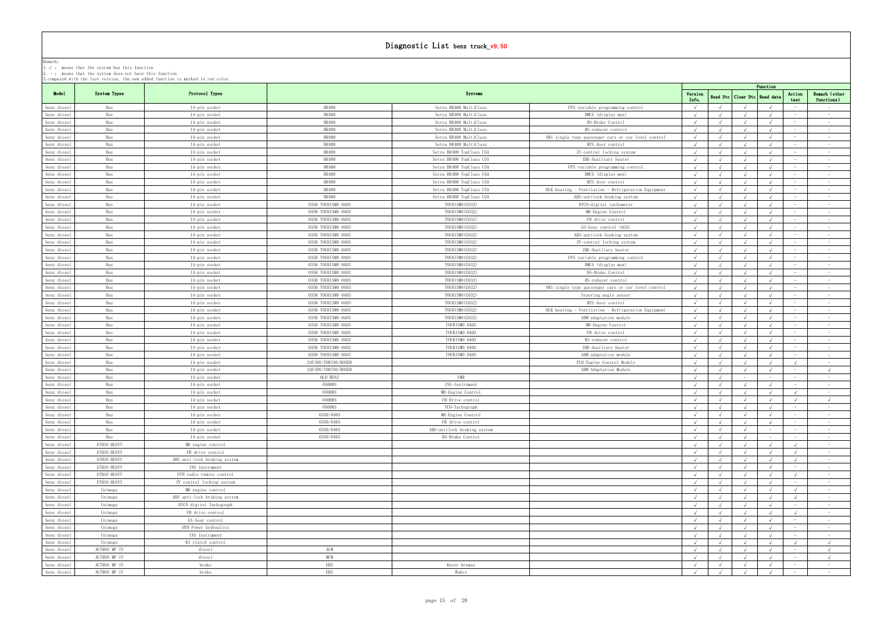# Diagnostic List benz truck_v9.50

Remark:
1. √ : means that the system has this function
2. - : means that the system does not have this function
3.compared with the last version, the new added function is marked in red color.

| Model | System Types | Protocol Types | Systems | | | Function | | | | | |
|---|---|---|---|---|---|---|---|---|---|---|---|
| | | | | | | Version Info. | Read Dtc | Clear Dtc | Read data | Action test | Remark (other functions) |
| benz diesel | Bus | 14-pin socket | BR400 | Setra BR400 MultiClass | FPS variable programming control | √ | √ | √ | √ | - | - |
| benz diesel | Bus | 14-pin socket | BR400 | Setra BR400 MultiClass | DMUX (display mux) | √ | √ | √ | √ | - | - |
| benz diesel | Bus | 14-pin socket | BR400 | Setra BR400 MultiClass | BS-Brake Control | √ | √ | √ | √ | - | - |
| benz diesel | Bus | 14-pin socket | BR400 | Setra BR400 MultiClass | RS-reducer control | √ | √ | √ | √ | - | - |
| benz diesel | Bus | 14-pin socket | BR400 | Setra BR400 MultiClass | NR1 single type passenger cars or car level control | √ | √ | √ | √ | - | - |
| benz diesel | Bus | 14-pin socket | BR400 | Setra BR400 MultiClass | MTS door control | √ | √ | √ | √ | - | - |
| benz diesel | Bus | 14-pin socket | BR400 | Setra BR400 TopClass USA | ZV-central locking system | √ | √ | √ | √ | - | - |
| benz diesel | Bus | 14-pin socket | BR400 | Setra BR400 TopClass USA | ZHE-Auxiliary heater | √ | √ | √ | √ | - | - |
| benz diesel | Bus | 14-pin socket | BR400 | Setra BR400 TopClass USA | FPS variable programming control | √ | √ | √ | √ | - | - |
| benz diesel | Bus | 14-pin socket | BR400 | Setra BR400 TopClass USA | DMUX (display mux) | √ | √ | √ | √ | - | - |
| benz diesel | Bus | 14-pin socket | BR400 | Setra BR400 TopClass USA | MTS door control | √ | √ | √ | √ | - | - |
| benz diesel | Bus | 14-pin socket | BR400 | Setra BR400 TopClass USA | HLK heating - Ventilation - Refrigeration Equipment | √ | √ | √ | √ | - | - |
| benz diesel | Bus | 14-pin socket | BR400 | Setra BR400 TopClass USA | ABS-antilock braking system | √ | √ | √ | √ | - | - |
| benz diesel | Bus | 14-pin socket | O350 TOURISMO O403 | TOURISMO(C632) | DTCO-digital tachometer | √ | √ | √ | √ | - | - |
| benz diesel | Bus | 14-pin socket | O350 TOURISMO O403 | TOURISMO(C632) | MR-Engine Control | √ | √ | √ | √ | - | - |
| benz diesel | Bus | 14-pin socket | O350 TOURISMO O403 | TOURISMO(C632) | FR drive control | √ | √ | √ | √ | - | - |
| benz diesel | Bus | 14-pin socket | O350 TOURISMO O403 | TOURISMO(C632) | GS-Gear control (AGS) | √ | √ | √ | √ | - | - |
| benz diesel | Bus | 14-pin socket | O350 TOURISMO O403 | TOURISMO(C632) | ABS-antilock braking system | √ | √ | √ | √ | - | - |
| benz diesel | Bus | 14-pin socket | O350 TOURISMO O403 | TOURISMO(C632) | ZV-central locking system | √ | √ | √ | √ | - | - |
| benz diesel | Bus | 14-pin socket | O350 TOURISMO O403 | TOURISMO(C632) | ZHE-Auxiliary heater | √ | √ | √ | √ | - | - |
| benz diesel | Bus | 14-pin socket | O350 TOURISMO O403 | TOURISMO(C632) | FPS variable programming control | √ | √ | √ | √ | - | - |
| benz diesel | Bus | 14-pin socket | O350 TOURISMO O403 | TOURISMO(C632) | DMUX (display mux) | √ | √ | √ | √ | - | - |
| benz diesel | Bus | 14-pin socket | O350 TOURISMO O403 | TOURISMO(C632) | BS-Brake Control | √ | √ | √ | √ | - | - |
| benz diesel | Bus | 14-pin socket | O350 TOURISMO O403 | TOURISMO(C632) | RS-reducer control | √ | √ | √ | √ | - | - |
| benz diesel | Bus | 14-pin socket | O350 TOURISMO O403 | TOURISMO(C632) | NR1 single type passenger cars or car level control | √ | √ | √ | √ | - | - |
| benz diesel | Bus | 14-pin socket | O350 TOURISMO O403 | TOURISMO(C632) | Steering angle sensor | √ | √ | √ | √ | - | - |
| benz diesel | Bus | 14-pin socket | O350 TOURISMO O403 | TOURISMO(C632) | MTS door control | √ | √ | √ | √ | - | - |
| benz diesel | Bus | 14-pin socket | O350 TOURISMO O403 | TOURISMO(C632) | HLK heating - Ventilation - Refrigeration Equipment | √ | √ | √ | √ | - | - |
| benz diesel | Bus | 14-pin socket | O350 TOURISMO O403 | TOURISMO(C632) | ADM adaptation module | √ | √ | √ | √ | - | - |
| benz diesel | Bus | 14-pin socket | O350 TOURISMO O403 | TOURISMO O403 | MR-Engine Control | √ | √ | √ | √ | - | - |
| benz diesel | Bus | 14-pin socket | O350 TOURISMO O403 | TOURISMO O403 | FR drive control | √ | √ | √ | √ | - | - |
| benz diesel | Bus | 14-pin socket | O350 TOURISMO O403 | TOURISMO O403 | RS-reducer control | √ | √ | √ | √ | - | - |
| benz diesel | Bus | 14-pin socket | O350 TOURISMO O403 | TOURISMO O403 | ZHE-Auxiliary heater | √ | √ | √ | √ | - | - |
| benz diesel | Bus | 14-pin socket | O350 TOURISMO O403 | TOURISMO O403 | ADM adaptation module | √ | √ | √ | √ | - | - |
| benz diesel | Bus | 14-pin socket | ZAFIRO/TORINO/BOXER | | PLD Engine Control Module | √ | √ | √ | √ | √ | - |
| benz diesel | Bus | 14-pin socket | ZAFIRO/TORINO/BOXER | | ADM Adaptation Module | √ | √ | √ | √ | - | √ |
| benz diesel | Bus | 14-pin socket | OLD BENZ | FMR | | √ | √ | - | - | - | - |
| benz diesel | Bus | 14-pin socket | O500RS | INS-Instrument | | √ | √ | √ | √ | - | - |
| benz diesel | Bus | 14-pin socket | O500RS | MR-Engine Control | | √ | √ | √ | √ | √ | - |
| benz diesel | Bus | 14-pin socket | O500RS | FR-Drive control | | √ | √ | √ | √ | √ | √ |
| benz diesel | Bus | 14-pin socket | O500RS | TCO-Tachograph | | √ | √ | √ | √ | - | - |
| benz diesel | Bus | 14-pin socket | O350/O403 | MR-Engine Control | | √ | √ | √ | √ | - | - |
| benz diesel | Bus | 14-pin socket | O350/O403 | FR drive control | | √ | √ | √ | √ | - | - |
| benz diesel | Bus | 14-pin socket | O350/O403 | ABS-antilock braking system | | √ | √ | √ | - | - | - |
| benz diesel | Bus | 14-pin socket | O350/O403 | BS-Brake Control | | √ | √ | √ | - | - | - |
| benz diesel | ATEGO HEAVY | MR engine control | | | | √ | √ | √ | √ | √ | - |
| benz diesel | ATEGO HEAVY | FR drive control | | | | √ | √ | √ | √ | √ | - |
| benz diesel | ATEGO HEAVY | ABS anti-lock braking system | | | | √ | √ | √ | √ | √ | - |
| benz diesel | ATEGO HEAVY | INS Instrument | | | | √ | √ | √ | √ | - | - |
| benz diesel | ATEGO HEAVY | FFB radio remote control | | | | √ | √ | √ | √ | √ | - |
| benz diesel | ATEGO HEAVY | ZV central locking system | | | | √ | √ | √ | √ | - | - |
| benz diesel | Unimogs | MR engine control | | | | √ | √ | √ | √ | √ | - |
| benz diesel | Unimogs | ABS anti-lock braking system | | | | √ | √ | √ | √ | √ | - |
| benz diesel | Unimogs | DTCO digital Tachograph | | | | √ | √ | √ | √ | - | - |
| benz diesel | Unimogs | FR drive control | | | | √ | √ | √ | √ | √ | - |
| benz diesel | Unimogs | GS Gear control | | | | √ | √ | √ | √ | - | - |
| benz diesel | Unimogs | HYD Power hydraulics | | | | √ | √ | √ | √ | - | - |
| benz diesel | Unimogs | INS Instrument | | | | √ | √ | √ | √ | - | - |
| benz diesel | Unimogs | KS clutch control | | | | √ | √ | √ | √ | √ | √ |
| benz diesel | ACTROS MP IV | diesel | ACM | | | √ | √ | √ | √ | - | √ |
| benz diesel | ACTROS MP IV | diesel | MCM | | | √ | √ | √ | √ | - | √ |
| benz diesel | ACTROS MP IV | brake | EBS | Knorr bremse | | √ | √ | √ | √ | - | - |
| benz diesel | ACTROS MP IV | brake | EBS | Wabco | | √ | √ | √ | √ | - | - |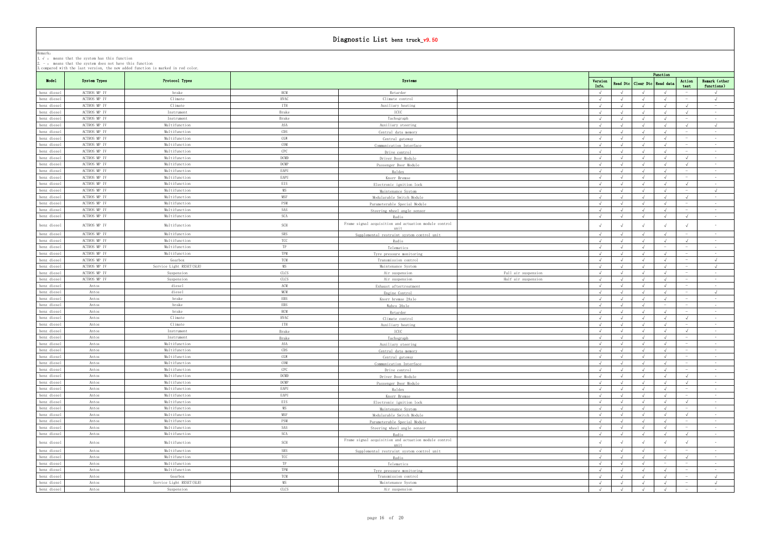# Diagnostic List benz truck_v9.50

Remark:
1. √ : means that the system has this function
2. — : means that the system does not have this function
3.compared with the last version, the new added function is marked in red color.

| Model | System Types | Protocol Types | Systems | | | Function | | | | | |
|---|---|---|---|---|---|---|---|---|---|---|---|
| | | | | | | Version Info. | Read Dtc | Clear Dtc | Read data | Action test | Remark (other functions) |
| benz diesel | ACTROS MP IV | brake | RCM | Retarder | | √ | √ | √ | √ | — | √ |
| benz diesel | ACTROS MP IV | Climate | HVAC | Climate control | | √ | √ | √ | √ | — | √ |
| benz diesel | ACTROS MP IV | Climate | ITH | Auxiliary heating | | √ | √ | √ | √ | √ | — |
| benz diesel | ACTROS MP IV | Instrument | Brake | ICUC | | √ | √ | √ | √ | √ | - |
| benz diesel | ACTROS MP IV | Instrument | Brake | Tachograph | | √ | √ | √ | √ | — | - |
| benz diesel | ACTROS MP IV | Multifunction | ASA | Auxiliary steering | | √ | √ | √ | √ | √ | √ |
| benz diesel | ACTROS MP IV | Multifunction | CDS | Central data memory | | √ | √ | √ | √ | — | - |
| benz diesel | ACTROS MP IV | Multifunction | CGW | Central gateway | | √ | √ | √ | √ | — | - |
| benz diesel | ACTROS MP IV | Multifunction | COM | Communication Interface | | √ | √ | √ | √ | — | - |
| benz diesel | ACTROS MP IV | Multifunction | CPC | Drive control | | √ | √ | √ | √ | — | - |
| benz diesel | ACTROS MP IV | Multifunction | DCMD | Driver Door Module | | √ | √ | √ | √ | √ | - |
| benz diesel | ACTROS MP IV | Multifunction | DCMP | Passenger Door Module | | √ | √ | √ | √ | √ | - |
| benz diesel | ACTROS MP IV | Multifunction | EAPU | Haldex | | √ | √ | √ | √ | — | - |
| benz diesel | ACTROS MP IV | Multifunction | EAPU | Knorr Bremse | | √ | √ | √ | √ | — | - |
| benz diesel | ACTROS MP IV | Multifunction | EIS | Electronic ignition lock | | √ | √ | √ | √ | √ | - |
| benz diesel | ACTROS MP IV | Multifunction | MS | Maintenance System | | √ | √ | √ | √ | — | √ |
| benz diesel | ACTROS MP IV | Multifunction | MSF | Modularable Switch Module | | √ | √ | √ | √ | √ | - |
| benz diesel | ACTROS MP IV | Multifunction | PSM | Parameterable Special Module | | √ | √ | √ | √ | — | - |
| benz diesel | ACTROS MP IV | Multifunction | SAS | Steering wheel angle sensor | | √ | √ | √ | √ | — | - |
| benz diesel | ACTROS MP IV | Multifunction | SCA | Radio | | √ | √ | √ | √ | √ | - |
| benz diesel | ACTROS MP IV | Multifunction | SCH | Frame signal acquisition and actuation module control unit | | √ | √ | √ | √ | √ | - |
| benz diesel | ACTROS MP IV | Multifunction | SRS | Supplemental restraint system control unit | | √ | √ | √ | √ | — | - |
| benz diesel | ACTROS MP IV | Multifunction | TCC | Radio | | √ | √ | √ | √ | √ | - |
| benz diesel | ACTROS MP IV | Multifunction | TP | Telematics | | √ | √ | √ | — | — | - |
| benz diesel | ACTROS MP IV | Multifunction | TPM | Tyre pressure monitoring | | √ | √ | √ | √ | — | - |
| benz diesel | ACTROS MP IV | Gearbox | TCM | Transmission control | | √ | √ | √ | √ | — | √ |
| benz diesel | ACTROS MP IV | Service Light RESET(SLR) | MS | Maintenance System | | √ | √ | √ | √ | — | √ |
| benz diesel | ACTROS MP IV | Suspension | CLCS | Air suspension | Full air suspension | √ | √ | √ | √ | — | - |
| benz diesel | ACTROS MP IV | Suspension | CLCS | Air suspension | Half air suspension | √ | √ | √ | √ | — | - |
| benz diesel | Antos | diesel | ACM | Exhaust aftertreatment | | √ | √ | √ | √ | — | - |
| benz diesel | Antos | diesel | MCM | Engine Control | | √ | √ | √ | √ | — | √ |
| benz diesel | Antos | brake | EBS | Knorr bremse 2Axle | | √ | √ | √ | √ | — | - |
| benz diesel | Antos | brake | EBS | Wabco 3Axle | | √ | √ | √ | — | — | - |
| benz diesel | Antos | brake | RCM | Retarder | | √ | √ | √ | √ | — | - |
| benz diesel | Antos | Climate | HVAC | Climate control | | √ | √ | √ | √ | √ | - |
| benz diesel | Antos | Climate | ITH | Auxiliary heating | | √ | √ | √ | √ | — | - |
| benz diesel | Antos | Instrument | Brake | ICUC | | √ | √ | √ | √ | √ | - |
| benz diesel | Antos | Instrument | Brake | Tachograph | | √ | √ | √ | √ | — | - |
| benz diesel | Antos | Multifunction | ASA | Auxiliary steering | | √ | √ | √ | √ | — | - |
| benz diesel | Antos | Multifunction | CDS | Central data memory | | √ | √ | √ | √ | — | - |
| benz diesel | Antos | Multifunction | CGW | Central gateway | | √ | √ | √ | √ | — | - |
| benz diesel | Antos | Multifunction | COM | Communication Interface | | √ | √ | √ | √ | — | - |
| benz diesel | Antos | Multifunction | CPC | Drive control | | √ | √ | √ | √ | — | - |
| benz diesel | Antos | Multifunction | DCMD | Driver Door Module | | √ | √ | √ | √ | √ | - |
| benz diesel | Antos | Multifunction | DCMP | Passenger Door Module | | √ | √ | √ | √ | √ | - |
| benz diesel | Antos | Multifunction | EAPU | Haldex | | √ | √ | √ | √ | — | - |
| benz diesel | Antos | Multifunction | EAPU | Knorr Bremse | | √ | √ | √ | √ | — | - |
| benz diesel | Antos | Multifunction | EIS | Electronic ignition lock | | √ | √ | √ | √ | √ | - |
| benz diesel | Antos | Multifunction | MS | Maintenance System | | √ | √ | √ | √ | — | - |
| benz diesel | Antos | Multifunction | MSF | Modularable Switch Module | | √ | √ | √ | √ | √ | - |
| benz diesel | Antos | Multifunction | PSM | Parameterable Special Module | | √ | √ | √ | √ | — | - |
| benz diesel | Antos | Multifunction | SAS | Steering wheel angle sensor | | √ | √ | √ | √ | — | - |
| benz diesel | Antos | Multifunction | SCA | Radio | | √ | √ | √ | √ | √ | - |
| benz diesel | Antos | Multifunction | SCH | Frame signal acquisition and actuation module control unit | | √ | √ | √ | √ | √ | - |
| benz diesel | Antos | Multifunction | SRS | Supplemental restraint system control unit | | √ | √ | √ | — | — | - |
| benz diesel | Antos | Multifunction | TCC | Radio | | √ | √ | √ | √ | √ | - |
| benz diesel | Antos | Multifunction | TP | Telematics | | √ | √ | √ | — | — | - |
| benz diesel | Antos | Multifunction | TPM | Tyre pressure monitoring | | √ | √ | √ | √ | — | - |
| benz diesel | Antos | Gearbox | TCM | Transmission control | | √ | √ | √ | √ | — | √ |
| benz diesel | Antos | Service Light RESET(SLR) | MS | Maintenance System | | √ | √ | √ | √ | — | √ |
| benz diesel | Antos | Suspension | CLCS | Air suspension | | √ | √ | √ | √ | — | - |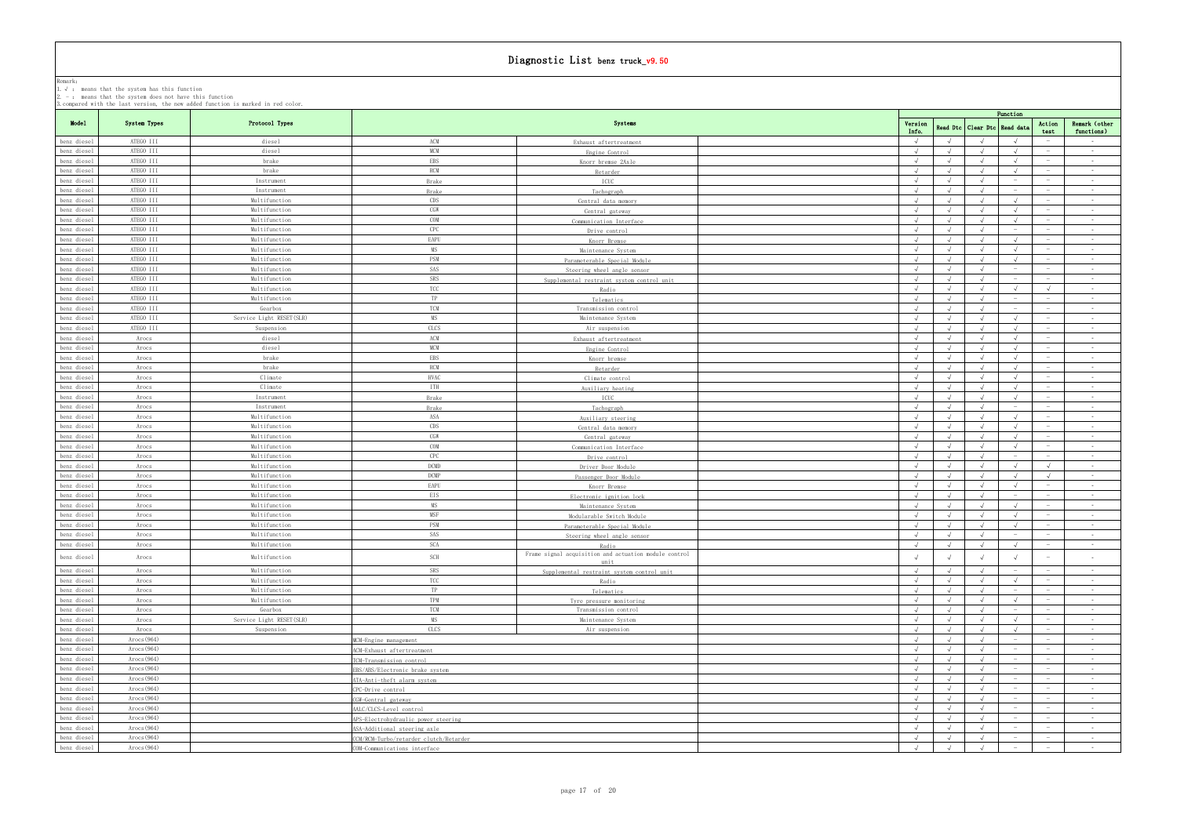# Diagnostic List benz truck_v9.50

Remark:
1. √ : means that the system has this function
2. — : means that the system does not have this function
3.compared with the last version, the new added function is marked in red color.

| Model | System Types | Protocol Types | Systems | | Function | | | | | |
|---|---|---|---|---|---|---|---|---|---|---|
| | | | | | Version Info. | Read Dtc | Clear Dtc | Read data | Action test | Remark (other functions) |
| benz diesel | ATEGO III | diesel | ACM | Exhaust aftertreatment | √ | √ | √ | √ | — | - |
| benz diesel | ATEGO III | diesel | MCM | Engine Control | √ | √ | √ | √ | — | - |
| benz diesel | ATEGO III | brake | EBS | Knorr bremse 2Axle | √ | √ | √ | √ | — | - |
| benz diesel | ATEGO III | brake | RCM | Retarder | √ | √ | √ | √ | — | - |
| benz diesel | ATEGO III | Instrument | Brake | ICUC | √ | √ | √ | — | — | - |
| benz diesel | ATEGO III | Instrument | Brake | Tachograph | √ | √ | √ | — | — | - |
| benz diesel | ATEGO III | Multifunction | CDS | Central data memory | √ | √ | √ | √ | — | - |
| benz diesel | ATEGO III | Multifunction | CGW | Central gateway | √ | √ | √ | √ | — | - |
| benz diesel | ATEGO III | Multifunction | COM | Communication Interface | √ | √ | √ | √ | — | - |
| benz diesel | ATEGO III | Multifunction | CPC | Drive control | √ | √ | √ | — | — | - |
| benz diesel | ATEGO III | Multifunction | EAPU | Knorr Bremse | √ | √ | √ | √ | — | - |
| benz diesel | ATEGO III | Multifunction | MS | Maintenance System | √ | √ | √ | √ | — | - |
| benz diesel | ATEGO III | Multifunction | PSM | Parameterable Special Module | √ | √ | √ | √ | — | - |
| benz diesel | ATEGO III | Multifunction | SAS | Steering wheel angle sensor | √ | √ | √ | — | — | - |
| benz diesel | ATEGO III | Multifunction | SRS | Supplemental restraint system control unit | √ | √ | √ | — | — | - |
| benz diesel | ATEGO III | Multifunction | TCC | Radio | √ | √ | √ | √ | √ | - |
| benz diesel | ATEGO III | Multifunction | TP | Telematics | √ | √ | √ | — | — | - |
| benz diesel | ATEGO III | Gearbox | TCM | Transmission control | √ | √ | √ | — | — | - |
| benz diesel | ATEGO III | Service Light RESET(SLR) | MS | Maintenance System | √ | √ | √ | √ | — | - |
| benz diesel | ATEGO III | Suspension | CLCS | Air suspension | √ | √ | √ | √ | — | - |
| benz diesel | Arocs | diesel | ACM | Exhaust aftertreatment | √ | √ | √ | √ | — | - |
| benz diesel | Arocs | diesel | MCM | Engine Control | √ | √ | √ | √ | — | - |
| benz diesel | Arocs | brake | EBS | Knorr bremse | √ | √ | √ | √ | — | - |
| benz diesel | Arocs | brake | RCM | Retarder | √ | √ | √ | √ | — | - |
| benz diesel | Arocs | Climate | HVAC | Climate control | √ | √ | √ | √ | — | - |
| benz diesel | Arocs | Climate | ITH | Auxiliary heating | √ | √ | √ | √ | — | - |
| benz diesel | Arocs | Instrument | Brake | ICUC | √ | √ | √ | √ | — | - |
| benz diesel | Arocs | Instrument | Brake | Tachograph | √ | √ | √ | — | — | - |
| benz diesel | Arocs | Multifunction | ASA | Auxiliary steering | √ | √ | √ | √ | — | - |
| benz diesel | Arocs | Multifunction | CDS | Central data memory | √ | √ | √ | √ | — | - |
| benz diesel | Arocs | Multifunction | CGW | Central gateway | √ | √ | √ | √ | — | - |
| benz diesel | Arocs | Multifunction | COM | Communication Interface | √ | √ | √ | √ | — | - |
| benz diesel | Arocs | Multifunction | CPC | Drive control | √ | √ | √ | — | — | - |
| benz diesel | Arocs | Multifunction | DCMD | Driver Door Module | √ | √ | √ | √ | √ | - |
| benz diesel | Arocs | Multifunction | DCMP | Passenger Door Module | √ | √ | √ | √ | √ | - |
| benz diesel | Arocs | Multifunction | EAPU | Knorr Bremse | √ | √ | √ | √ | — | - |
| benz diesel | Arocs | Multifunction | EIS | Electronic ignition lock | √ | √ | √ | — | — | - |
| benz diesel | Arocs | Multifunction | MS | Maintenance System | √ | √ | √ | √ | — | - |
| benz diesel | Arocs | Multifunction | MSF | Modularable Switch Module | √ | √ | √ | √ | — | - |
| benz diesel | Arocs | Multifunction | PSM | Parameterable Special Module | √ | √ | √ | √ | — | - |
| benz diesel | Arocs | Multifunction | SAS | Steering wheel angle sensor | √ | √ | √ | — | — | - |
| benz diesel | Arocs | Multifunction | SCA | Radio | √ | √ | √ | √ | — | - |
| benz diesel | Arocs | Multifunction | SCH | Frame signal acquisition and actuation module control unit | √ | √ | √ | √ | — | - |
| benz diesel | Arocs | Multifunction | SRS | Supplemental restraint system control unit | √ | √ | √ | — | — | - |
| benz diesel | Arocs | Multifunction | TCC | Radio | √ | √ | √ | √ | — | - |
| benz diesel | Arocs | Multifunction | TP | Telematics | √ | √ | √ | — | — | - |
| benz diesel | Arocs | Multifunction | TPM | Tyre pressure monitoring | √ | √ | √ | √ | — | - |
| benz diesel | Arocs | Gearbox | TCM | Transmission control | √ | √ | √ | — | — | - |
| benz diesel | Arocs | Service Light RESET(SLR) | MS | Maintenance System | √ | √ | √ | √ | — | - |
| benz diesel | Arocs | Suspension | CLCS | Air suspension | √ | √ | √ | √ | — | - |
| benz diesel | Arocs(964) | | MCM-Engine management | | √ | √ | √ | — | — | - |
| benz diesel | Arocs(964) | | ACM-Exhaust aftertreatment | | √ | √ | √ | — | — | - |
| benz diesel | Arocs(964) | | TCM-Transmission control | | √ | √ | √ | — | — | - |
| benz diesel | Arocs(964) | | EBS/ABS/Electronic brake system | | √ | √ | √ | — | — | - |
| benz diesel | Arocs(964) | | ATA-Anti-theft alarm system | | √ | √ | √ | — | — | - |
| benz diesel | Arocs(964) | | CPC-Drive control | | √ | √ | √ | — | — | - |
| benz diesel | Arocs(964) | | CGW-Central gateway | | √ | √ | √ | — | — | - |
| benz diesel | Arocs(964) | | AALC/CLCS-Level control | | √ | √ | √ | — | — | - |
| benz diesel | Arocs(964) | | APS-Electrohydraulic power steering | | √ | √ | √ | — | — | - |
| benz diesel | Arocs(964) | | ASA-Additional steering axle | | √ | √ | √ | — | — | - |
| benz diesel | Arocs(964) | | CCM/RCM-Turbo/retarder clutch/Retarder | | √ | √ | √ | — | — | - |
| benz diesel | Arocs(964) | | COM-Communications interface | | √ | √ | √ | — | — | - |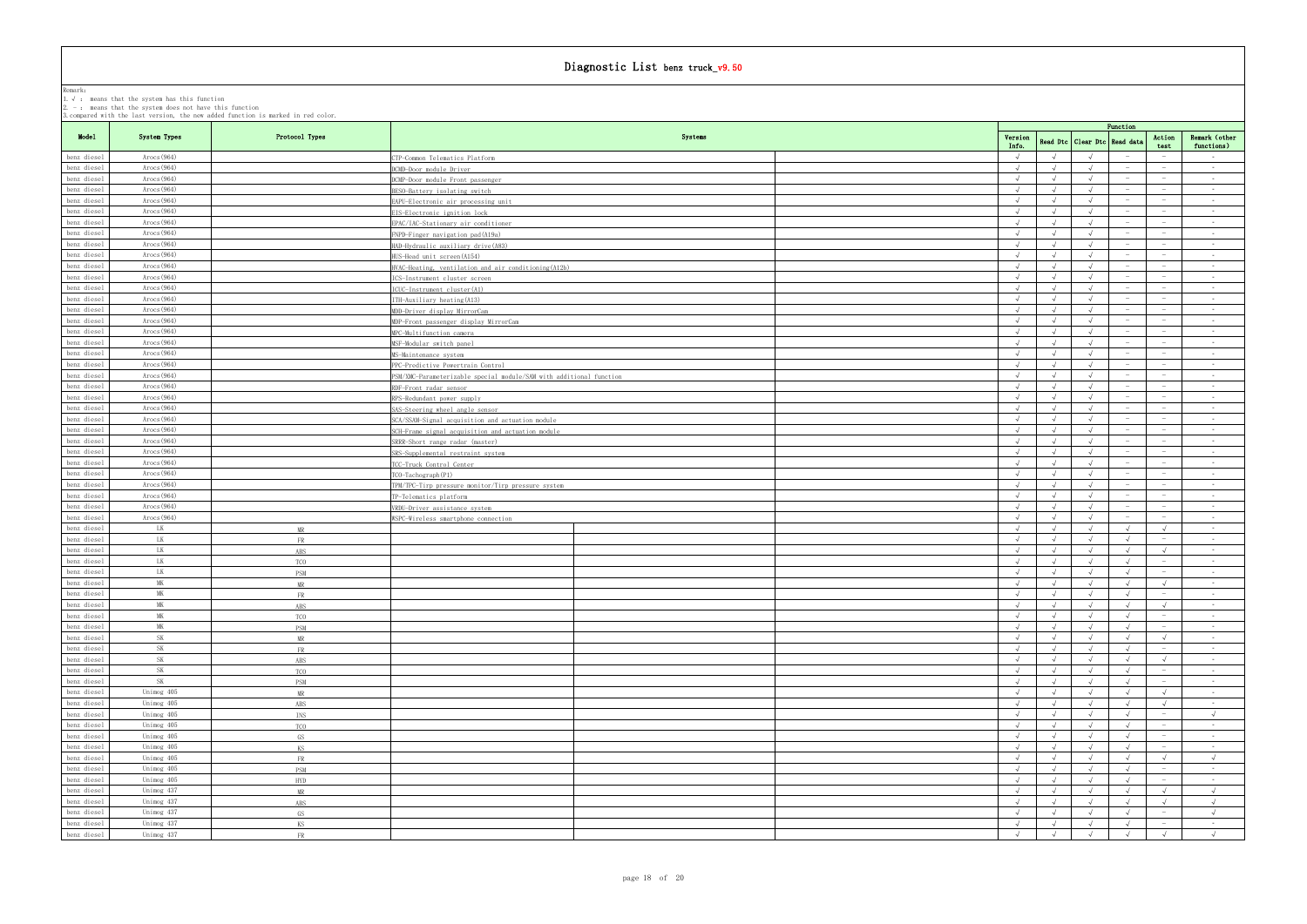# Diagnostic List benz truck_v9.50

Remark:
1. √ : means that the system has this function
2. — : means that the system does not have this function
3. compared with the last version, the new added function is marked in red color.

| Model | System Types | Protocol Types | Systems | Version Info. | Read Dtc | Clear Dtc | Read data | Action test | Remark (other functions) |
|---|---|---|---|---|---|---|---|---|---|
| benz diesel | Arocs(964) | | CTP-Common Telematics Platform | √ | √ | √ | — | — | - |
| benz diesel | Arocs(964) | | DCMD-Door module Driver | √ | √ | √ | — | — | - |
| benz diesel | Arocs(964) | | DCMP-Door module Front passenger | √ | √ | √ | — | — | - |
| benz diesel | Arocs(964) | | BESO-Battery isolating switch | √ | √ | √ | — | — | - |
| benz diesel | Arocs(964) | | EAPU-Electronic air processing unit | √ | √ | √ | — | — | - |
| benz diesel | Arocs(964) | | EIS-Electronic ignition lock | √ | √ | √ | — | — | - |
| benz diesel | Arocs(964) | | EPAC/IAC-Stationary air conditioner | √ | √ | √ | — | — | - |
| benz diesel | Arocs(964) | | FNPD-Finger navigation pad(A19a) | √ | √ | √ | — | — | - |
| benz diesel | Arocs(964) | | HAD-Hydraulic auxiliary drive(A83) | √ | √ | √ | — | — | - |
| benz diesel | Arocs(964) | | HUS-Head unit screen(A154) | √ | √ | √ | — | — | - |
| benz diesel | Arocs(964) | | HVAC-Heating, ventilation and air conditioning(A12b) | √ | √ | √ | — | — | - |
| benz diesel | Arocs(964) | | ICS-Instrument cluster screen | √ | √ | √ | — | — | - |
| benz diesel | Arocs(964) | | ICUC-Instrument cluster(A1) | √ | √ | √ | — | — | - |
| benz diesel | Arocs(964) | | ITH-Auxiliary heating(A13) | √ | √ | √ | — | — | - |
| benz diesel | Arocs(964) | | MDD-Driver display MirrorCam | √ | √ | √ | — | — | - |
| benz diesel | Arocs(964) | | MDP-Front passenger display MirrorCam | √ | √ | √ | — | — | - |
| benz diesel | Arocs(964) | | MPC-Multifunction camera | √ | √ | √ | — | — | - |
| benz diesel | Arocs(964) | | MSF-Modular switch panel | √ | √ | √ | — | — | - |
| benz diesel | Arocs(964) | | MS-Maintenance system | √ | √ | √ | — | — | - |
| benz diesel | Arocs(964) | | PPC-Predictive Powertrain Control | √ | √ | √ | — | — | - |
| benz diesel | Arocs(964) | | PSM/XMC-Parameterizable special module/SAM with additional function | √ | √ | √ | — | — | - |
| benz diesel | Arocs(964) | | RDF-Front radar sensor | √ | √ | √ | — | — | - |
| benz diesel | Arocs(964) | | RPS-Redundant power supply | √ | √ | √ | — | — | - |
| benz diesel | Arocs(964) | | SAS-Steering wheel angle sensor | √ | √ | √ | — | — | - |
| benz diesel | Arocs(964) | | SCA/SSAM-Signal acquisition and actuation module | √ | √ | √ | — | — | - |
| benz diesel | Arocs(964) | | SCH-Frame signal acquisition and actuation module | √ | √ | √ | — | — | - |
| benz diesel | Arocs(964) | | SRRR-Short range radar (master) | √ | √ | √ | — | — | - |
| benz diesel | Arocs(964) | | SRS-Supplemental restraint system | √ | √ | √ | — | — | - |
| benz diesel | Arocs(964) | | TCC-Truck Control Center | √ | √ | √ | — | — | - |
| benz diesel | Arocs(964) | | TCO-Tachograph(P1) | √ | √ | √ | — | — | - |
| benz diesel | Arocs(964) | | TPM/TPC-Tirp pressure monitor/Tirp pressure system | √ | √ | √ | — | — | - |
| benz diesel | Arocs(964) | | TP-Telematics platform | √ | √ | √ | — | — | - |
| benz diesel | Arocs(964) | | VRDU-Driver assistance system | √ | √ | √ | — | — | - |
| benz diesel | Arocs(964) | | WSPC-Wireless smartphone connection | √ | √ | √ | — | — | - |
| benz diesel | LK | MR | | √ | √ | √ | √ | √ | - |
| benz diesel | LK | FR | | √ | √ | √ | √ | — | - |
| benz diesel | LK | ABS | | √ | √ | √ | √ | √ | - |
| benz diesel | LK | TCO | | √ | √ | √ | √ | — | - |
| benz diesel | LK | PSM | | √ | √ | √ | √ | — | - |
| benz diesel | MK | MR | | √ | √ | √ | √ | √ | - |
| benz diesel | MK | FR | | √ | √ | √ | √ | — | - |
| benz diesel | MK | ABS | | √ | √ | √ | √ | √ | - |
| benz diesel | MK | TCO | | √ | √ | √ | √ | — | - |
| benz diesel | MK | PSM | | √ | √ | √ | √ | — | - |
| benz diesel | SK | MR | | √ | √ | √ | √ | √ | - |
| benz diesel | SK | FR | | √ | √ | √ | √ | — | - |
| benz diesel | SK | ABS | | √ | √ | √ | √ | √ | - |
| benz diesel | SK | TCO | | √ | √ | √ | √ | — | - |
| benz diesel | SK | PSM | | √ | √ | √ | √ | — | - |
| benz diesel | Unimog 405 | MR | | √ | √ | √ | √ | √ | - |
| benz diesel | Unimog 405 | ABS | | √ | √ | √ | √ | √ | - |
| benz diesel | Unimog 405 | INS | | √ | √ | √ | √ | — | √ |
| benz diesel | Unimog 405 | TCO | | √ | √ | √ | √ | — | - |
| benz diesel | Unimog 405 | GS | | √ | √ | √ | √ | — | - |
| benz diesel | Unimog 405 | KS | | √ | √ | √ | √ | — | - |
| benz diesel | Unimog 405 | FR | | √ | √ | √ | √ | √ | √ |
| benz diesel | Unimog 405 | PSM | | √ | √ | √ | √ | — | - |
| benz diesel | Unimog 405 | HYD | | √ | √ | √ | √ | — | - |
| benz diesel | Unimog 437 | MR | | √ | √ | √ | √ | √ | √ |
| benz diesel | Unimog 437 | ABS | | √ | √ | √ | √ | √ | √ |
| benz diesel | Unimog 437 | GS | | √ | √ | √ | √ | — | √ |
| benz diesel | Unimog 437 | KS | | √ | √ | √ | √ | — | - |
| benz diesel | Unimog 437 | FR | | √ | √ | √ | √ | √ | √ |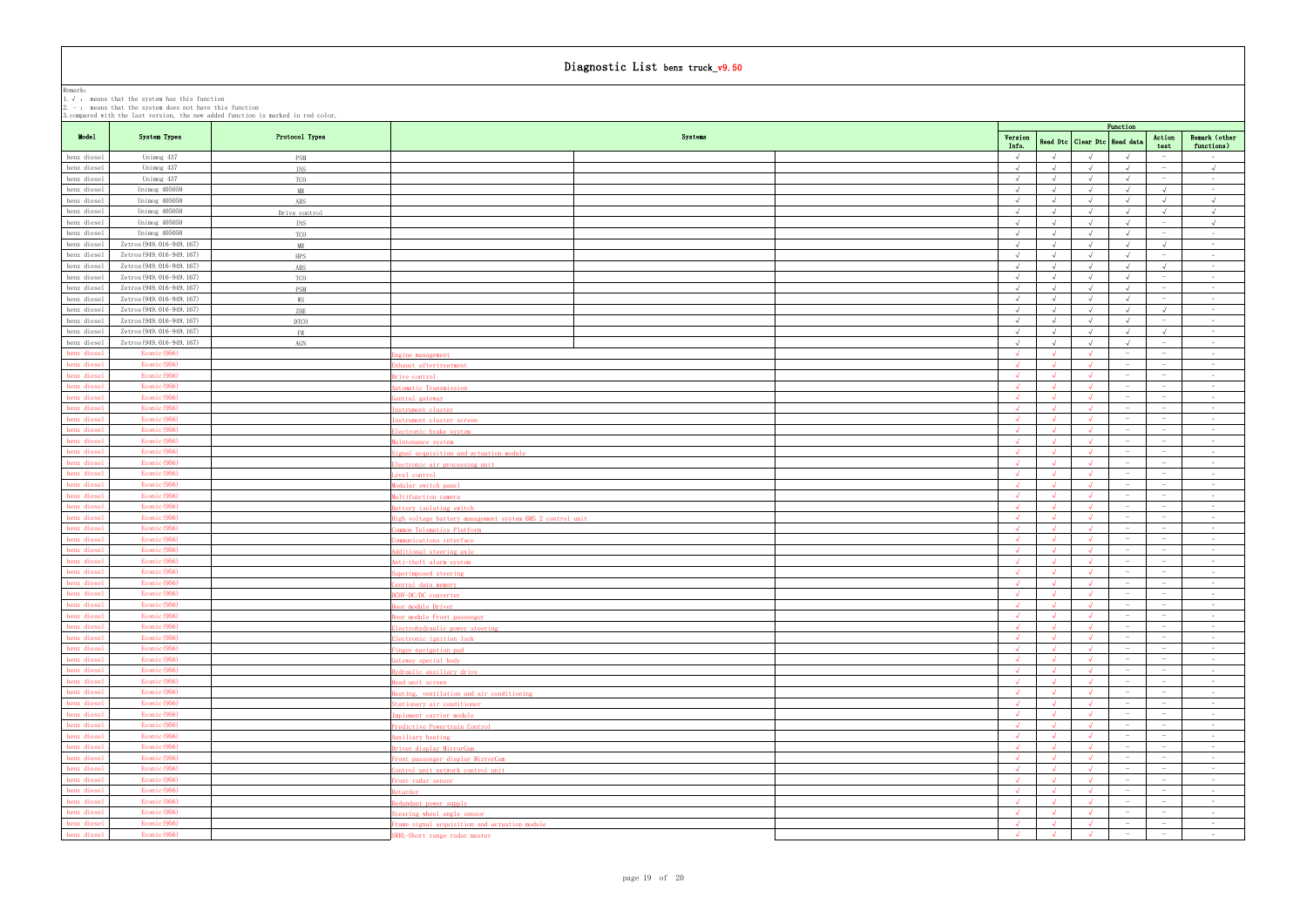# Diagnostic List benz truck_v9.50

Remark:
1. √ : means that the system has this function
2. － : means that the system does not have this function
3.compared with the last version, the new added function is marked in red color.

| Model | System Types | Protocol Types | Systems | Version Info. | Read Dtc | Clear Dtc | Read data | Action test | Remark (other functions) |
|---|---|---|---|---|---|---|---|---|---|
| benz diesel | Unimog 437 | PSM | | √ | √ | √ | √ | － | - |
| benz diesel | Unimog 437 | INS | | √ | √ | √ | √ | － | √ |
| benz diesel | Unimog 437 | TCO | | √ | √ | √ | √ | － | - |
| benz diesel | Unimog 405050 | MR | | √ | √ | √ | √ | √ | - |
| benz diesel | Unimog 405050 | ABS | | √ | √ | √ | √ | √ | √ |
| benz diesel | Unimog 405050 | Drive control | | √ | √ | √ | √ | √ | √ |
| benz diesel | Unimog 405050 | INS | | √ | √ | √ | √ | － | √ |
| benz diesel | Unimog 405050 | TCO | | √ | √ | √ | √ | － | - |
| benz diesel | Zetros(949.016-949.167) | MR | | √ | √ | √ | √ | √ | - |
| benz diesel | Zetros(949.016-949.167) | HPS | | √ | √ | √ | √ | － | - |
| benz diesel | Zetros(949.016-949.167) | ABS | | √ | √ | √ | √ | √ | - |
| benz diesel | Zetros(949.016-949.167) | TCO | | √ | √ | √ | √ | － | - |
| benz diesel | Zetros(949.016-949.167) | PSM | | √ | √ | √ | √ | － | - |
| benz diesel | Zetros(949.016-949.167) | WS | | √ | √ | √ | √ | － | - |
| benz diesel | Zetros(949.016-949.167) | ZHE | | √ | √ | √ | √ | √ | - |
| benz diesel | Zetros(949.016-949.167) | DTCO | | √ | √ | √ | √ | － | - |
| benz diesel | Zetros(949.016-949.167) | FR | | √ | √ | √ | √ | √ | - |
| benz diesel | Zetros(949.016-949.167) | AGN | | √ | √ | √ | √ | － | - |
| benz diesel | Econic(956) | | Engine management | √ | √ | √ | － | － | - |
| benz diesel | Econic(956) | | Exhaust aftertreatment | √ | √ | √ | － | － | - |
| benz diesel | Econic(956) | | Drive control | √ | √ | √ | － | － | - |
| benz diesel | Econic(956) | | Automatic Transmission | √ | √ | √ | － | － | - |
| benz diesel | Econic(956) | | Central gateway | √ | √ | √ | － | － | - |
| benz diesel | Econic(956) | | Instrument cluster | √ | √ | √ | － | － | - |
| benz diesel | Econic(956) | | Instrument cluster screen | √ | √ | √ | － | － | - |
| benz diesel | Econic(956) | | Electronic brake system | √ | √ | √ | － | － | - |
| benz diesel | Econic(956) | | Maintenance system | √ | √ | √ | － | － | - |
| benz diesel | Econic(956) | | Signal acquisition and actuation module | √ | √ | √ | － | － | - |
| benz diesel | Econic(956) | | Electronic air processing unit | √ | √ | √ | － | － | - |
| benz diesel | Econic(956) | | Level control | √ | √ | √ | － | － | - |
| benz diesel | Econic(956) | | Modular switch panel | √ | √ | √ | － | － | - |
| benz diesel | Econic(956) | | Multifunction camera | √ | √ | √ | － | － | - |
| benz diesel | Econic(956) | | Battery isolating switch | √ | √ | √ | － | － | - |
| benz diesel | Econic(956) | | High voltage battery management system BMS 2 control unit | √ | √ | √ | － | － | - |
| benz diesel | Econic(956) | | Common Telematics Platform | √ | √ | √ | － | － | - |
| benz diesel | Econic(956) | | Communications interface | √ | √ | √ | － | － | - |
| benz diesel | Econic(956) | | Additional steering axle | √ | √ | √ | － | － | - |
| benz diesel | Econic(956) | | Anti-theft alarm system | √ | √ | √ | － | － | - |
| benz diesel | Econic(956) | | Superimposed steering | √ | √ | √ | － | － | - |
| benz diesel | Econic(956) | | Central data memory | √ | √ | √ | － | － | - |
| benz diesel | Econic(956) | | DCHV-DC/DC converter | √ | √ | √ | － | － | - |
| benz diesel | Econic(956) | | Door module Driver | √ | √ | √ | － | － | - |
| benz diesel | Econic(956) | | Door module Front passenger | √ | √ | √ | － | － | - |
| benz diesel | Econic(956) | | Electrohydraulic power steering | √ | √ | √ | － | － | - |
| benz diesel | Econic(956) | | Electronic ignition lock | √ | √ | √ | － | － | - |
| benz diesel | Econic(956) | | Finger navigation pad | √ | √ | √ | － | － | - |
| benz diesel | Econic(956) | | Gateway special body | √ | √ | √ | － | － | - |
| benz diesel | Econic(956) | | Hydraulic auxiliary drive | √ | √ | √ | － | － | - |
| benz diesel | Econic(956) | | Head unit screen | √ | √ | √ | － | － | - |
| benz diesel | Econic(956) | | Heating, ventilation and air conditioning | √ | √ | √ | － | － | - |
| benz diesel | Econic(956) | | Stationary air conditioner | √ | √ | √ | － | － | - |
| benz diesel | Econic(956) | | Implement carrier module | √ | √ | √ | － | － | - |
| benz diesel | Econic(956) | | Predictive Powertrain Control | √ | √ | √ | － | － | - |
| benz diesel | Econic(956) | | Auxiliary heating | √ | √ | √ | － | － | - |
| benz diesel | Econic(956) | | Driver display MirrorCam | √ | √ | √ | － | － | - |
| benz diesel | Econic(956) | | Front passenger display MirrorCam | √ | √ | √ | － | － | - |
| benz diesel | Econic(956) | | Control unit network control unit | √ | √ | √ | － | － | - |
| benz diesel | Econic(956) | | Front radar sensor | √ | √ | √ | － | － | - |
| benz diesel | Econic(956) | | Retarder | √ | √ | √ | － | － | - |
| benz diesel | Econic(956) | | Redundant power supply | √ | √ | √ | － | － | - |
| benz diesel | Econic(956) | | Steering wheel angle sensor | √ | √ | √ | － | － | - |
| benz diesel | Econic(956) | | Frame signal acquisition and actuation module | √ | √ | √ | － | － | - |
| benz diesel | Econic(956) | | SRRL-Short range radar master | √ | √ | √ | － | － | - |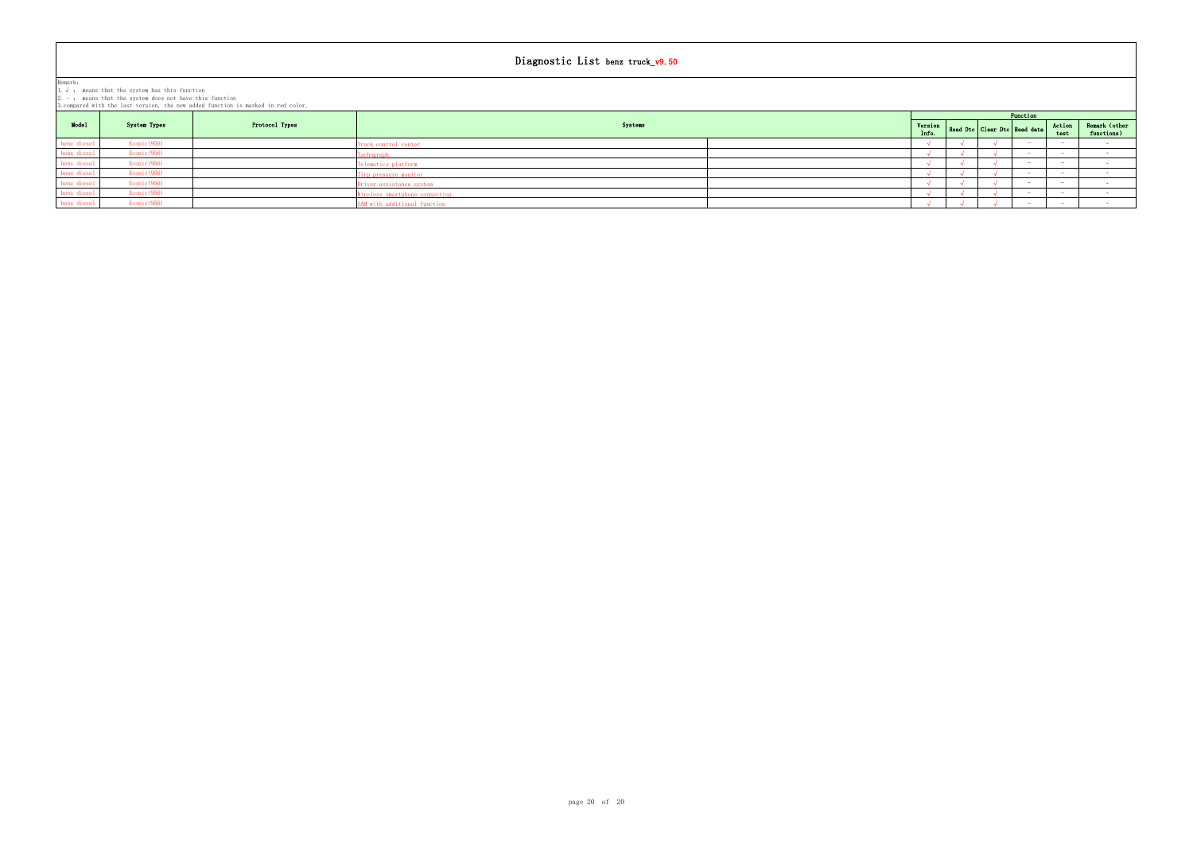# Diagnostic List benz truck_v9.50

Remark:
1. √ : means that the system has this function
2. — : means that the system does not have this function
3. compared with the last version, the new added function is marked in red color.

| Model | System Types | Protocol Types | Systems | | Function | | | | | |
|---|---|---|---|---|---|---|---|---|---|---|
| | | | | | Version Info. | Read Dtc | Clear Dtc | Read data | Action test | Remark (other functions) |
| benz diesel | Econic(956) | | Truck control center | | √ | √ | √ | — | — | - |
| benz diesel | Econic(956) | | Tachograph | | √ | √ | √ | — | — | - |
| benz diesel | Econic(956) | | Telematics platform | | √ | √ | √ | — | — | - |
| benz diesel | Econic(956) | | Tire pressure monitor | | √ | √ | √ | — | — | - |
| benz diesel | Econic(956) | | Driver assistance system | | √ | √ | √ | — | — | - |
| benz diesel | Econic(956) | | Wireless smartphone connection | | √ | √ | √ | — | — | - |
| benz diesel | Econic(956) | | SAM with additional function | | √ | √ | √ | — | — | - |